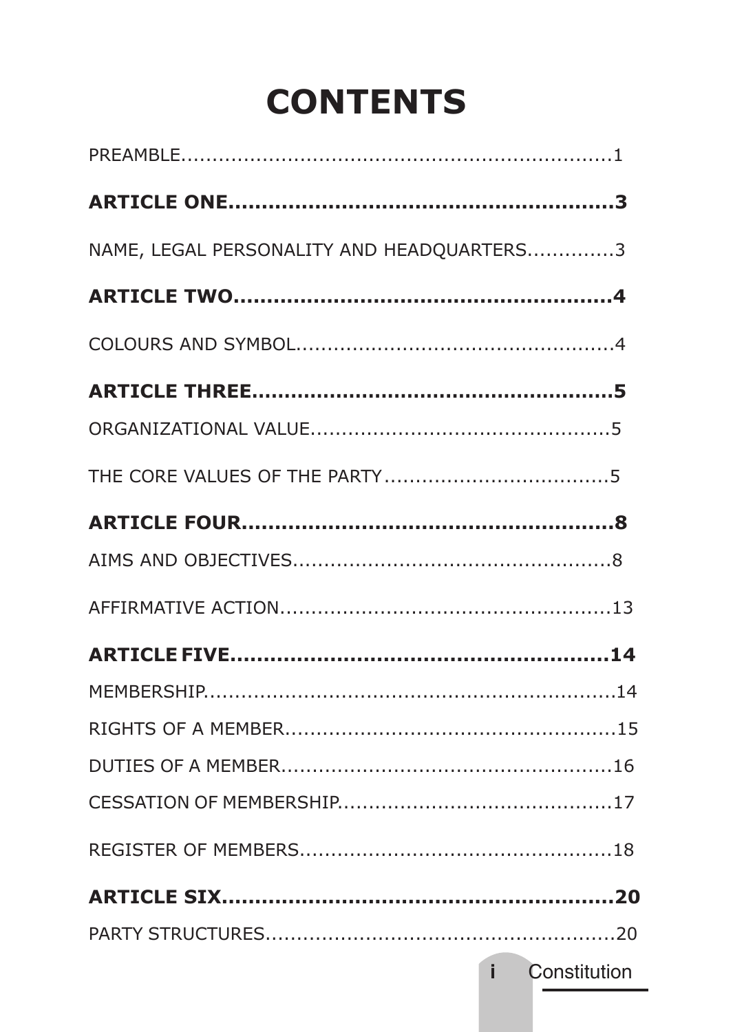# CONTENTS

PREAMBLE.....................................................................1

**ARTICLE ONE........................................................3**

NAME, LEGAL PERSONALITY AND HEADQUARTERS.............3

**ARTICLE TWO........................................................4**

COLOURS AND SYMBOL...................................................4

**ARTICLE THREE.......................................................5**

ORGANIZATIONAL VALUE................................................5

THE CORE VALUES OF THE PARTY....................................5

**ARTICLE FOUR........................................................8**

AIMS AND OBJECTIVES...................................................8

AFFIRMATIVE ACTION.....................................................13

**ARTICLE FIVE........................................................14**

MEMBERSHIP.................................................................14

RIGHTS OF A MEMBER.....................................................15

DUTIES OF A MEMBER.....................................................16

CESSATION OF MEMBERSHIP............................................17

REGISTER OF MEMBERS..................................................18

**ARTICLE SIX..........................................................20**

PARTY STRUCTURES........................................................20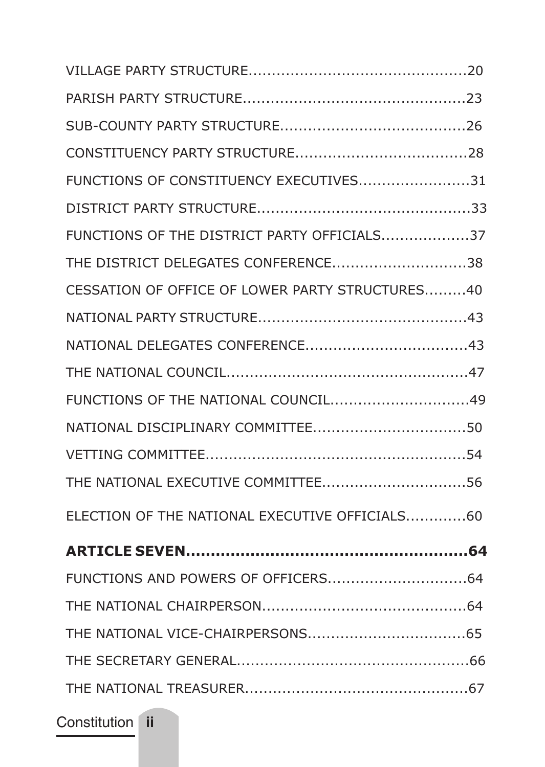VILLAGE PARTY STRUCTURE................................................20

PARISH PARTY STRUCTURE.................................................23

SUB-COUNTY PARTY STRUCTURE.........................................26

CONSTITUENCY PARTY STRUCTURE.....................................28

FUNCTIONS OF CONSTITUENCY EXECUTIVES........................31

DISTRICT PARTY STRUCTURE..............................................33

FUNCTIONS OF THE DISTRICT PARTY OFFICIALS...................37

THE DISTRICT DELEGATES CONFERENCE.............................38

CESSATION OF OFFICE OF LOWER PARTY STRUCTURES.........40

NATIONAL PARTY STRUCTURE.............................................43

NATIONAL DELEGATES CONFERENCE..................................43

THE NATIONAL COUNCIL....................................................47

FUNCTIONS OF THE NATIONAL COUNCIL..............................49

NATIONAL DISCIPLINARY COMMITTEE.................................50

VETTING COMMITTEE.........................................................54

THE NATIONAL EXECUTIVE COMMITTEE...............................56

ELECTION OF THE NATIONAL EXECUTIVE OFFICIALS............60

**ARTICLE SEVEN........................................................64**

FUNCTIONS AND POWERS OF OFFICERS..............................64

THE NATIONAL CHAIRPERSON.............................................64

THE NATIONAL VICE-CHAIRPERSONS..................................65

THE SECRETARY GENERAL..................................................66

THE NATIONAL TREASURER................................................67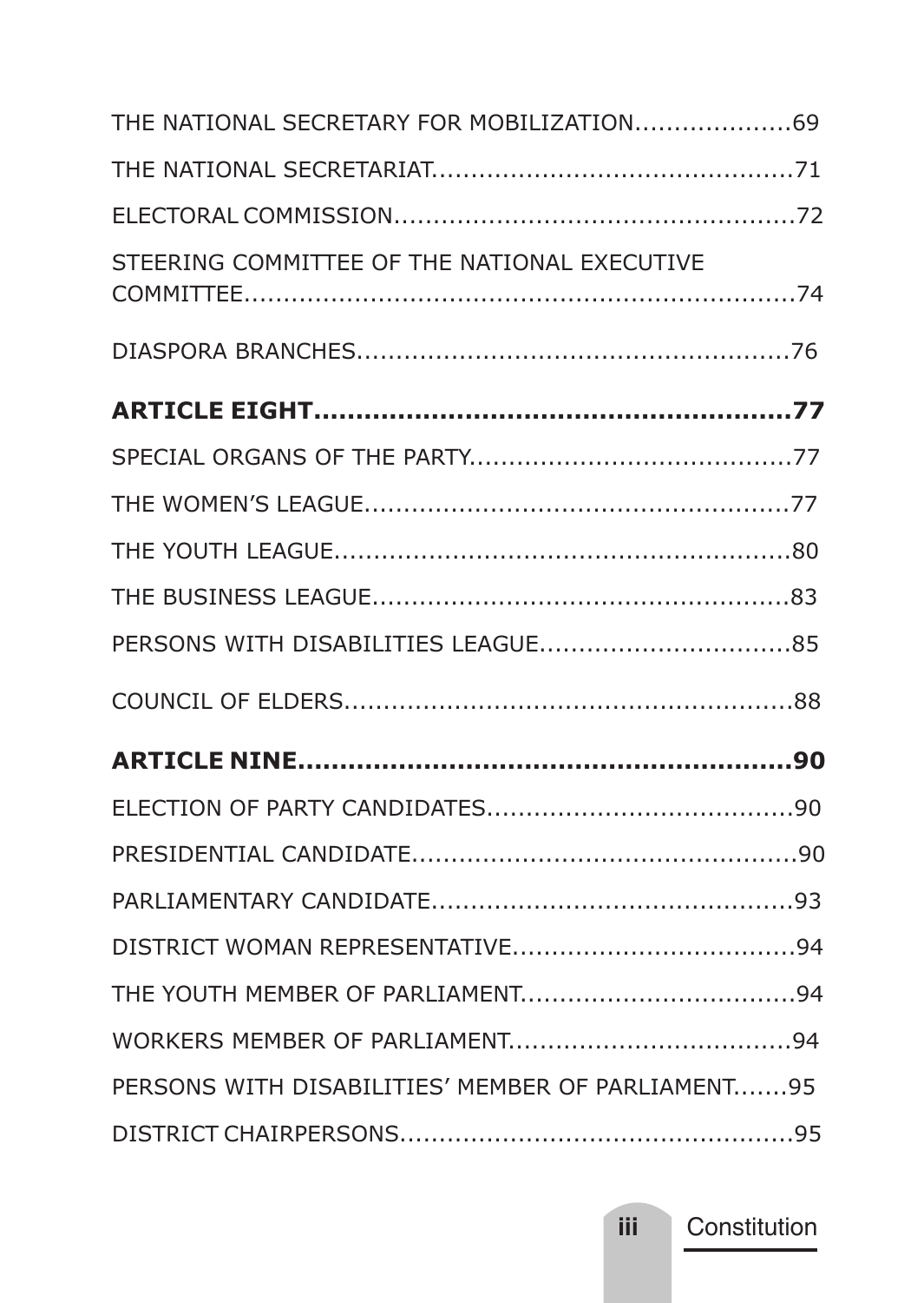THE NATIONAL SECRETARY FOR MOBILIZATION....................69

THE NATIONAL SECRETARIAT..............................................71

ELECTORAL COMMISSION...................................................72

STEERING COMMITTEE OF THE NATIONAL EXECUTIVE COMMITTEE......................................................................74

DIASPORA BRANCHES.......................................................76

**ARTICLE EIGHT.......................................................77**

SPECIAL ORGANS OF THE PARTY.........................................77

THE WOMEN'S LEAGUE......................................................77

THE YOUTH LEAGUE...........................................................80

THE BUSINESS LEAGUE.....................................................83

PERSONS WITH DISABILITIES LEAGUE................................85

COUNCIL OF ELDERS..........................................................88

**ARTICLE NINE..........................................................90**

ELECTION OF PARTY CANDIDATES.......................................90

PRESIDENTIAL CANDIDATE.................................................90

PARLIAMENTARY CANDIDATE..............................................93

DISTRICT WOMAN REPRESENTATIVE....................................94

THE YOUTH MEMBER OF PARLIAMENT...................................94

WORKERS MEMBER OF PARLIAMENT....................................94

PERSONS WITH DISABILITIES' MEMBER OF PARLIAMENT.......95

DISTRICT CHAIRPERSONS..................................................95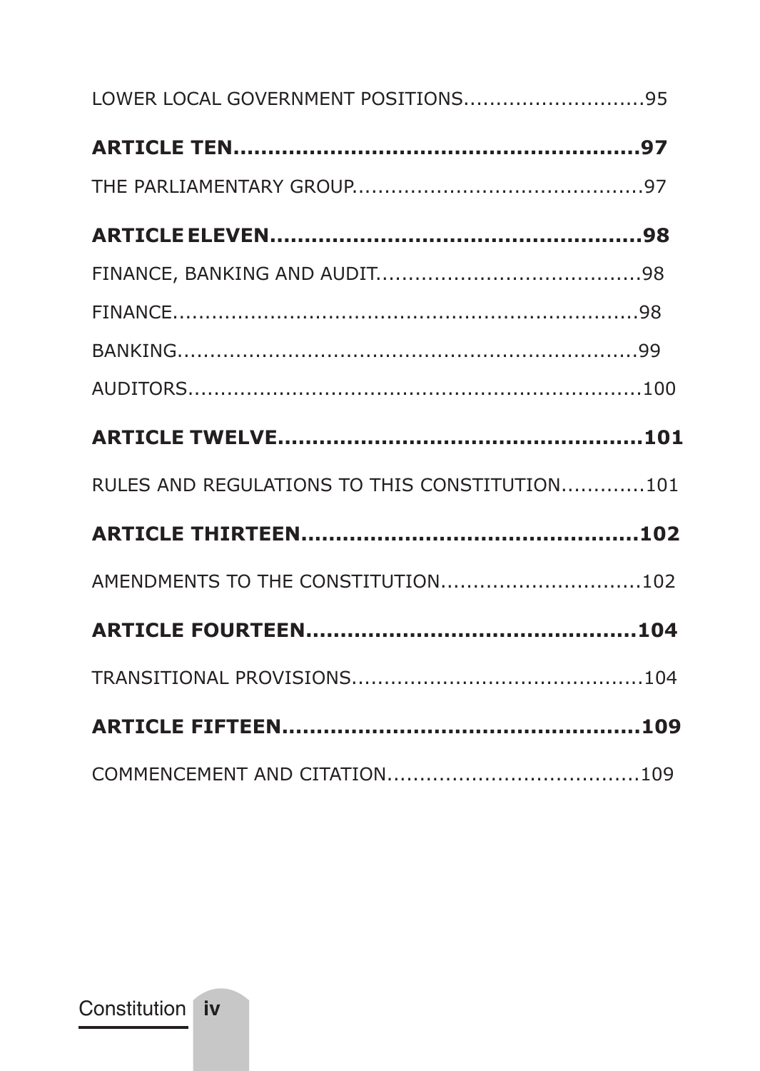LOWER LOCAL GOVERNMENT POSITIONS............................95

**ARTICLE TEN.........................................................97**

THE PARLIAMENTARY GROUP.............................................97

**ARTICLE ELEVEN.....................................................98**

FINANCE, BANKING AND AUDIT.........................................98

FINANCE.......................................................................98

BANKING.......................................................................99

AUDITORS.....................................................................100

**ARTICLE TWELVE...................................................101**

RULES AND REGULATIONS TO THIS CONSTITUTION.............101

**ARTICLE THIRTEEN................................................102**

AMENDMENTS TO THE CONSTITUTION..............................102

**ARTICLE FOURTEEN...............................................104**

TRANSITIONAL PROVISIONS.............................................104

**ARTICLE FIFTEEN...................................................109**

COMMENCEMENT AND CITATION.......................................109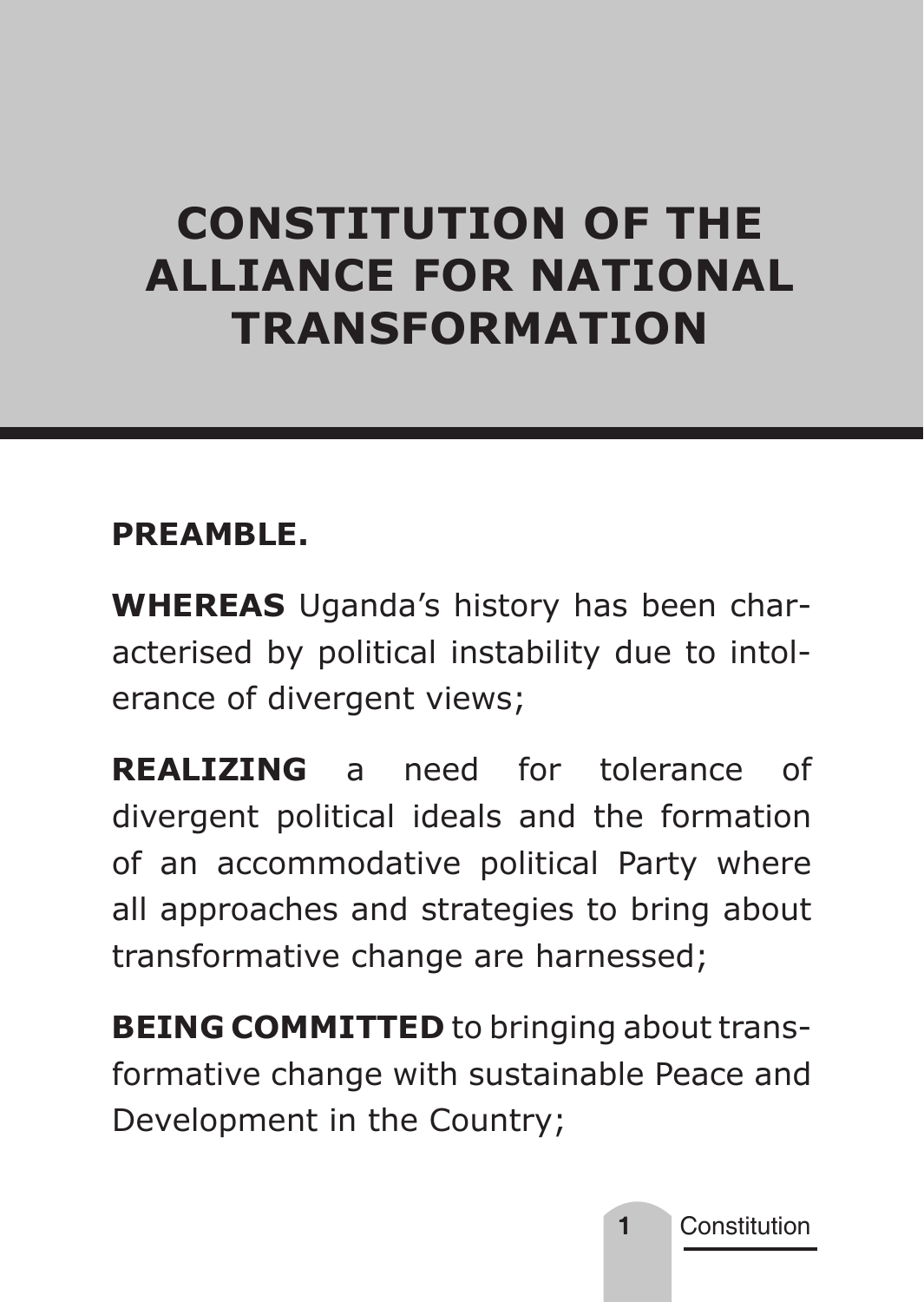# CONSTITUTION OF THE ALLIANCE FOR NATIONAL TRANSFORMATION

## PREAMBLE.

**WHEREAS** Uganda's history has been characterised by political instability due to intolerance of divergent views;

**REALIZING** a need for tolerance of divergent political ideals and the formation of an accommodative political Party where all approaches and strategies to bring about transformative change are harnessed;

**BEING COMMITTED** to bringing about transformative change with sustainable Peace and Development in the Country;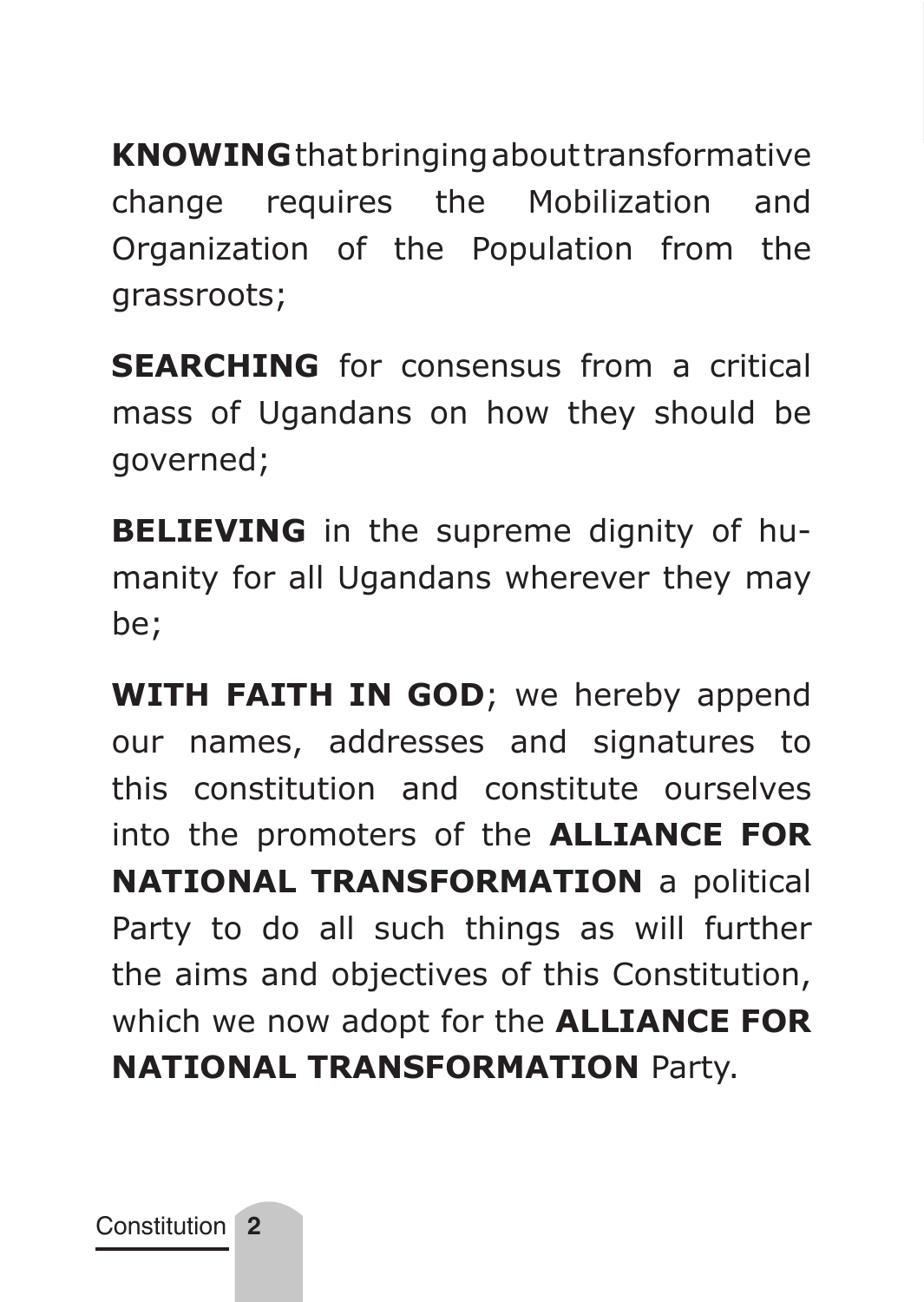**KNOWING** that bringing about transformative change requires the Mobilization and Organization of the Population from the grassroots;

**SEARCHING** for consensus from a critical mass of Ugandans on how they should be governed;

**BELIEVING** in the supreme dignity of humanity for all Ugandans wherever they may be;

**WITH FAITH IN GOD**; we hereby append our names, addresses and signatures to this constitution and constitute ourselves into the promoters of the **ALLIANCE FOR NATIONAL TRANSFORMATION** a political Party to do all such things as will further the aims and objectives of this Constitution, which we now adopt for the **ALLIANCE FOR NATIONAL TRANSFORMATION** Party.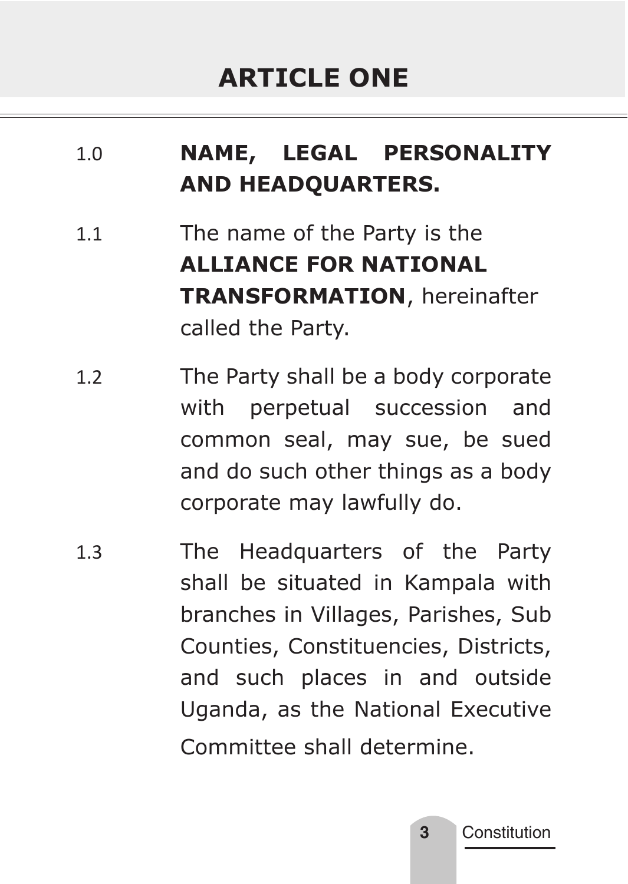# ARTICLE ONE

## 1.0 NAME, LEGAL PERSONALITY AND HEADQUARTERS.

1.1 The name of the Party is the **ALLIANCE FOR NATIONAL TRANSFORMATION**, hereinafter called the Party.

1.2 The Party shall be a body corporate with perpetual succession and common seal, may sue, be sued and do such other things as a body corporate may lawfully do.

1.3 The Headquarters of the Party shall be situated in Kampala with branches in Villages, Parishes, Sub Counties, Constituencies, Districts, and such places in and outside Uganda, as the National Executive Committee shall determine.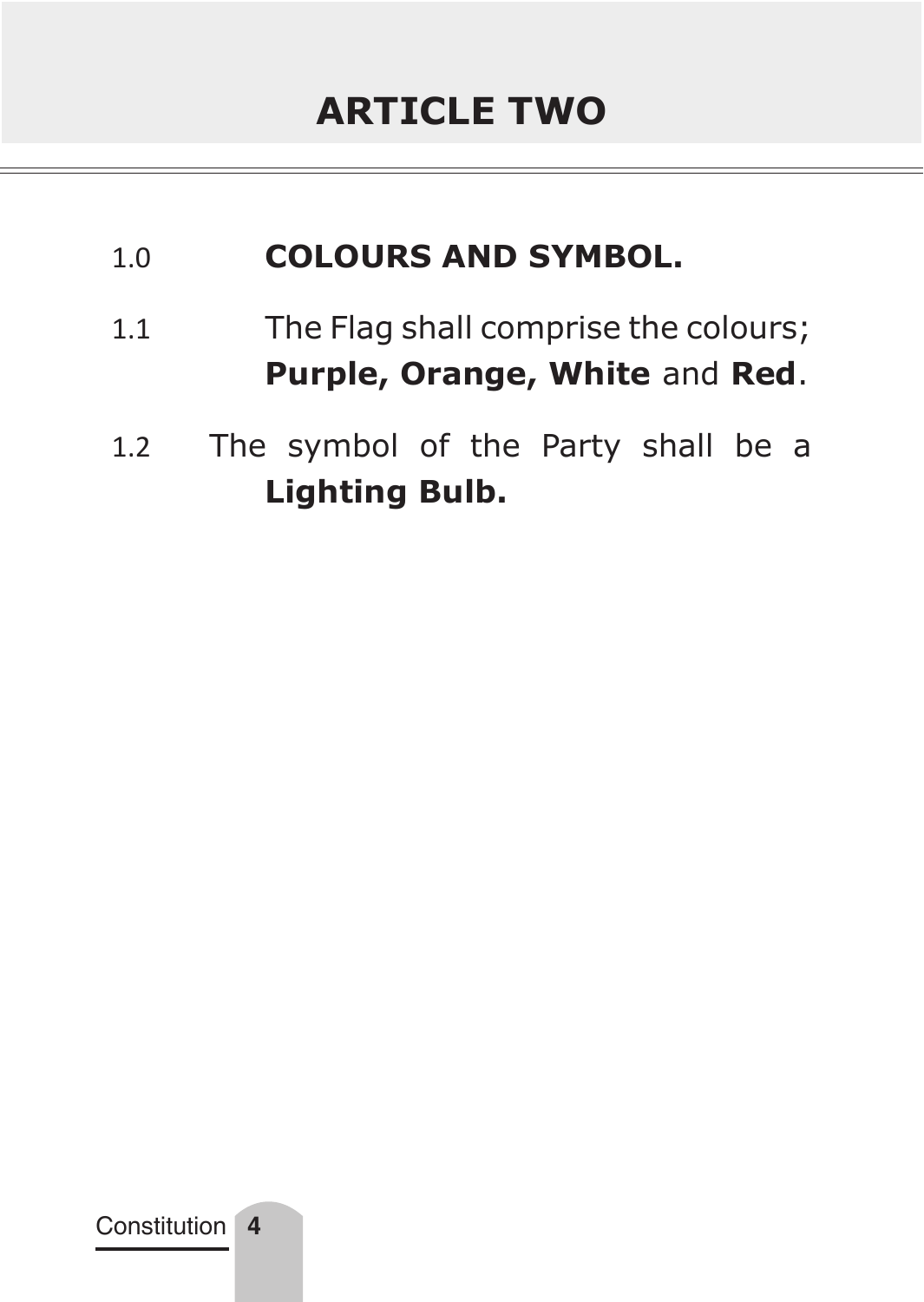# ARTICLE TWO

1.0 **COLOURS AND SYMBOL.**

1.1 The Flag shall comprise the colours; **Purple, Orange, White** and **Red**.

1.2 The symbol of the Party shall be a **Lighting Bulb.**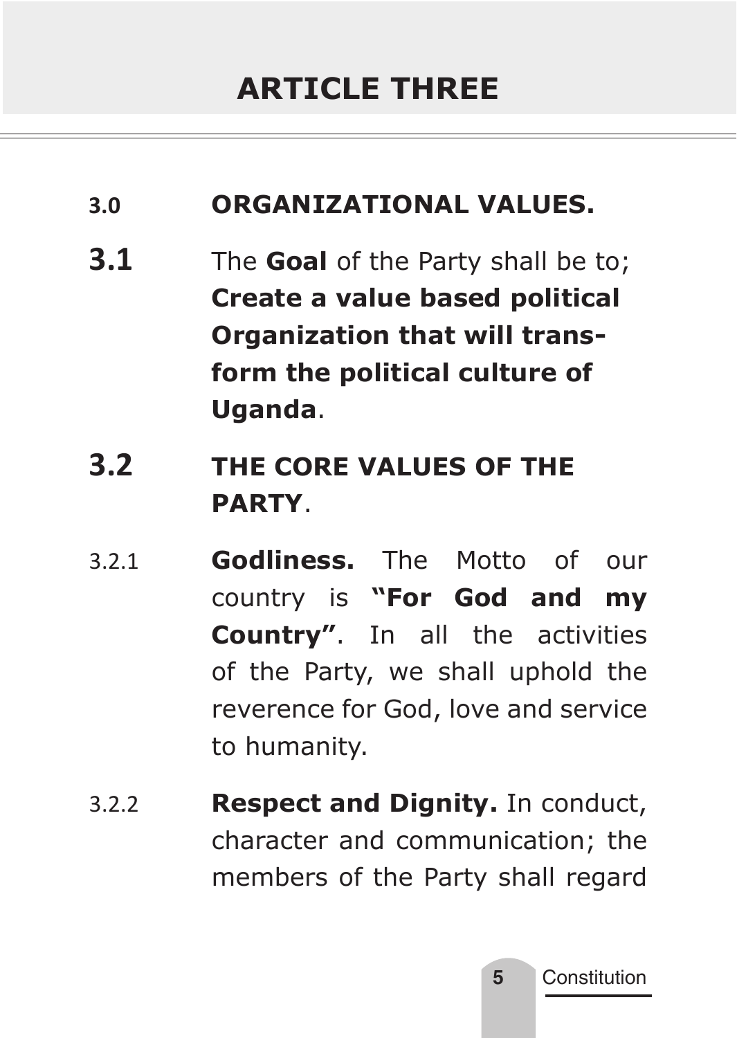# ARTICLE THREE

## 3.0 ORGANIZATIONAL VALUES.

**3.1** The **Goal** of the Party shall be to; **Create a value based political Organization that will transform the political culture of Uganda**.

## 3.2 THE CORE VALUES OF THE PARTY.

3.2.1 **Godliness.** The Motto of our country is **"For God and my Country"**. In all the activities of the Party, we shall uphold the reverence for God, love and service to humanity.

3.2.2 **Respect and Dignity.** In conduct, character and communication; the members of the Party shall regard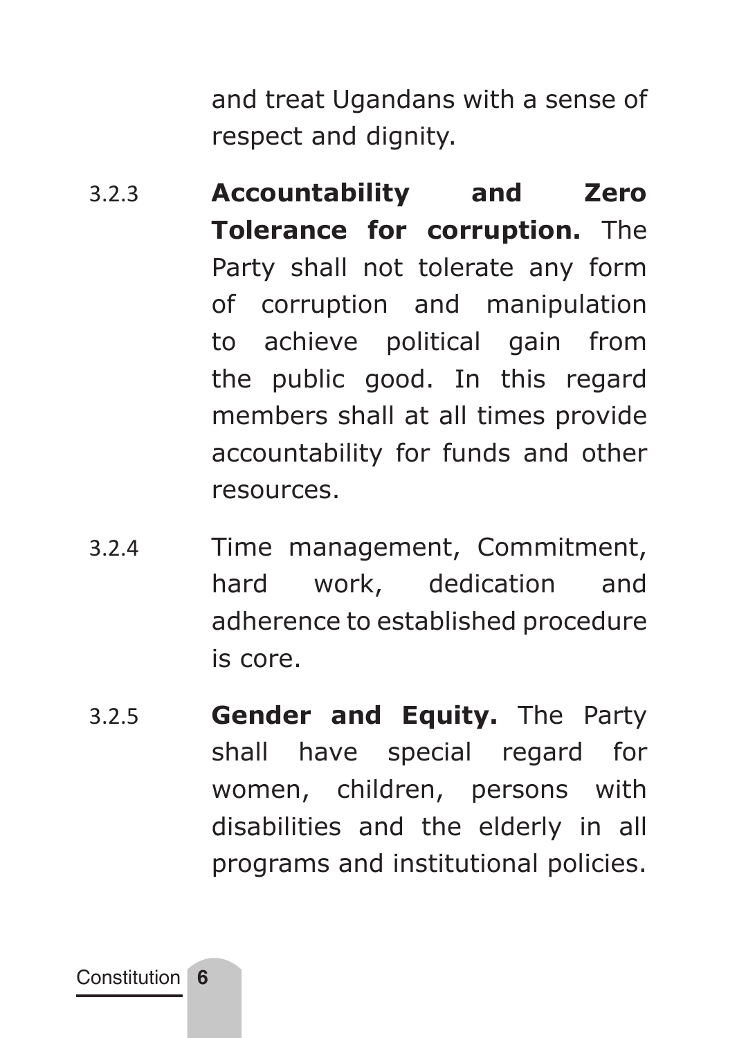and treat Ugandans with a sense of respect and dignity.

3.2.3 **Accountability and Zero Tolerance for corruption.** The Party shall not tolerate any form of corruption and manipulation to achieve political gain from the public good. In this regard members shall at all times provide accountability for funds and other resources.

3.2.4 Time management, Commitment, hard work, dedication and adherence to established procedure is core.

3.2.5 **Gender and Equity.** The Party shall have special regard for women, children, persons with disabilities and the elderly in all programs and institutional policies.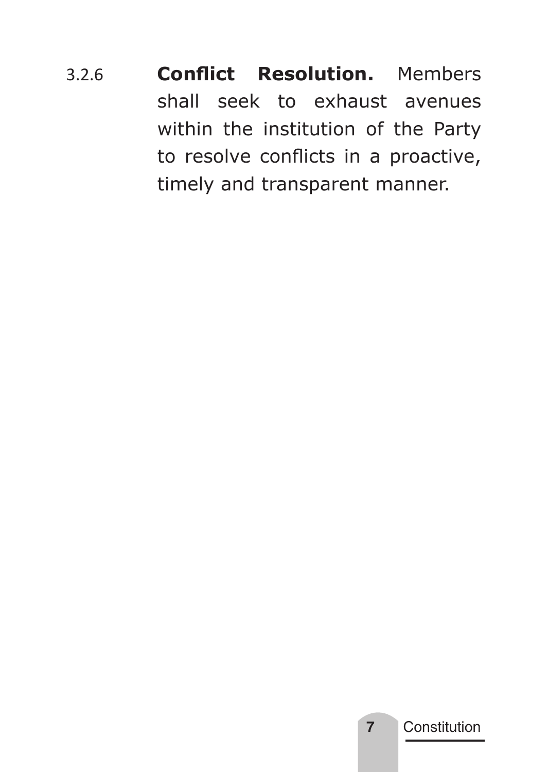3.2.6 **Conflict Resolution.** Members shall seek to exhaust avenues within the institution of the Party to resolve conflicts in a proactive, timely and transparent manner.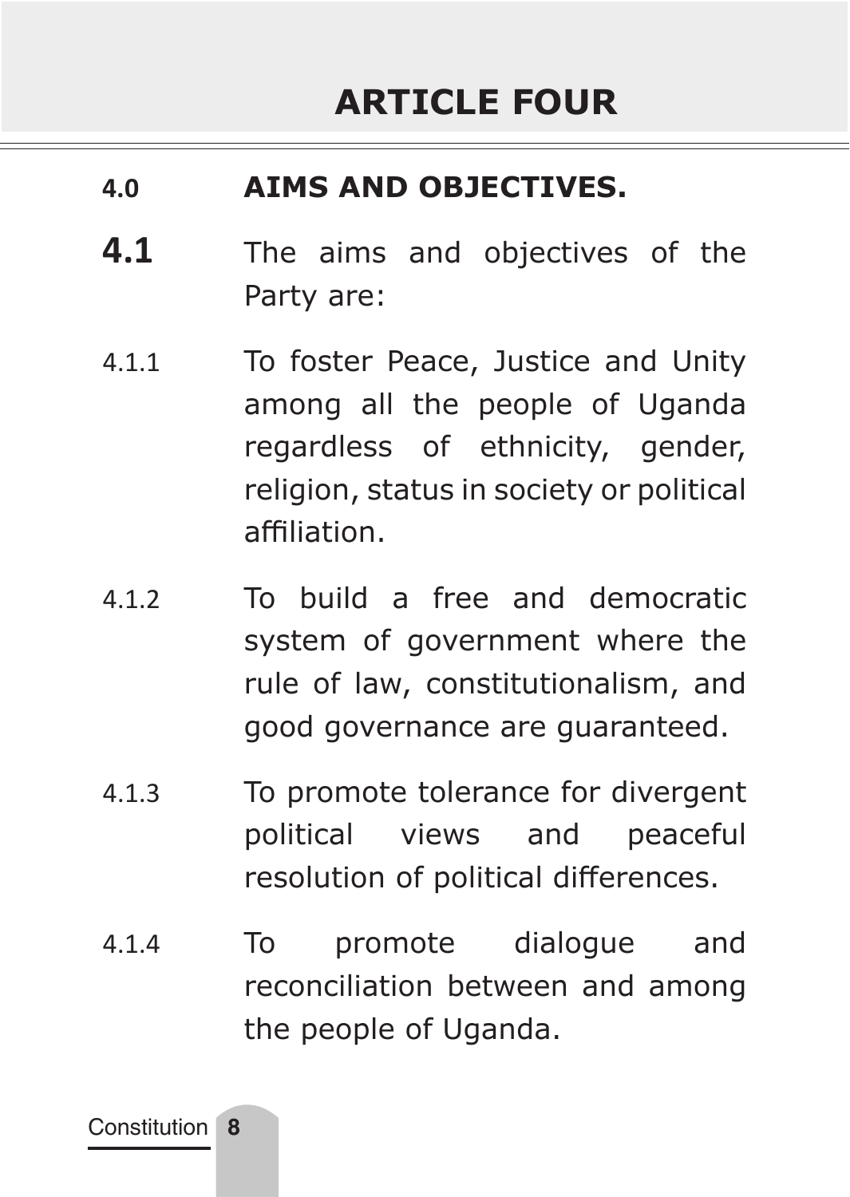# ARTICLE FOUR

**4.0 AIMS AND OBJECTIVES.**

**4.1** The aims and objectives of the Party are:

4.1.1 To foster Peace, Justice and Unity among all the people of Uganda regardless of ethnicity, gender, religion, status in society or political affiliation.

4.1.2 To build a free and democratic system of government where the rule of law, constitutionalism, and good governance are guaranteed.

4.1.3 To promote tolerance for divergent political views and peaceful resolution of political differences.

4.1.4 To promote dialogue and reconciliation between and among the people of Uganda.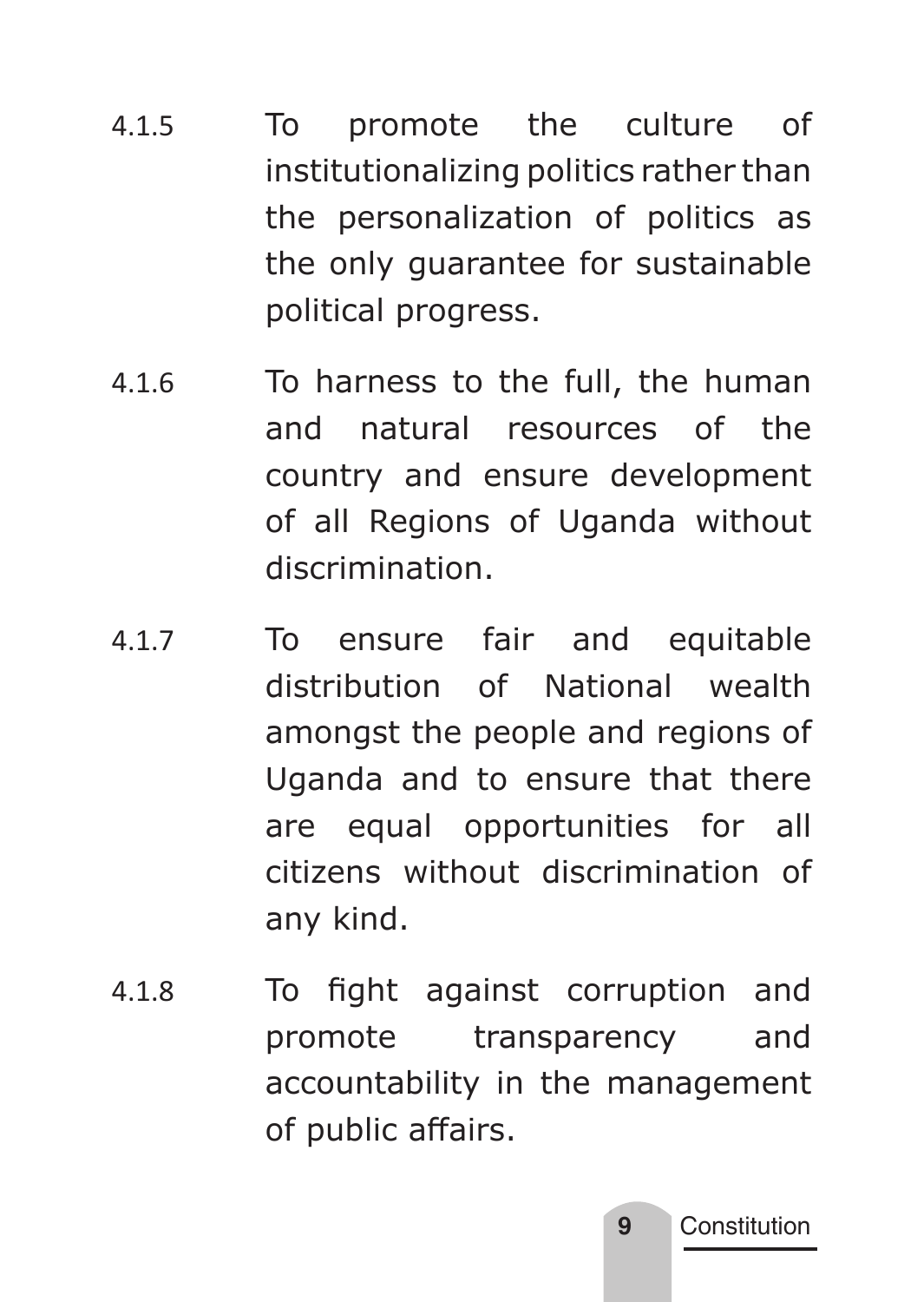4.1.5 To promote the culture of institutionalizing politics rather than the personalization of politics as the only guarantee for sustainable political progress.

4.1.6 To harness to the full, the human and natural resources of the country and ensure development of all Regions of Uganda without discrimination.

4.1.7 To ensure fair and equitable distribution of National wealth amongst the people and regions of Uganda and to ensure that there are equal opportunities for all citizens without discrimination of any kind.

4.1.8 To fight against corruption and promote transparency and accountability in the management of public affairs.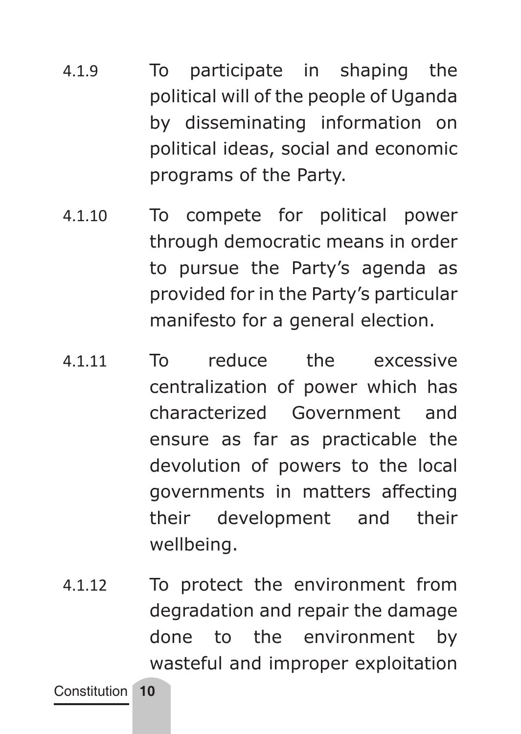4.1.9 To participate in shaping the political will of the people of Uganda by disseminating information on political ideas, social and economic programs of the Party.

4.1.10 To compete for political power through democratic means in order to pursue the Party's agenda as provided for in the Party's particular manifesto for a general election.

4.1.11 To reduce the excessive centralization of power which has characterized Government and ensure as far as practicable the devolution of powers to the local governments in matters affecting their development and their wellbeing.

4.1.12 To protect the environment from degradation and repair the damage done to the environment by wasteful and improper exploitation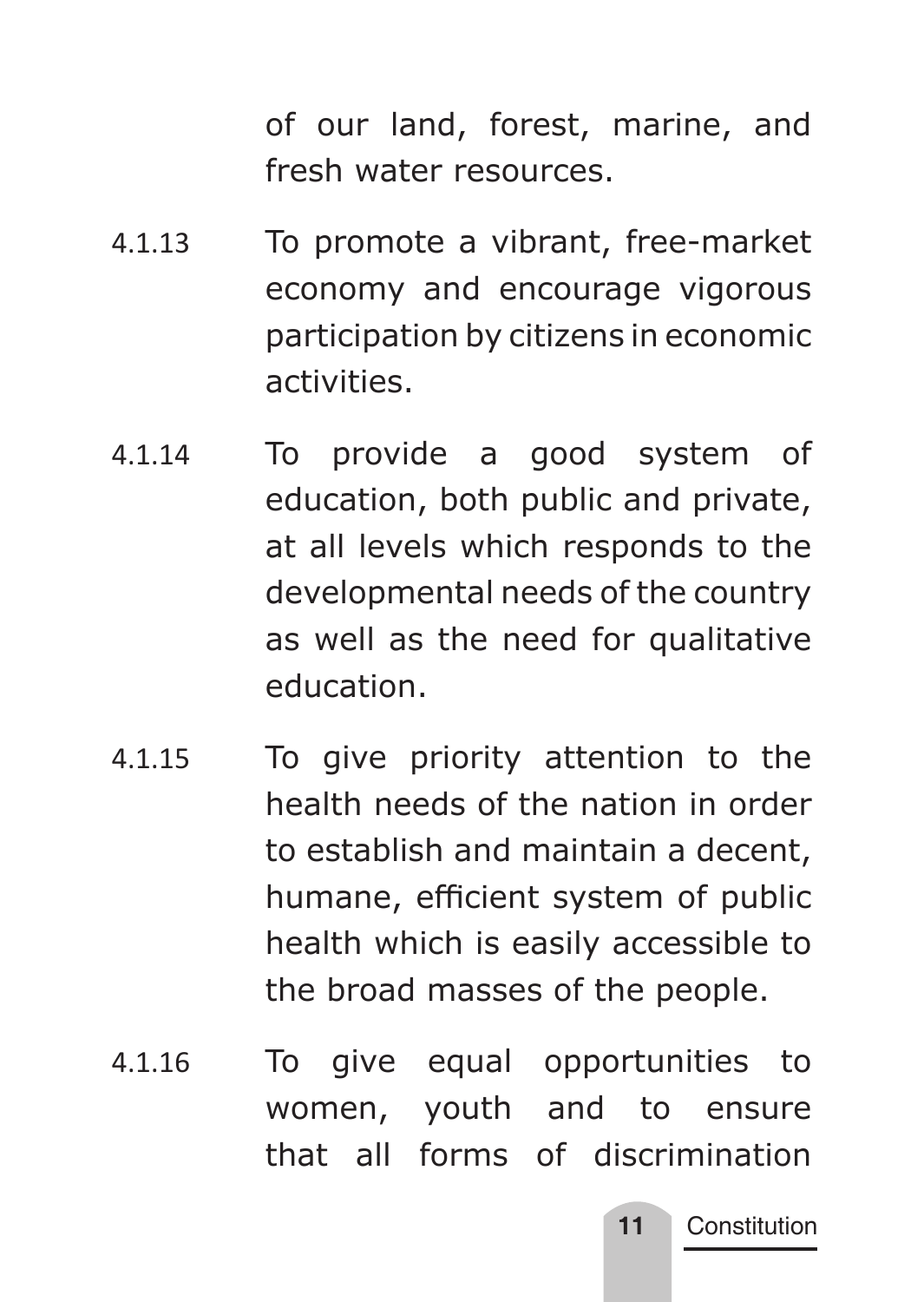of our land, forest, marine, and fresh water resources.

4.1.13 To promote a vibrant, free-market economy and encourage vigorous participation by citizens in economic activities.

4.1.14 To provide a good system of education, both public and private, at all levels which responds to the developmental needs of the country as well as the need for qualitative education.

4.1.15 To give priority attention to the health needs of the nation in order to establish and maintain a decent, humane, efficient system of public health which is easily accessible to the broad masses of the people.

4.1.16 To give equal opportunities to women, youth and to ensure that all forms of discrimination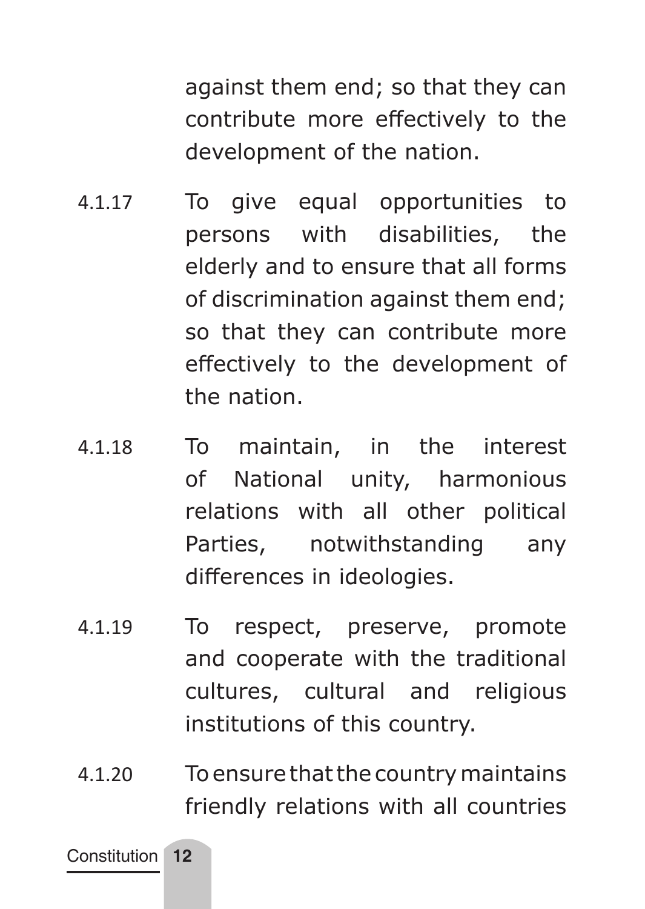against them end; so that they can contribute more effectively to the development of the nation.

4.1.17 To give equal opportunities to persons with disabilities, the elderly and to ensure that all forms of discrimination against them end; so that they can contribute more effectively to the development of the nation.

4.1.18 To maintain, in the interest of National unity, harmonious relations with all other political Parties, notwithstanding any differences in ideologies.

4.1.19 To respect, preserve, promote and cooperate with the traditional cultures, cultural and religious institutions of this country.

4.1.20 To ensure that the country maintains friendly relations with all countries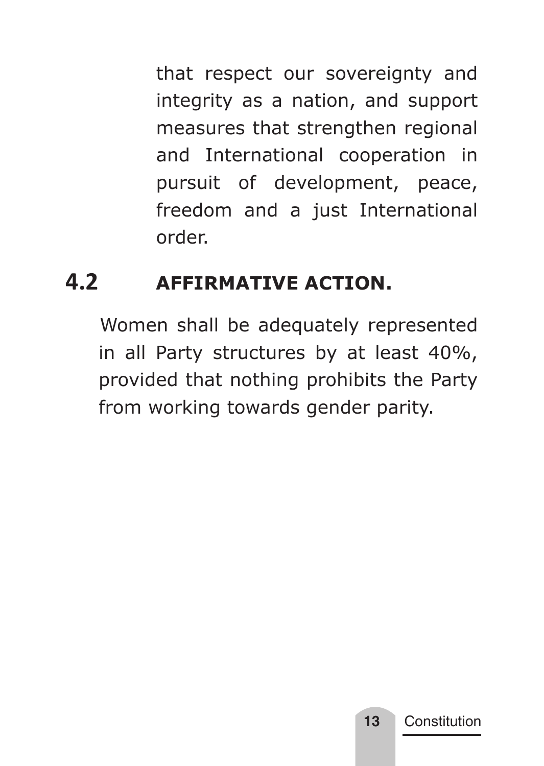that respect our sovereignty and integrity as a nation, and support measures that strengthen regional and International cooperation in pursuit of development, peace, freedom and a just International order.

## 4.2 AFFIRMATIVE ACTION.

Women shall be adequately represented in all Party structures by at least 40%, provided that nothing prohibits the Party from working towards gender parity.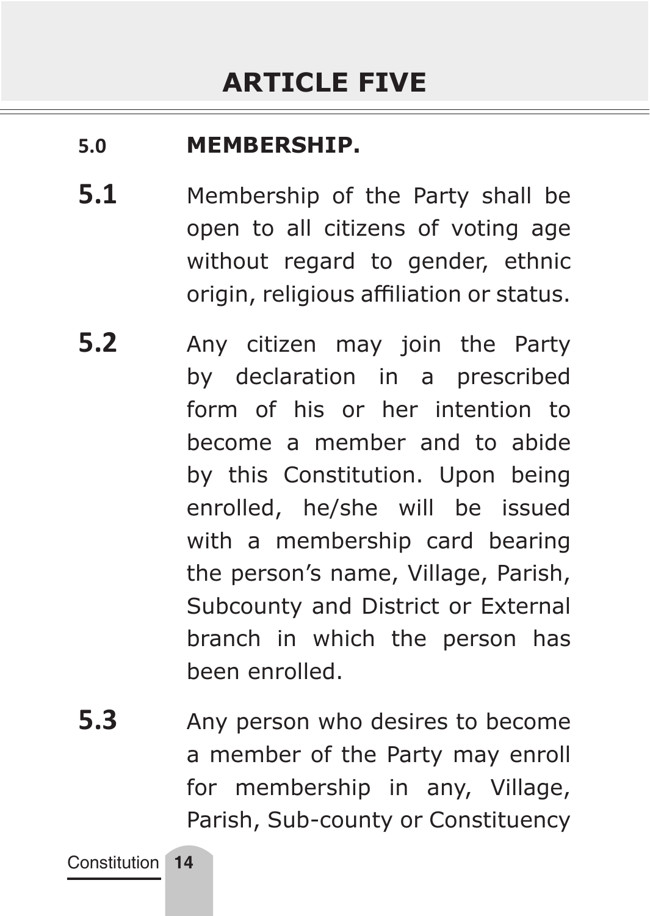# ARTICLE FIVE

## 5.0 MEMBERSHIP.

**5.1** Membership of the Party shall be open to all citizens of voting age without regard to gender, ethnic origin, religious affiliation or status.

**5.2** Any citizen may join the Party by declaration in a prescribed form of his or her intention to become a member and to abide by this Constitution. Upon being enrolled, he/she will be issued with a membership card bearing the person's name, Village, Parish, Subcounty and District or External branch in which the person has been enrolled.

**5.3** Any person who desires to become a member of the Party may enroll for membership in any, Village, Parish, Sub-county or Constituency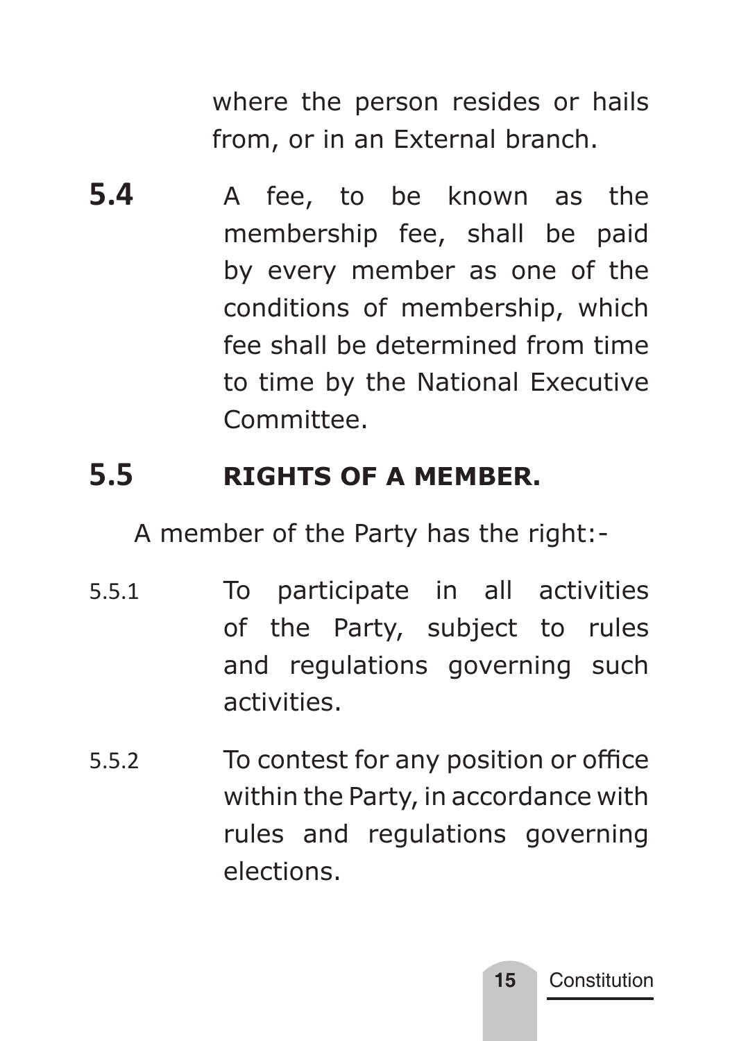where the person resides or hails from, or in an External branch.

**5.4** A fee, to be known as the membership fee, shall be paid by every member as one of the conditions of membership, which fee shall be determined from time to time by the National Executive Committee.

## 5.5 RIGHTS OF A MEMBER.

A member of the Party has the right:-

5.5.1 To participate in all activities of the Party, subject to rules and regulations governing such activities.

5.5.2 To contest for any position or office within the Party, in accordance with rules and regulations governing elections.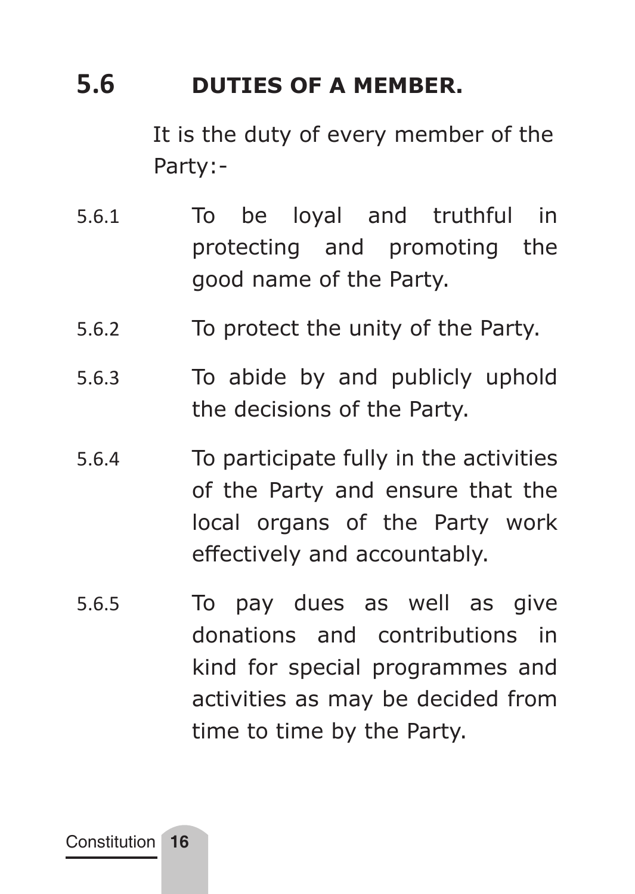## 5.6 DUTIES OF A MEMBER.

It is the duty of every member of the Party:-

5.6.1 To be loyal and truthful in protecting and promoting the good name of the Party.

5.6.2 To protect the unity of the Party.

5.6.3 To abide by and publicly uphold the decisions of the Party.

5.6.4 To participate fully in the activities of the Party and ensure that the local organs of the Party work effectively and accountably.

5.6.5 To pay dues as well as give donations and contributions in kind for special programmes and activities as may be decided from time to time by the Party.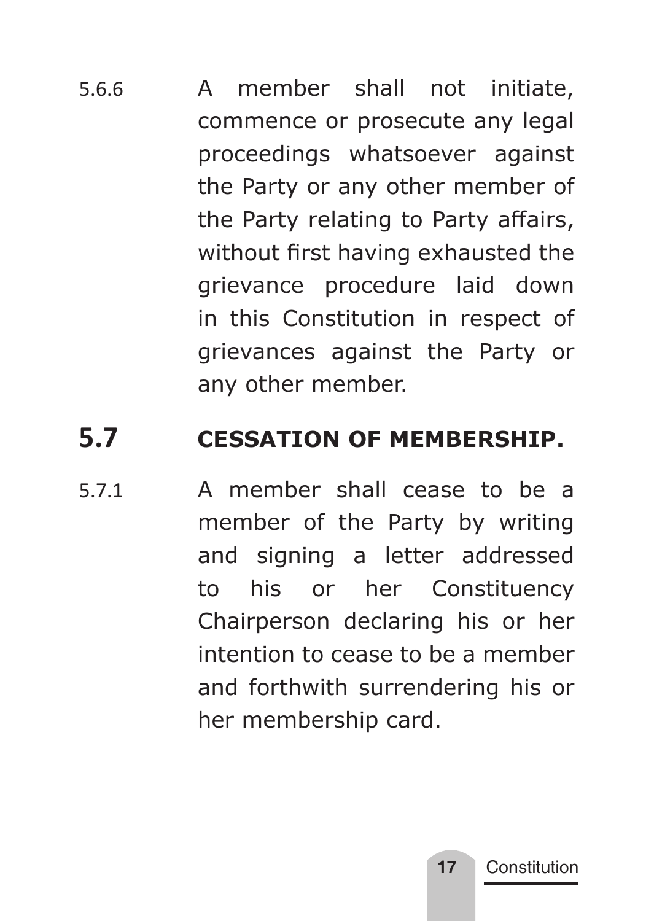5.6.6 A member shall not initiate, commence or prosecute any legal proceedings whatsoever against the Party or any other member of the Party relating to Party affairs, without first having exhausted the grievance procedure laid down in this Constitution in respect of grievances against the Party or any other member.

## 5.7 CESSATION OF MEMBERSHIP.

5.7.1 A member shall cease to be a member of the Party by writing and signing a letter addressed to his or her Constituency Chairperson declaring his or her intention to cease to be a member and forthwith surrendering his or her membership card.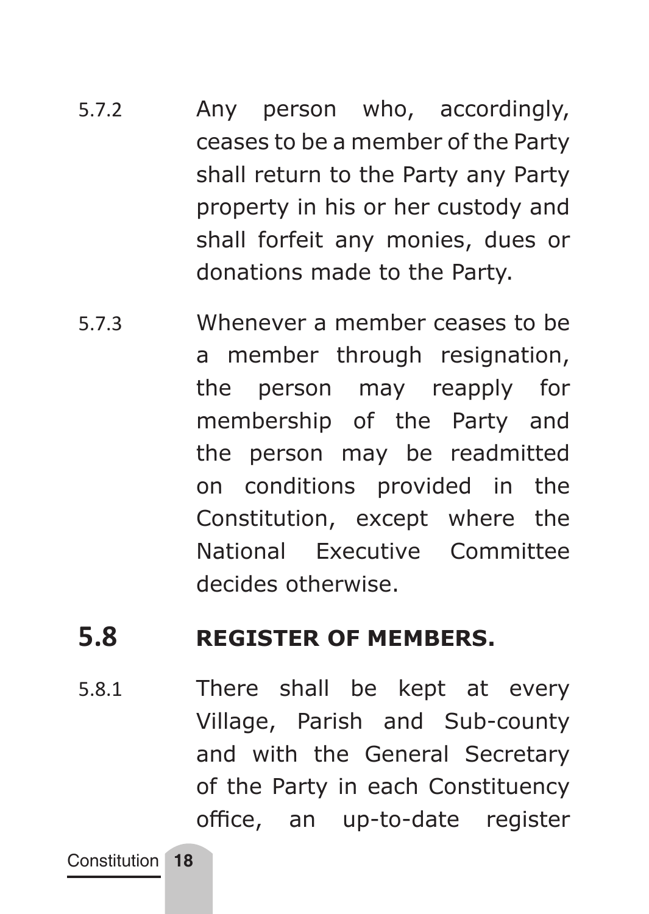5.7.2 Any person who, accordingly, ceases to be a member of the Party shall return to the Party any Party property in his or her custody and shall forfeit any monies, dues or donations made to the Party.

5.7.3 Whenever a member ceases to be a member through resignation, the person may reapply for membership of the Party and the person may be readmitted on conditions provided in the Constitution, except where the National Executive Committee decides otherwise.

## 5.8 REGISTER OF MEMBERS.

5.8.1 There shall be kept at every Village, Parish and Sub-county and with the General Secretary of the Party in each Constituency office, an up-to-date register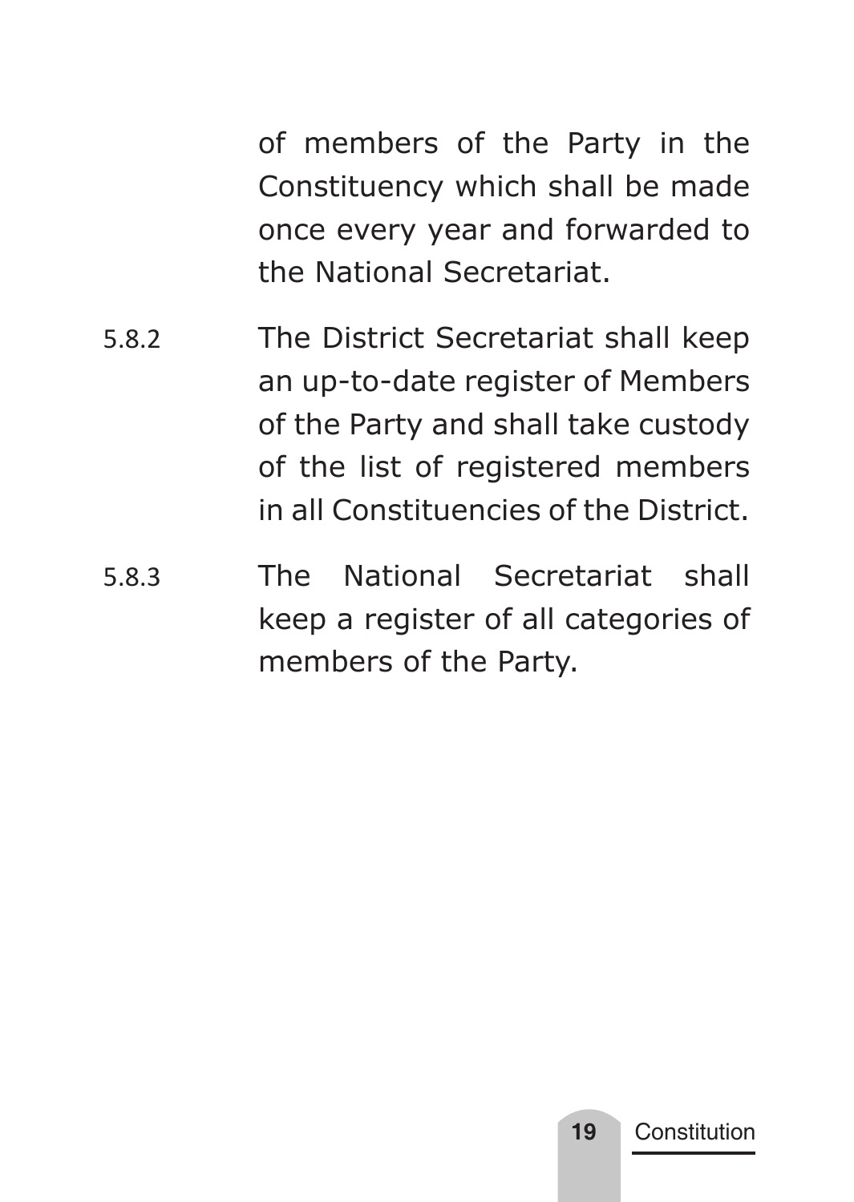of members of the Party in the Constituency which shall be made once every year and forwarded to the National Secretariat.

5.8.2 The District Secretariat shall keep an up-to-date register of Members of the Party and shall take custody of the list of registered members in all Constituencies of the District.

5.8.3 The National Secretariat shall keep a register of all categories of members of the Party.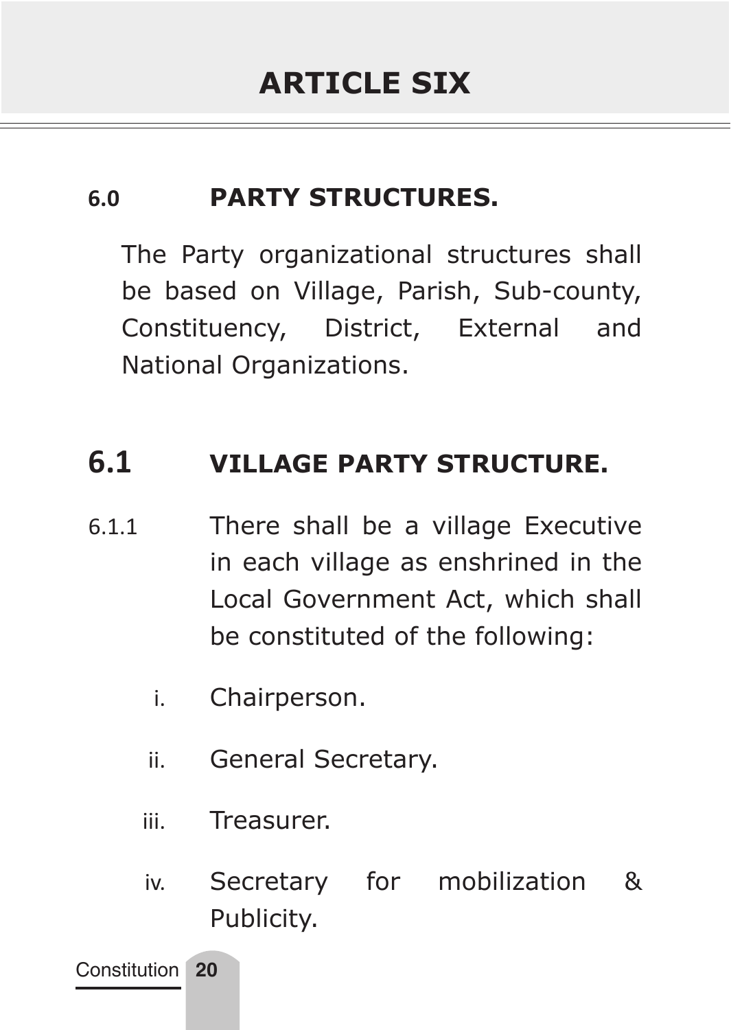# ARTICLE SIX

## 6.0 PARTY STRUCTURES.

The Party organizational structures shall be based on Village, Parish, Sub-county, Constituency, District, External and National Organizations.

## 6.1 VILLAGE PARTY STRUCTURE.

6.1.1 There shall be a village Executive in each village as enshrined in the Local Government Act, which shall be constituted of the following:

i. Chairperson.

ii. General Secretary.

iii. Treasurer.

iv. Secretary for mobilization & Publicity.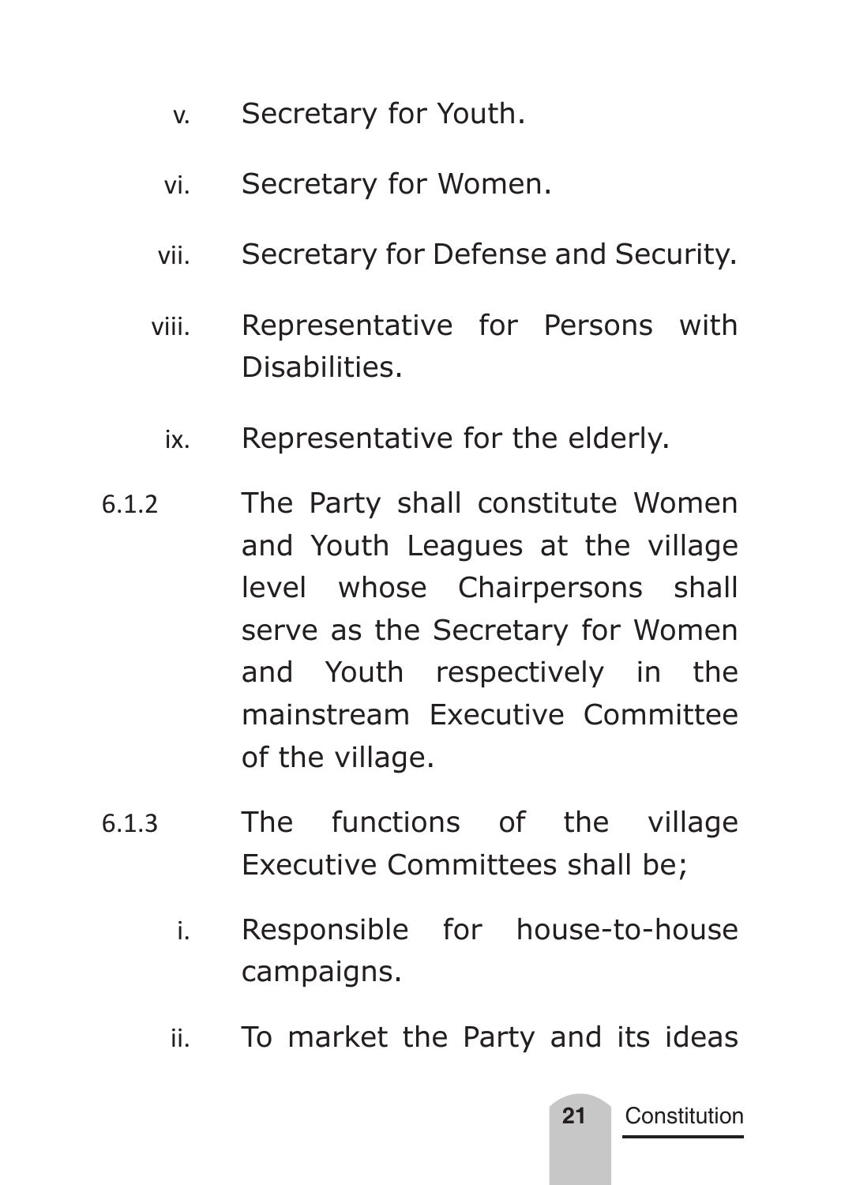v. Secretary for Youth.

vi. Secretary for Women.

vii. Secretary for Defense and Security.

viii. Representative for Persons with Disabilities.

ix. Representative for the elderly.

6.1.2 The Party shall constitute Women and Youth Leagues at the village level whose Chairpersons shall serve as the Secretary for Women and Youth respectively in the mainstream Executive Committee of the village.

6.1.3 The functions of the village Executive Committees shall be;

i. Responsible for house-to-house campaigns.

ii. To market the Party and its ideas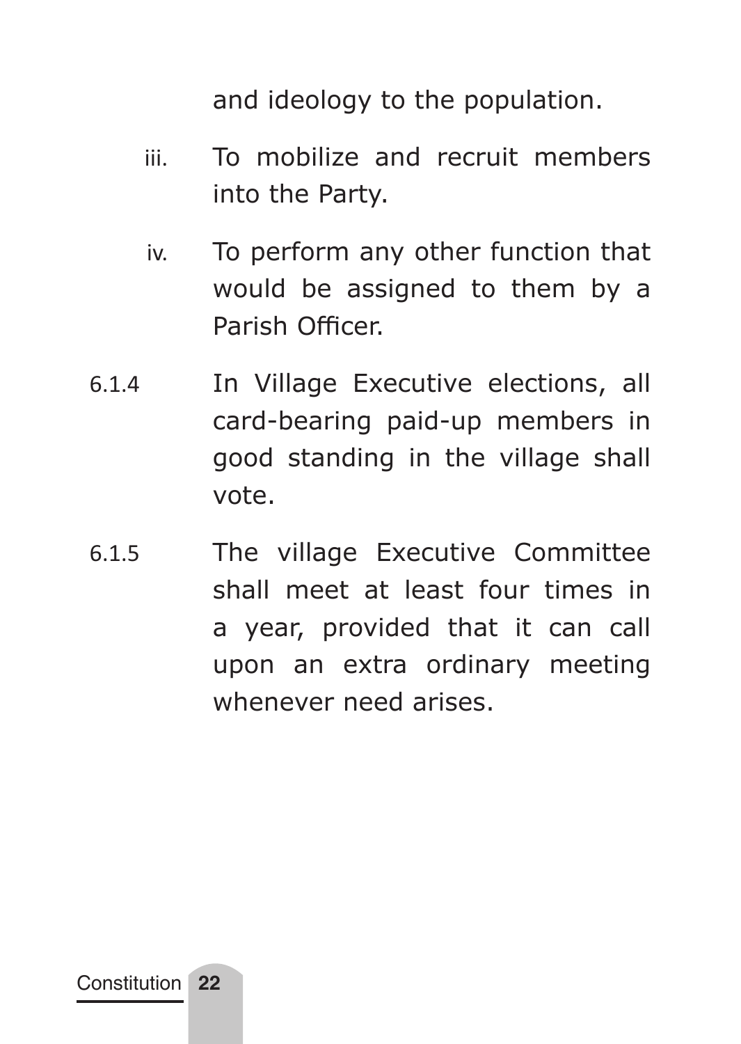and ideology to the population.

iii. To mobilize and recruit members into the Party.

iv. To perform any other function that would be assigned to them by a Parish Officer.

6.1.4 In Village Executive elections, all card-bearing paid-up members in good standing in the village shall vote.

6.1.5 The village Executive Committee shall meet at least four times in a year, provided that it can call upon an extra ordinary meeting whenever need arises.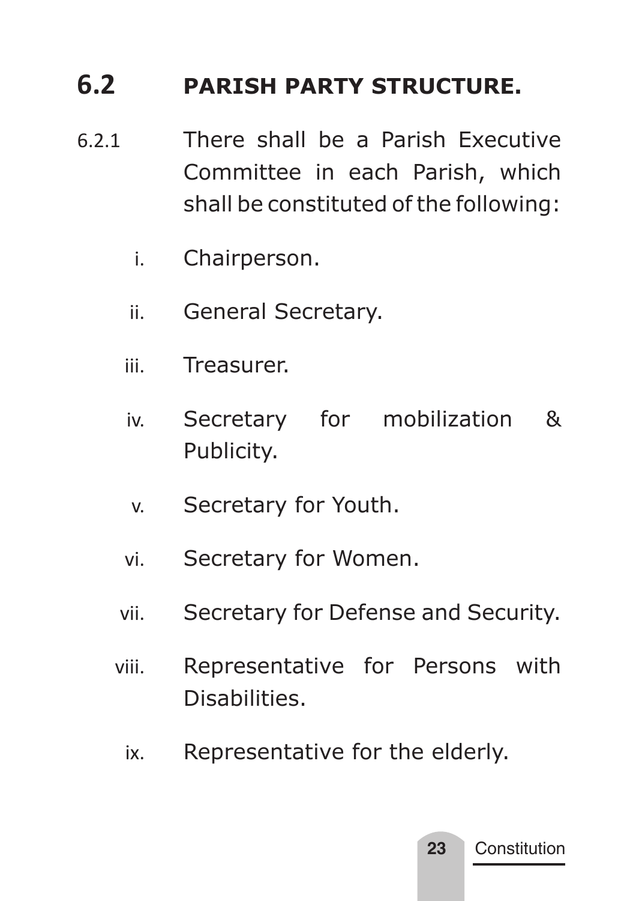## 6.2 PARISH PARTY STRUCTURE.

6.2.1 There shall be a Parish Executive Committee in each Parish, which shall be constituted of the following:

i. Chairperson.

ii. General Secretary.

iii. Treasurer.

iv. Secretary for mobilization & Publicity.

v. Secretary for Youth.

vi. Secretary for Women.

vii. Secretary for Defense and Security.

viii. Representative for Persons with Disabilities.

ix. Representative for the elderly.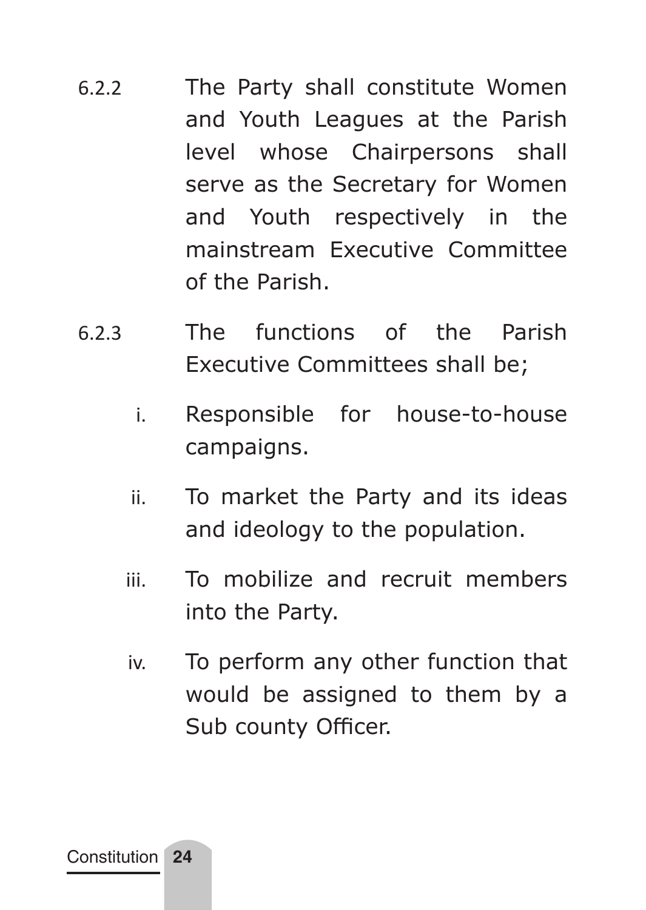6.2.2 The Party shall constitute Women and Youth Leagues at the Parish level whose Chairpersons shall serve as the Secretary for Women and Youth respectively in the mainstream Executive Committee of the Parish.

6.2.3 The functions of the Parish Executive Committees shall be;

i. Responsible for house-to-house campaigns.

ii. To market the Party and its ideas and ideology to the population.

iii. To mobilize and recruit members into the Party.

iv. To perform any other function that would be assigned to them by a Sub county Officer.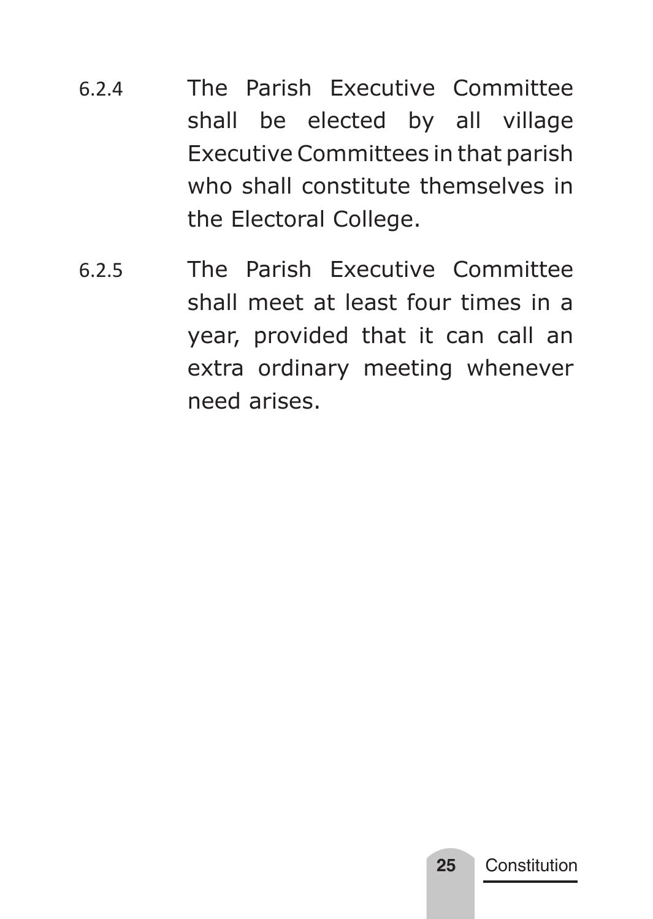6.2.4 The Parish Executive Committee shall be elected by all village Executive Committees in that parish who shall constitute themselves in the Electoral College.

6.2.5 The Parish Executive Committee shall meet at least four times in a year, provided that it can call an extra ordinary meeting whenever need arises.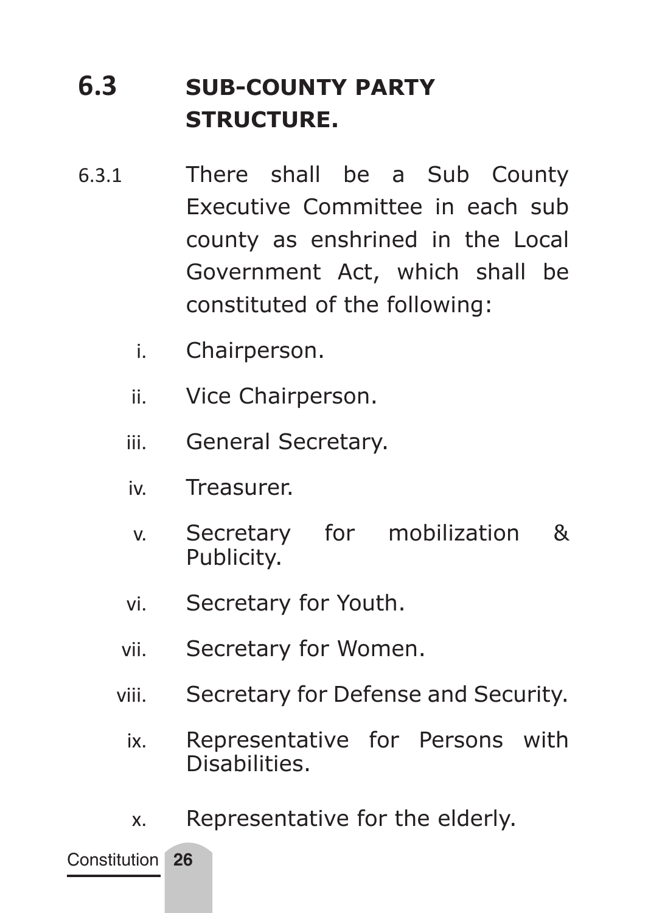## 6.3 SUB-COUNTY PARTY STRUCTURE.

6.3.1 There shall be a Sub County Executive Committee in each sub county as enshrined in the Local Government Act, which shall be constituted of the following:

i. Chairperson.

ii. Vice Chairperson.

iii. General Secretary.

iv. Treasurer.

v. Secretary for mobilization & Publicity.

vi. Secretary for Youth.

vii. Secretary for Women.

viii. Secretary for Defense and Security.

ix. Representative for Persons with Disabilities.

x. Representative for the elderly.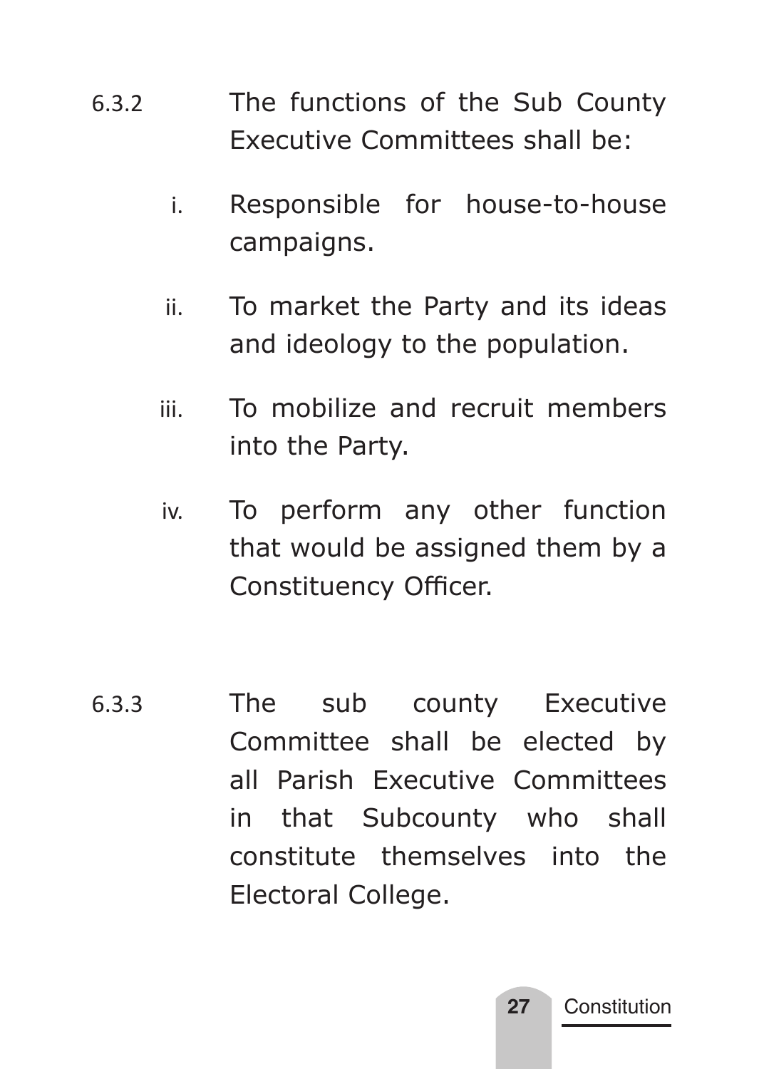6.3.2 The functions of the Sub County Executive Committees shall be:

i. Responsible for house-to-house campaigns.

ii. To market the Party and its ideas and ideology to the population.

iii. To mobilize and recruit members into the Party.

iv. To perform any other function that would be assigned them by a Constituency Officer.

6.3.3 The sub county Executive Committee shall be elected by all Parish Executive Committees in that Subcounty who shall constitute themselves into the Electoral College.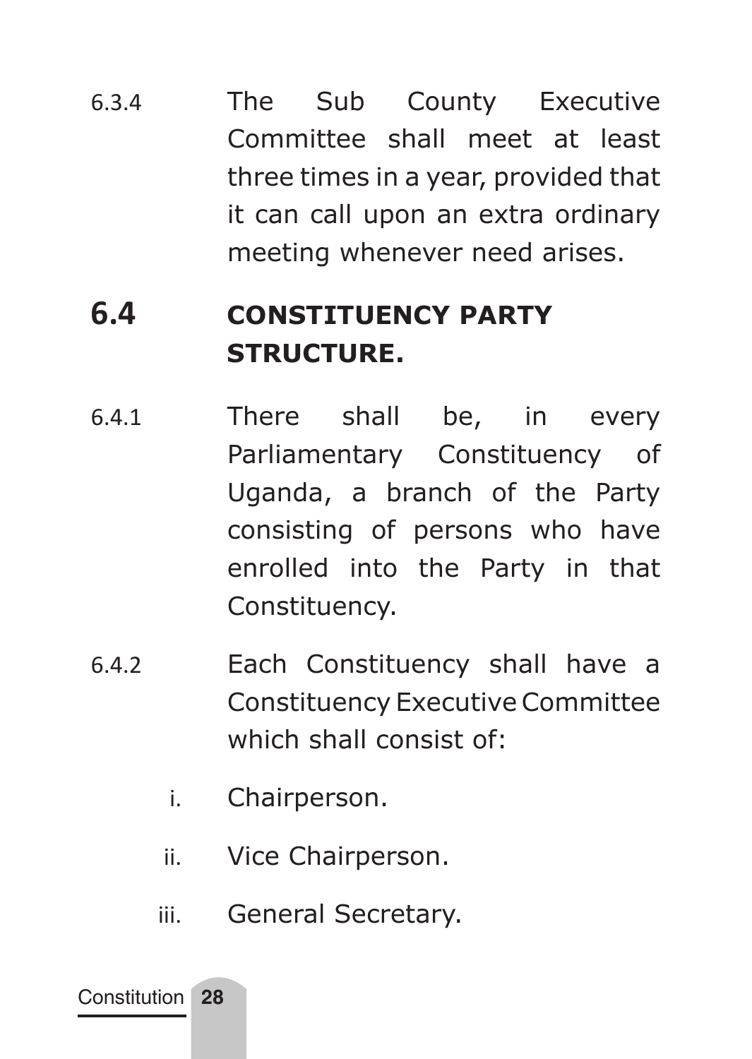6.3.4 The Sub County Executive Committee shall meet at least three times in a year, provided that it can call upon an extra ordinary meeting whenever need arises.

## 6.4 CONSTITUENCY PARTY STRUCTURE.

6.4.1 There shall be, in every Parliamentary Constituency of Uganda, a branch of the Party consisting of persons who have enrolled into the Party in that Constituency.

6.4.2 Each Constituency shall have a Constituency Executive Committee which shall consist of:

i. Chairperson.

ii. Vice Chairperson.

iii. General Secretary.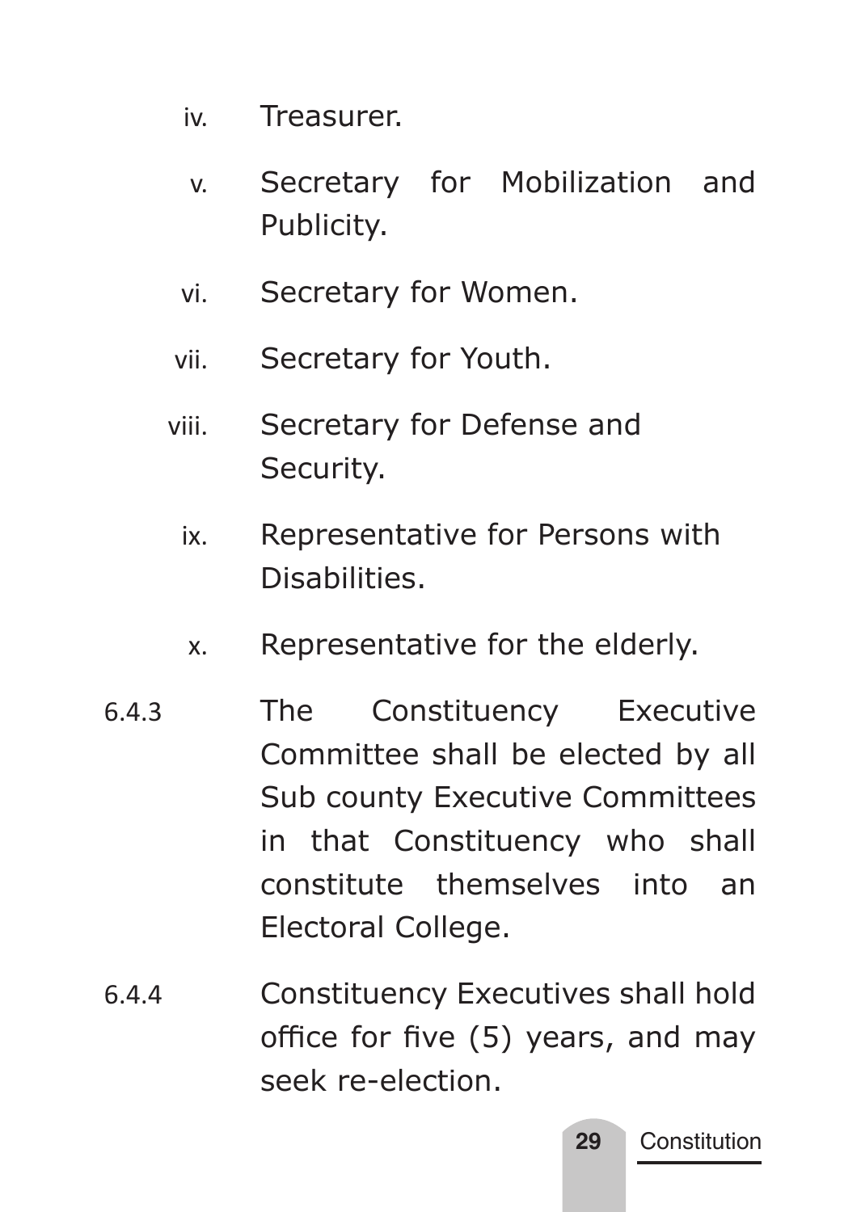iv. Treasurer.

v. Secretary for Mobilization and Publicity.

vi. Secretary for Women.

vii. Secretary for Youth.

viii. Secretary for Defense and Security.

ix. Representative for Persons with Disabilities.

x. Representative for the elderly.

6.4.3 The Constituency Executive Committee shall be elected by all Sub county Executive Committees in that Constituency who shall constitute themselves into an Electoral College.

6.4.4 Constituency Executives shall hold office for five (5) years, and may seek re-election.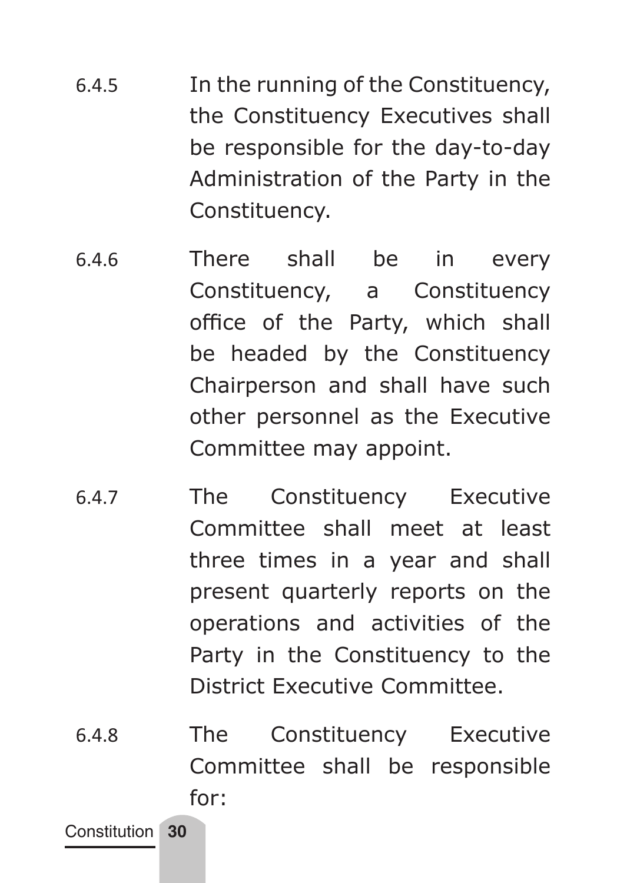6.4.5 In the running of the Constituency, the Constituency Executives shall be responsible for the day-to-day Administration of the Party in the Constituency.

6.4.6 There shall be in every Constituency, a Constituency office of the Party, which shall be headed by the Constituency Chairperson and shall have such other personnel as the Executive Committee may appoint.

6.4.7 The Constituency Executive Committee shall meet at least three times in a year and shall present quarterly reports on the operations and activities of the Party in the Constituency to the District Executive Committee.

6.4.8 The Constituency Executive Committee shall be responsible for: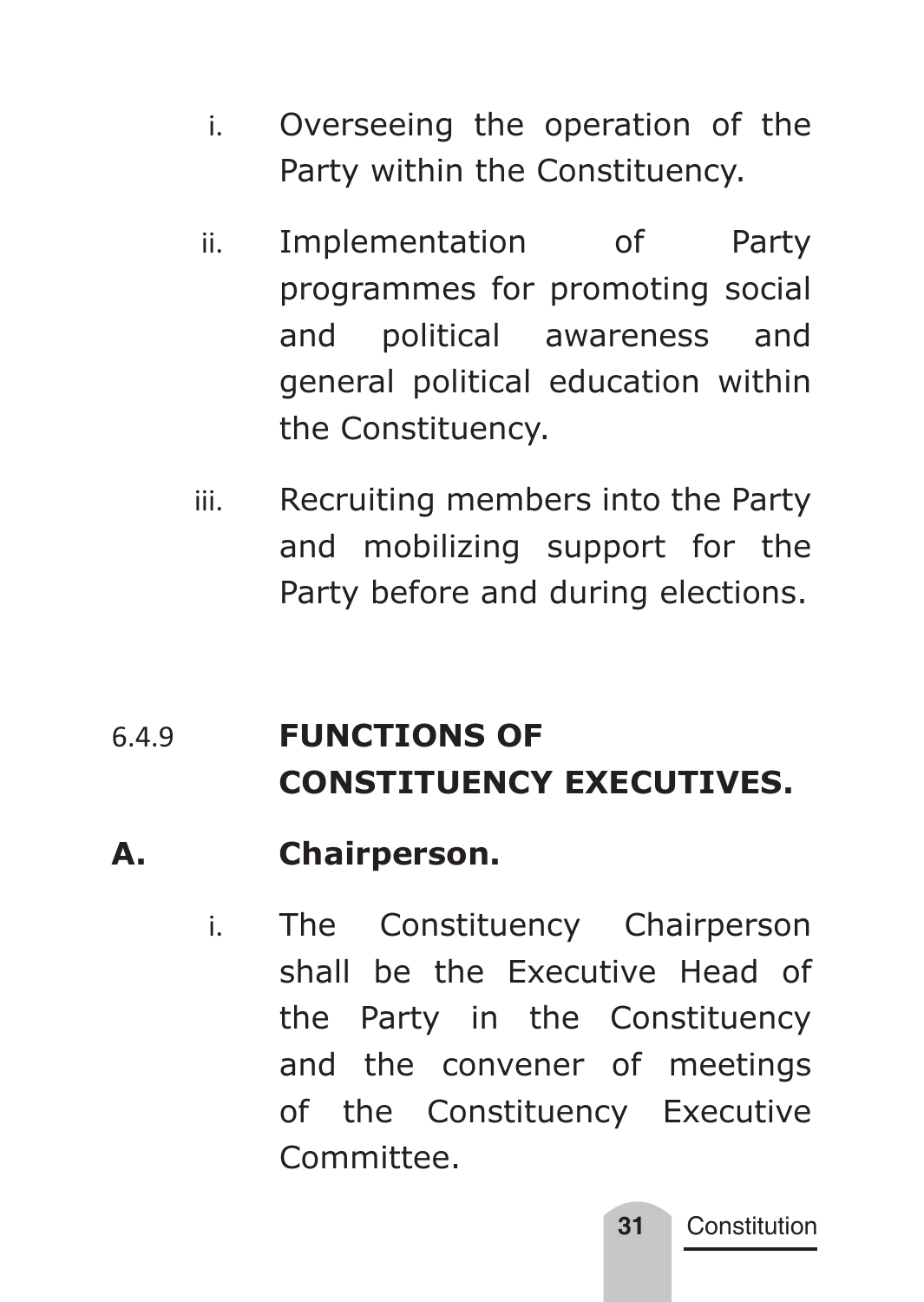i. Overseeing the operation of the Party within the Constituency.

ii. Implementation of Party programmes for promoting social and political awareness and general political education within the Constituency.

iii. Recruiting members into the Party and mobilizing support for the Party before and during elections.

### 6.4.9 FUNCTIONS OF CONSTITUENCY EXECUTIVES.

**A. Chairperson.**

i. The Constituency Chairperson shall be the Executive Head of the Party in the Constituency and the convener of meetings of the Constituency Executive Committee.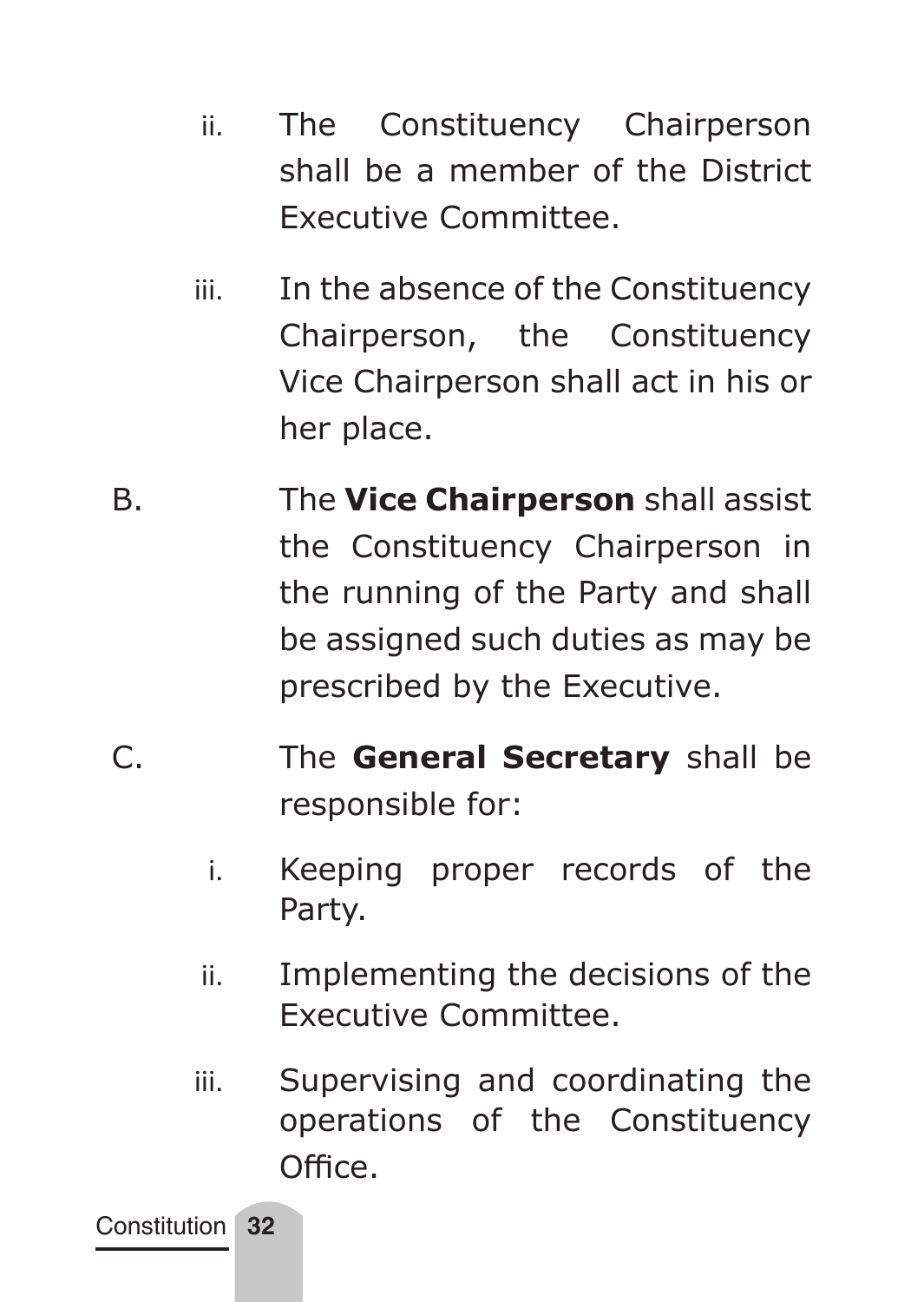ii. The Constituency Chairperson shall be a member of the District Executive Committee.

iii. In the absence of the Constituency Chairperson, the Constituency Vice Chairperson shall act in his or her place.

B. The **Vice Chairperson** shall assist the Constituency Chairperson in the running of the Party and shall be assigned such duties as may be prescribed by the Executive.

C. The **General Secretary** shall be responsible for:

i. Keeping proper records of the Party.

ii. Implementing the decisions of the Executive Committee.

iii. Supervising and coordinating the operations of the Constituency Office.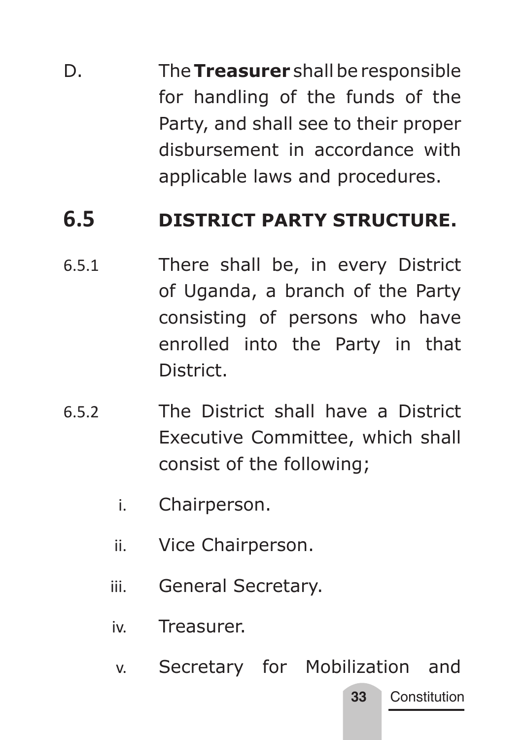D. The **Treasurer** shall be responsible for handling of the funds of the Party, and shall see to their proper disbursement in accordance with applicable laws and procedures.

## 6.5 DISTRICT PARTY STRUCTURE.

6.5.1 There shall be, in every District of Uganda, a branch of the Party consisting of persons who have enrolled into the Party in that District.

6.5.2 The District shall have a District Executive Committee, which shall consist of the following;

i. Chairperson.

ii. Vice Chairperson.

iii. General Secretary.

iv. Treasurer.

v. Secretary for Mobilization and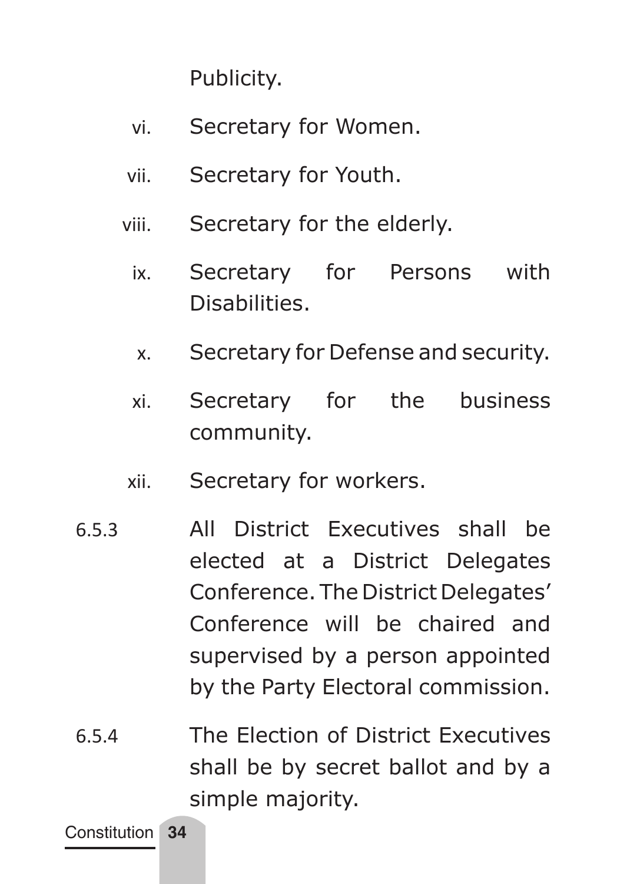Publicity.

vi. Secretary for Women.

vii. Secretary for Youth.

viii. Secretary for the elderly.

ix. Secretary for Persons with Disabilities.

x. Secretary for Defense and security.

xi. Secretary for the business community.

xii. Secretary for workers.

6.5.3 All District Executives shall be elected at a District Delegates Conference. The District Delegates' Conference will be chaired and supervised by a person appointed by the Party Electoral commission.

6.5.4 The Election of District Executives shall be by secret ballot and by a simple majority.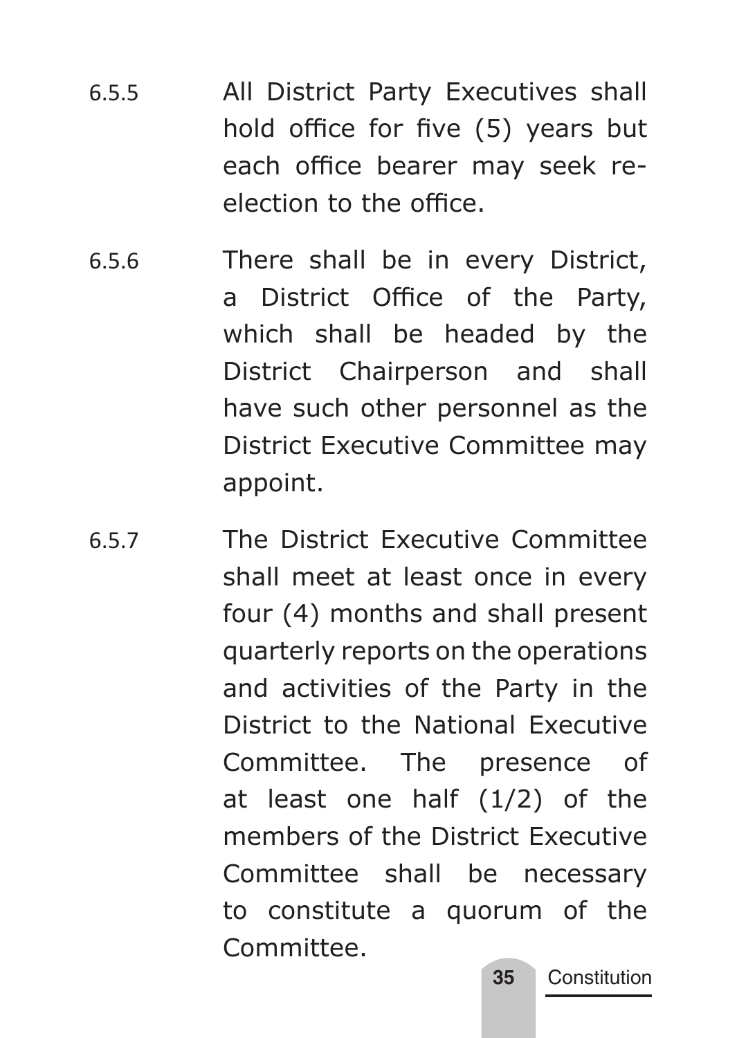6.5.5 All District Party Executives shall hold office for five (5) years but each office bearer may seek re-election to the office.

6.5.6 There shall be in every District, a District Office of the Party, which shall be headed by the District Chairperson and shall have such other personnel as the District Executive Committee may appoint.

6.5.7 The District Executive Committee shall meet at least once in every four (4) months and shall present quarterly reports on the operations and activities of the Party in the District to the National Executive Committee. The presence of at least one half (1/2) of the members of the District Executive Committee shall be necessary to constitute a quorum of the Committee.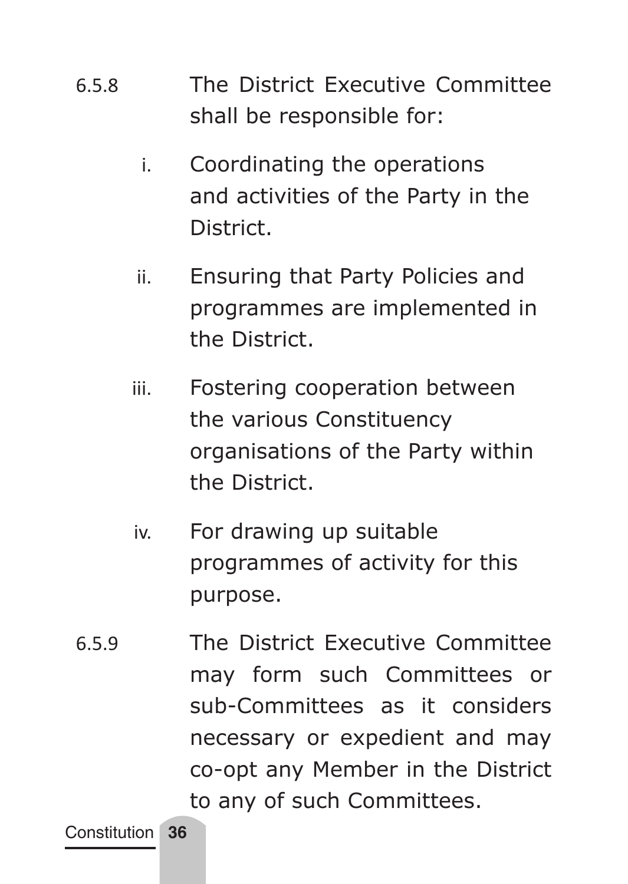6.5.8 The District Executive Committee shall be responsible for:

i. Coordinating the operations and activities of the Party in the District.

ii. Ensuring that Party Policies and programmes are implemented in the District.

iii. Fostering cooperation between the various Constituency organisations of the Party within the District.

iv. For drawing up suitable programmes of activity for this purpose.

6.5.9 The District Executive Committee may form such Committees or sub-Committees as it considers necessary or expedient and may co-opt any Member in the District to any of such Committees.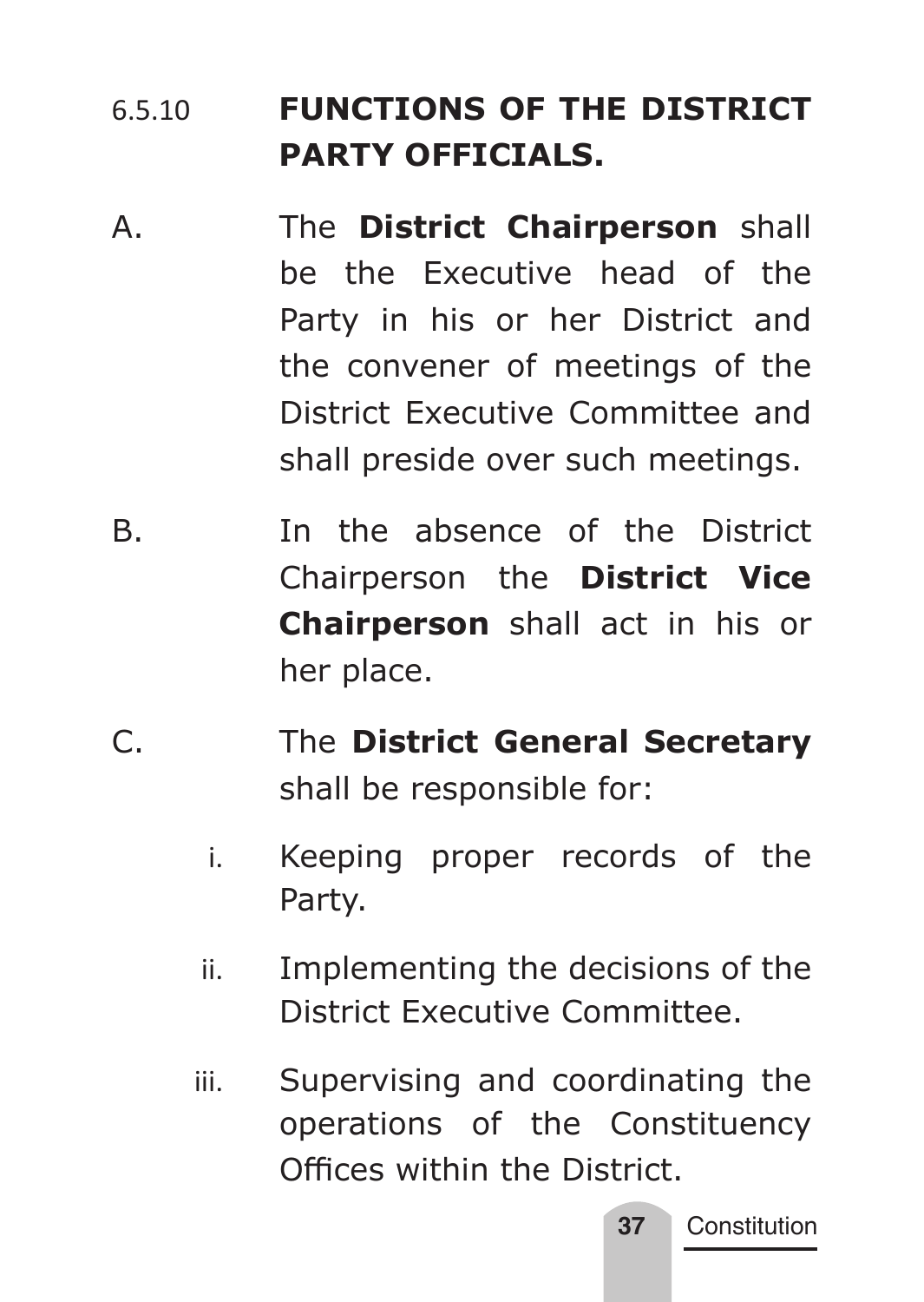### 6.5.10 FUNCTIONS OF THE DISTRICT PARTY OFFICIALS.

A. The **District Chairperson** shall be the Executive head of the Party in his or her District and the convener of meetings of the District Executive Committee and shall preside over such meetings.

B. In the absence of the District Chairperson the **District Vice Chairperson** shall act in his or her place.

C. The **District General Secretary** shall be responsible for:

   i. Keeping proper records of the Party.

   ii. Implementing the decisions of the District Executive Committee.

   iii. Supervising and coordinating the operations of the Constituency Offices within the District.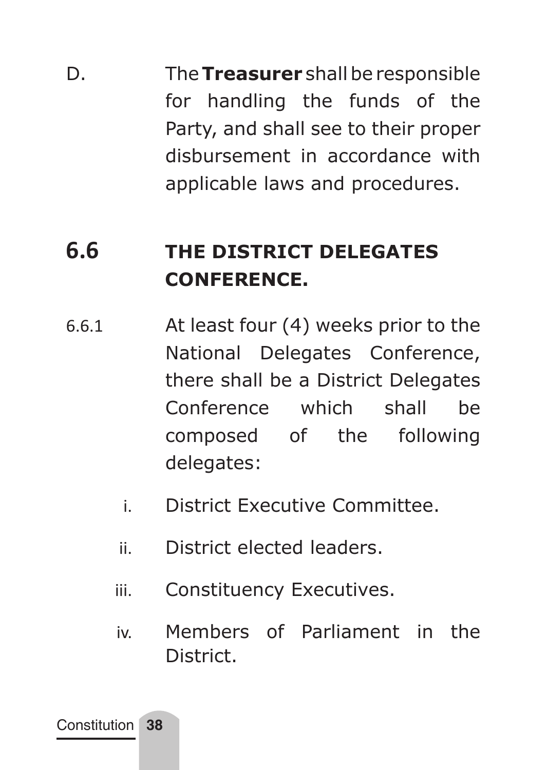D. The **Treasurer** shall be responsible for handling the funds of the Party, and shall see to their proper disbursement in accordance with applicable laws and procedures.

## 6.6 THE DISTRICT DELEGATES CONFERENCE.

6.6.1 At least four (4) weeks prior to the National Delegates Conference, there shall be a District Delegates Conference which shall be composed of the following delegates:

i. District Executive Committee.

ii. District elected leaders.

iii. Constituency Executives.

iv. Members of Parliament in the District.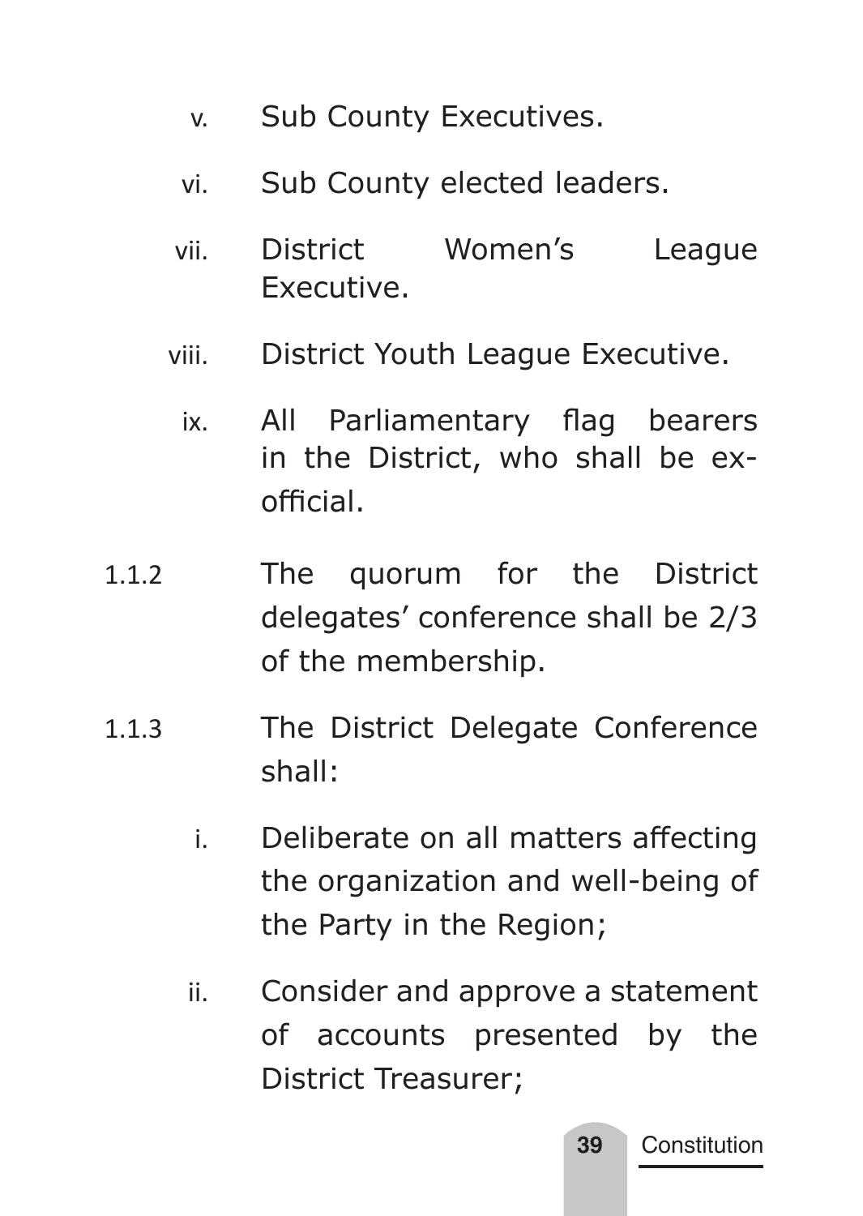v. Sub County Executives.

vi. Sub County elected leaders.

vii. District Women's League Executive.

viii. District Youth League Executive.

ix. All Parliamentary flag bearers in the District, who shall be ex-official.

1.1.2 The quorum for the District delegates' conference shall be 2/3 of the membership.

1.1.3 The District Delegate Conference shall:

i. Deliberate on all matters affecting the organization and well-being of the Party in the Region;

ii. Consider and approve a statement of accounts presented by the District Treasurer;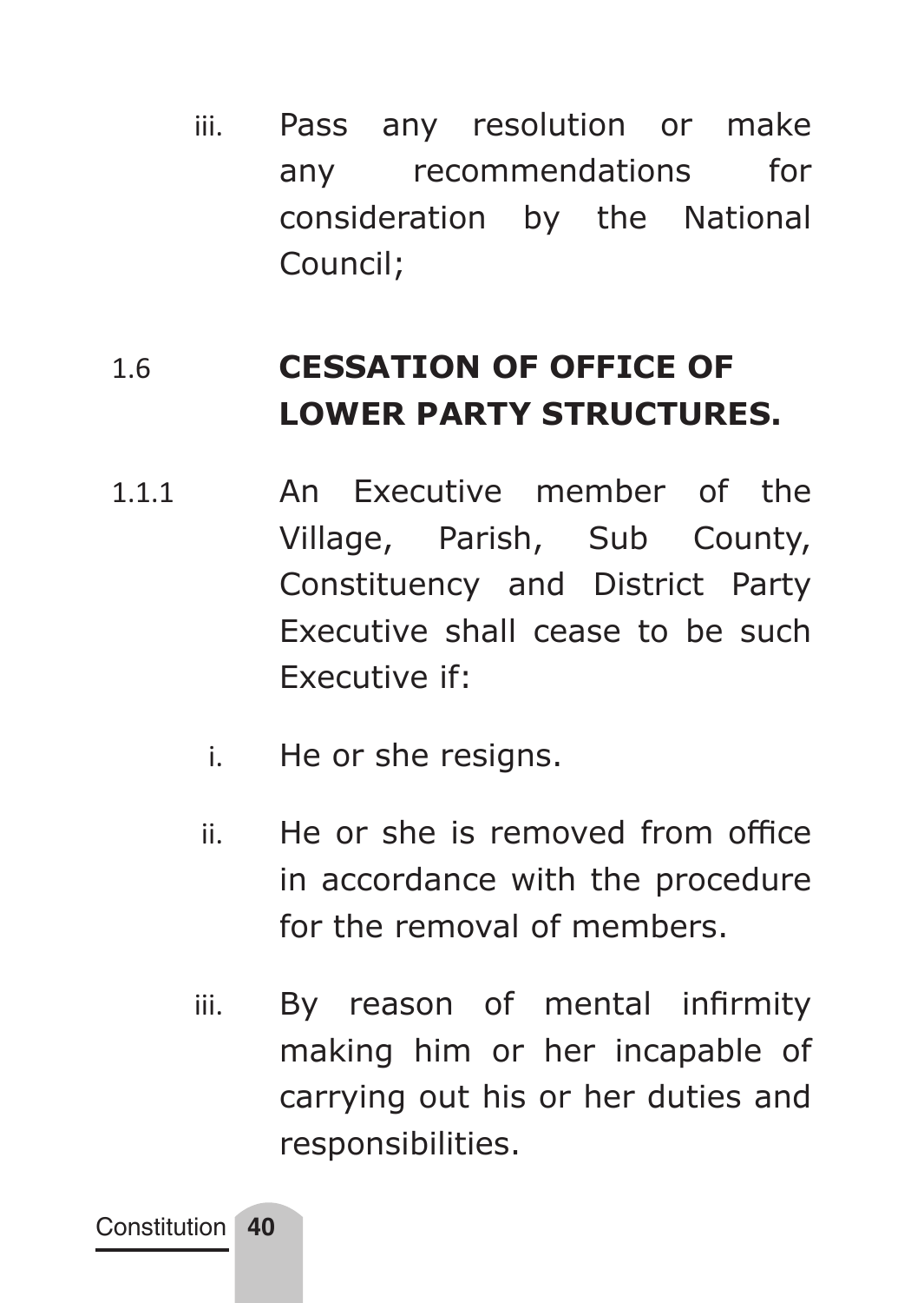iii. Pass any resolution or make any recommendations for consideration by the National Council;

## 1.6 CESSATION OF OFFICE OF LOWER PARTY STRUCTURES.

1.1.1 An Executive member of the Village, Parish, Sub County, Constituency and District Party Executive shall cease to be such Executive if:

i. He or she resigns.

ii. He or she is removed from office in accordance with the procedure for the removal of members.

iii. By reason of mental infirmity making him or her incapable of carrying out his or her duties and responsibilities.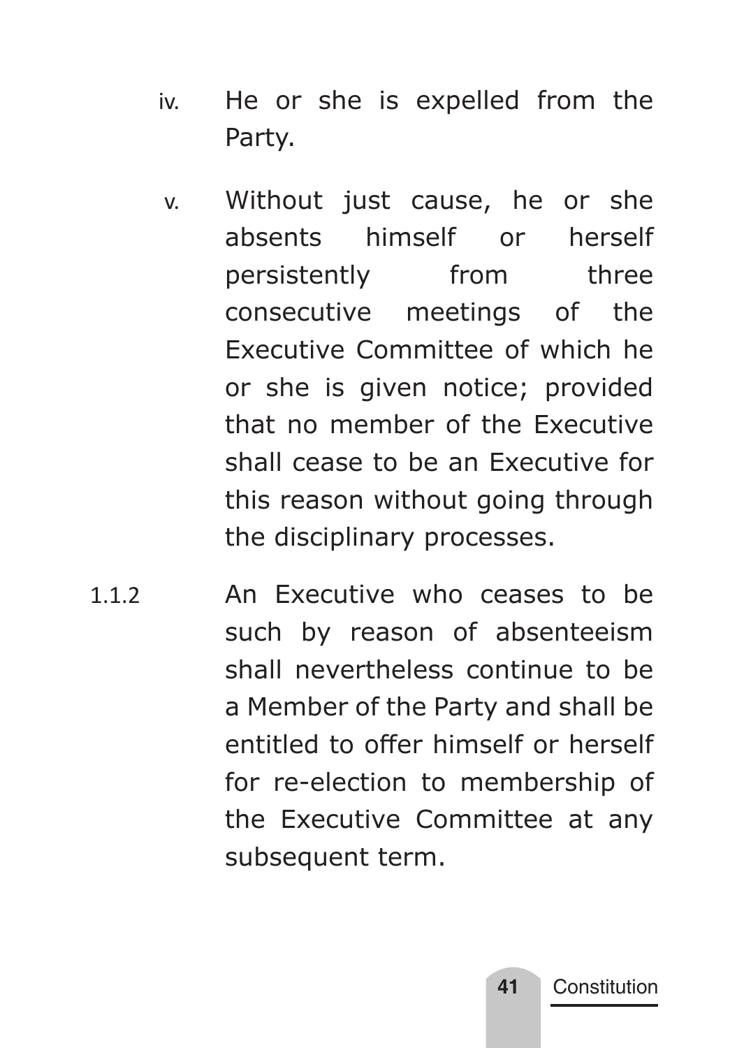iv. He or she is expelled from the Party.

v. Without just cause, he or she absents himself or herself persistently from three consecutive meetings of the Executive Committee of which he or she is given notice; provided that no member of the Executive shall cease to be an Executive for this reason without going through the disciplinary processes.

1.1.2 An Executive who ceases to be such by reason of absenteeism shall nevertheless continue to be a Member of the Party and shall be entitled to offer himself or herself for re-election to membership of the Executive Committee at any subsequent term.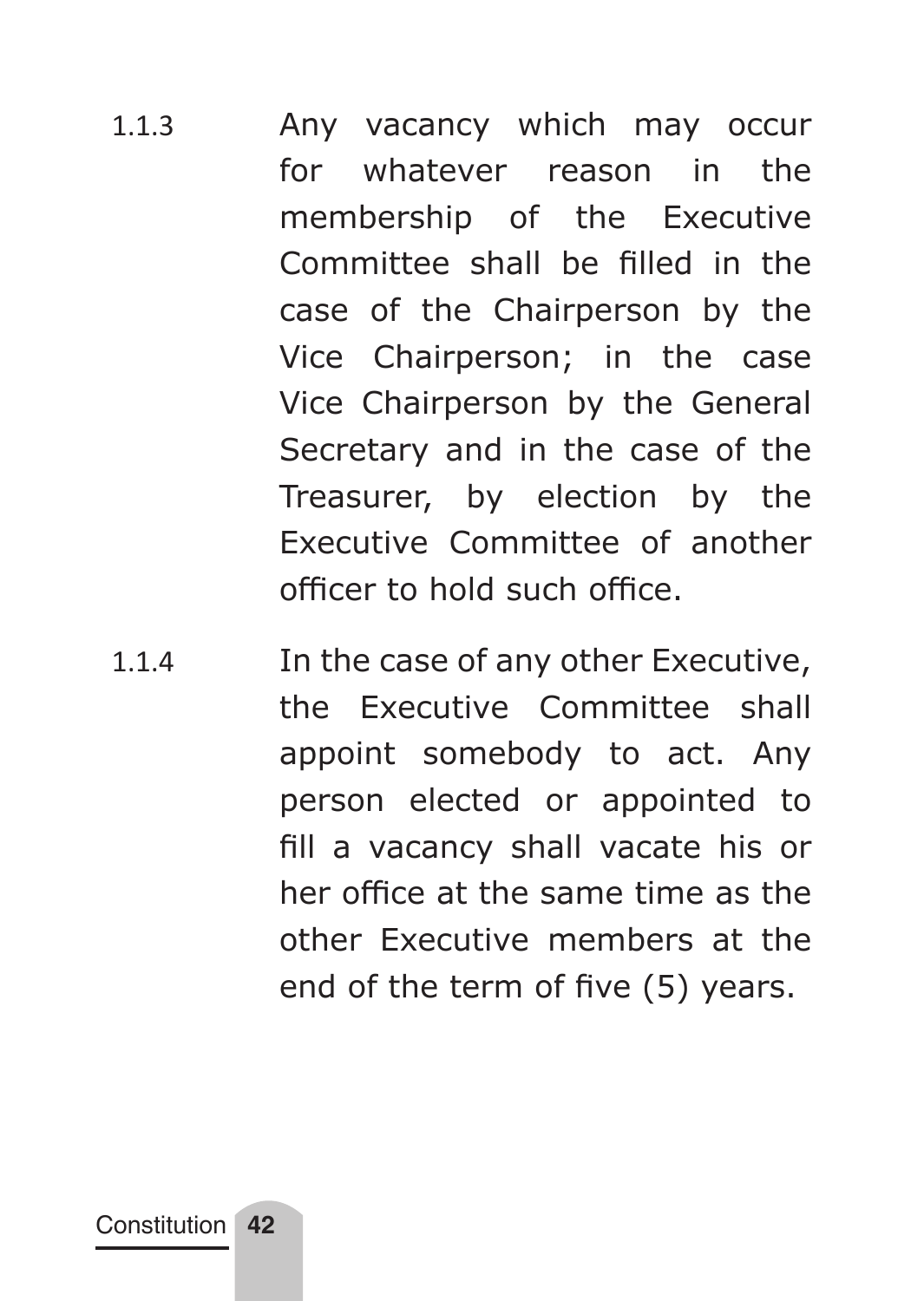1.1.3 Any vacancy which may occur for whatever reason in the membership of the Executive Committee shall be filled in the case of the Chairperson by the Vice Chairperson; in the case Vice Chairperson by the General Secretary and in the case of the Treasurer, by election by the Executive Committee of another officer to hold such office.

1.1.4 In the case of any other Executive, the Executive Committee shall appoint somebody to act. Any person elected or appointed to fill a vacancy shall vacate his or her office at the same time as the other Executive members at the end of the term of five (5) years.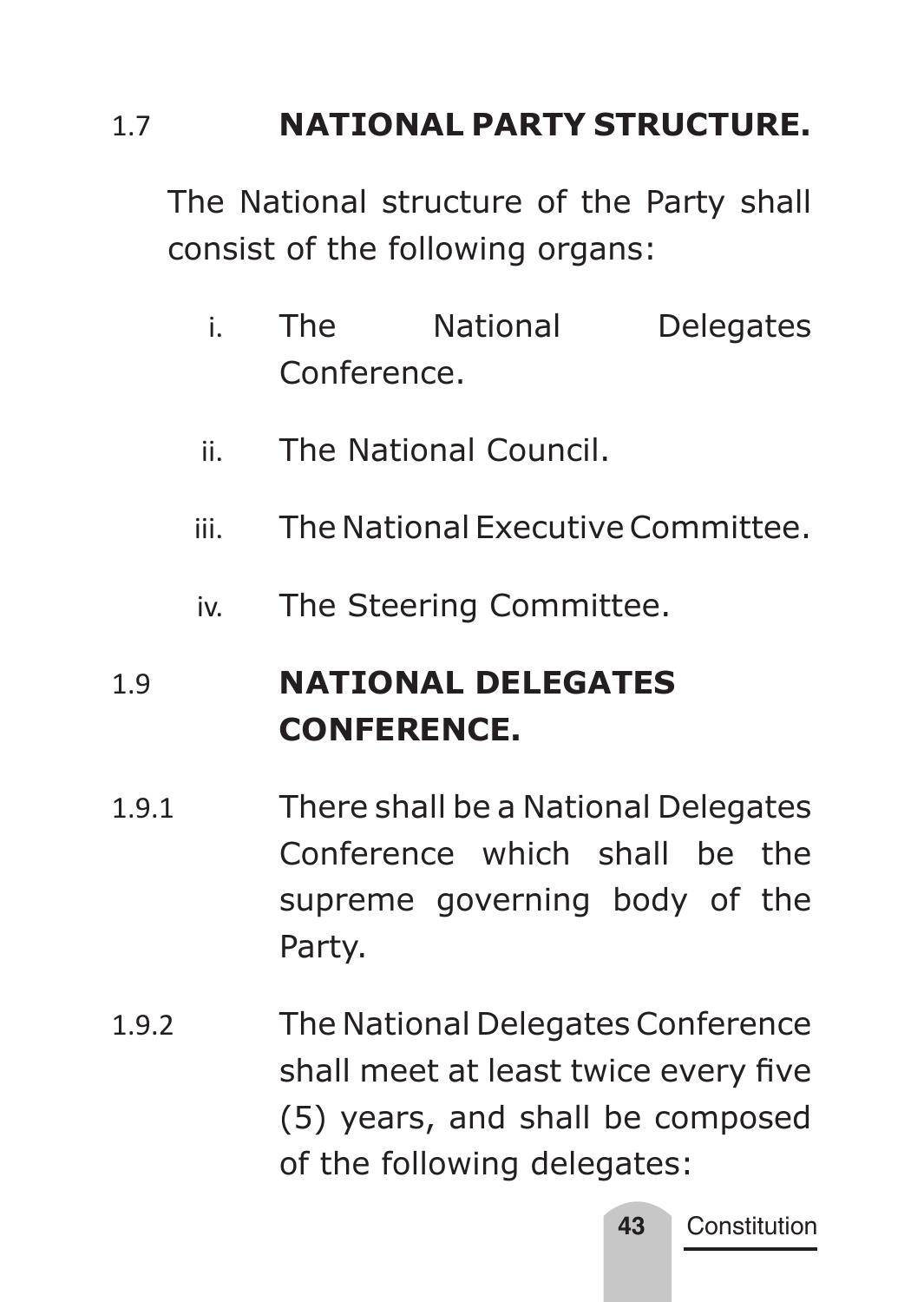## 1.7 NATIONAL PARTY STRUCTURE.

The National structure of the Party shall consist of the following organs:

i. The National Delegates Conference.

ii. The National Council.

iii. The National Executive Committee.

iv. The Steering Committee.

## 1.9 NATIONAL DELEGATES CONFERENCE.

1.9.1 There shall be a National Delegates Conference which shall be the supreme governing body of the Party.

1.9.2 The National Delegates Conference shall meet at least twice every five (5) years, and shall be composed of the following delegates: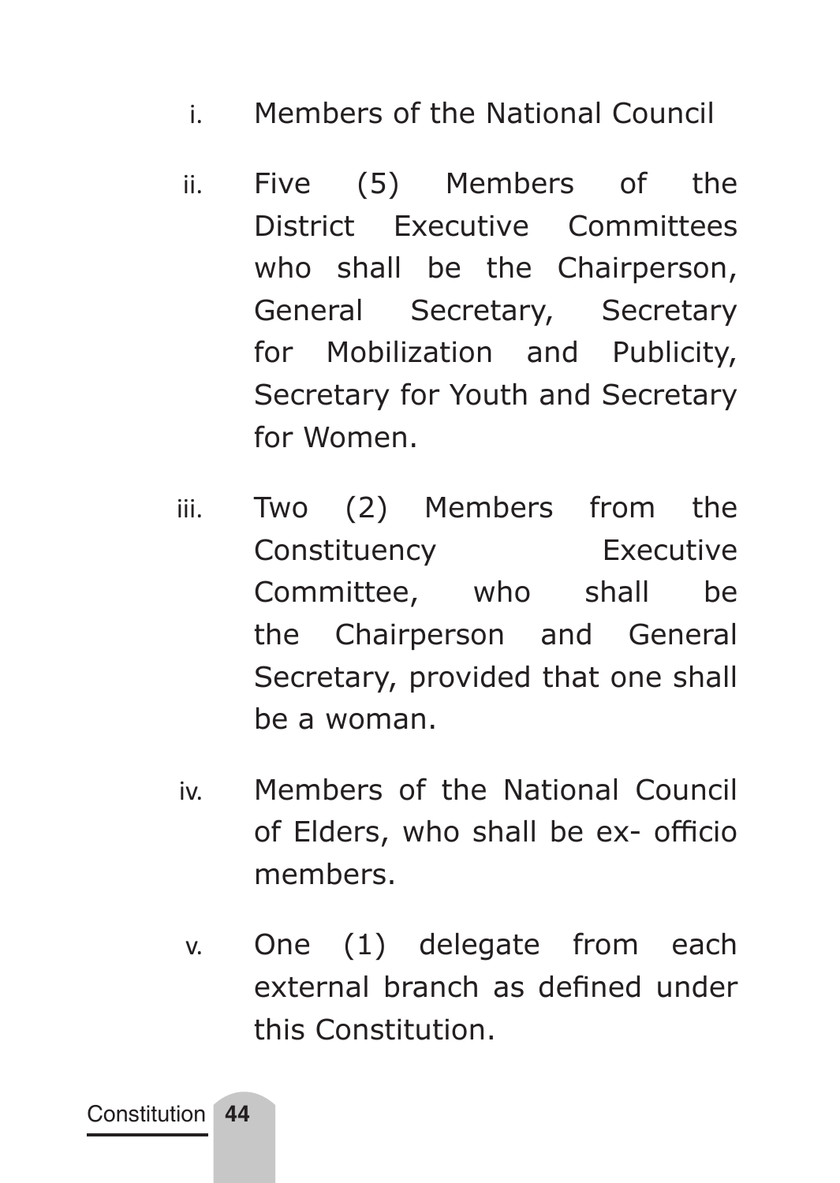i. Members of the National Council

ii. Five (5) Members of the District Executive Committees who shall be the Chairperson, General Secretary, Secretary for Mobilization and Publicity, Secretary for Youth and Secretary for Women.

iii. Two (2) Members from the Constituency Executive Committee, who shall be the Chairperson and General Secretary, provided that one shall be a woman.

iv. Members of the National Council of Elders, who shall be ex- officio members.

v. One (1) delegate from each external branch as defined under this Constitution.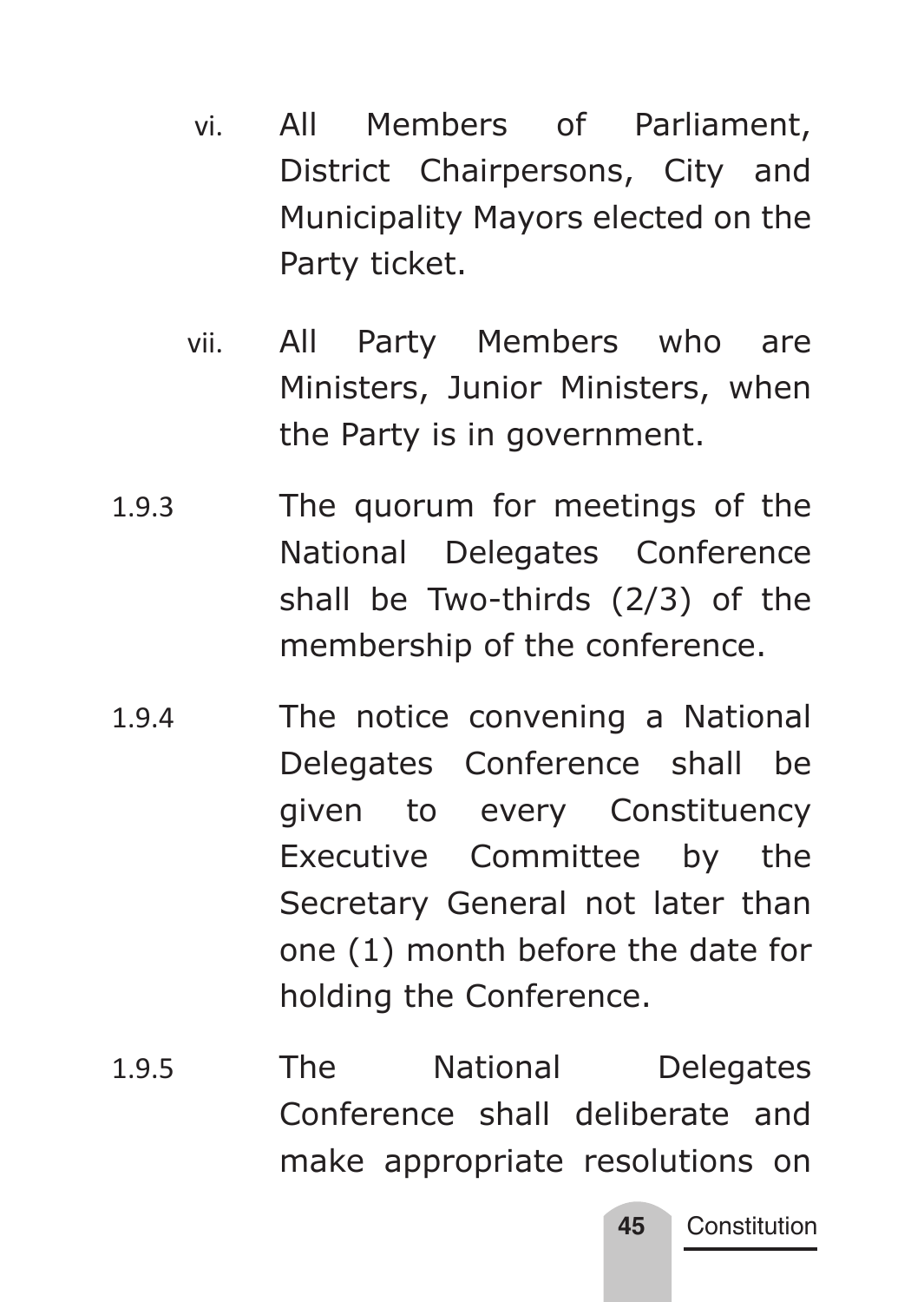vi. All Members of Parliament, District Chairpersons, City and Municipality Mayors elected on the Party ticket.

vii. All Party Members who are Ministers, Junior Ministers, when the Party is in government.

1.9.3 The quorum for meetings of the National Delegates Conference shall be Two-thirds (2/3) of the membership of the conference.

1.9.4 The notice convening a National Delegates Conference shall be given to every Constituency Executive Committee by the Secretary General not later than one (1) month before the date for holding the Conference.

1.9.5 The National Delegates Conference shall deliberate and make appropriate resolutions on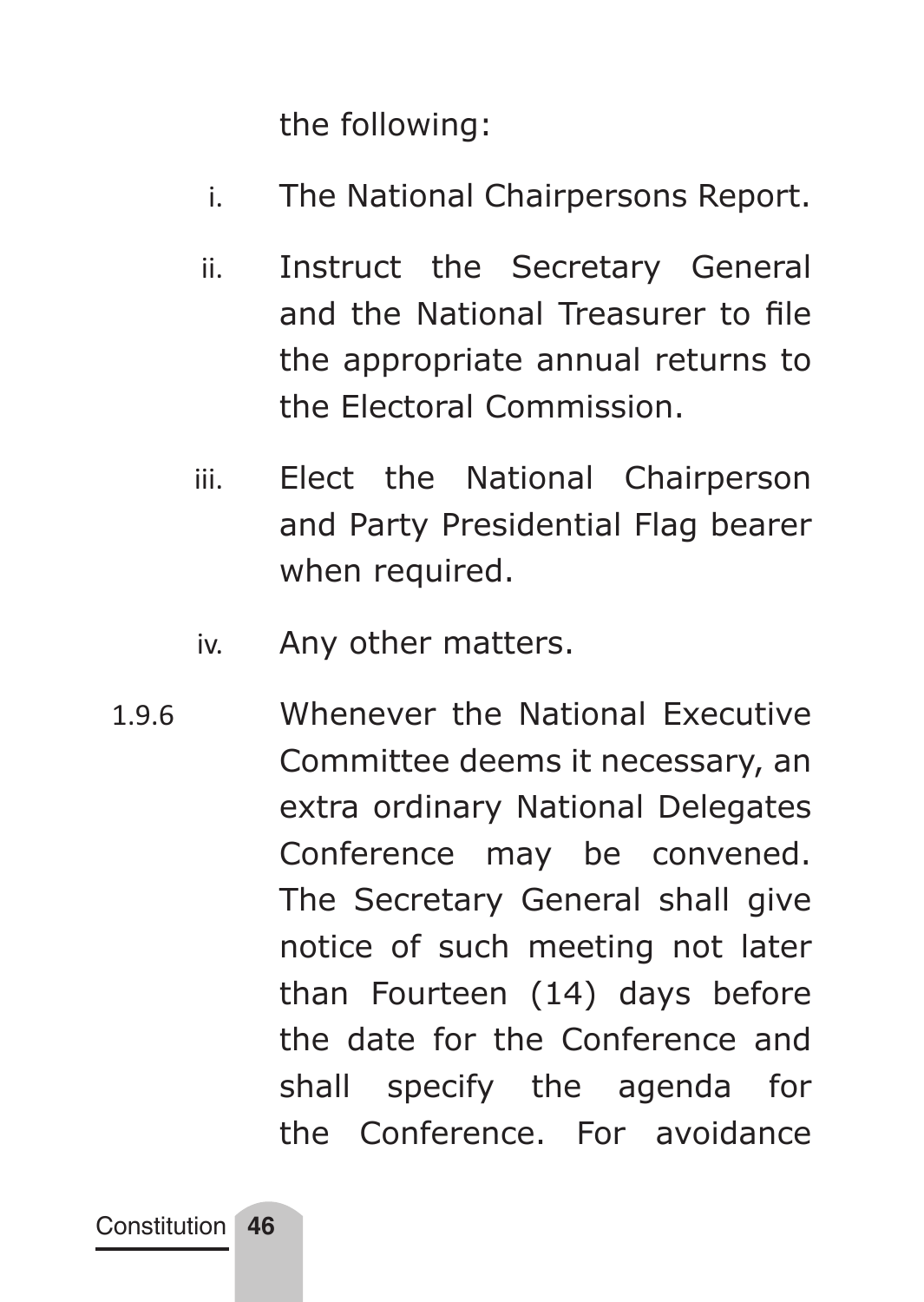the following:

i. The National Chairpersons Report.

ii. Instruct the Secretary General and the National Treasurer to file the appropriate annual returns to the Electoral Commission.

iii. Elect the National Chairperson and Party Presidential Flag bearer when required.

iv. Any other matters.

1.9.6 Whenever the National Executive Committee deems it necessary, an extra ordinary National Delegates Conference may be convened. The Secretary General shall give notice of such meeting not later than Fourteen (14) days before the date for the Conference and shall specify the agenda for the Conference. For avoidance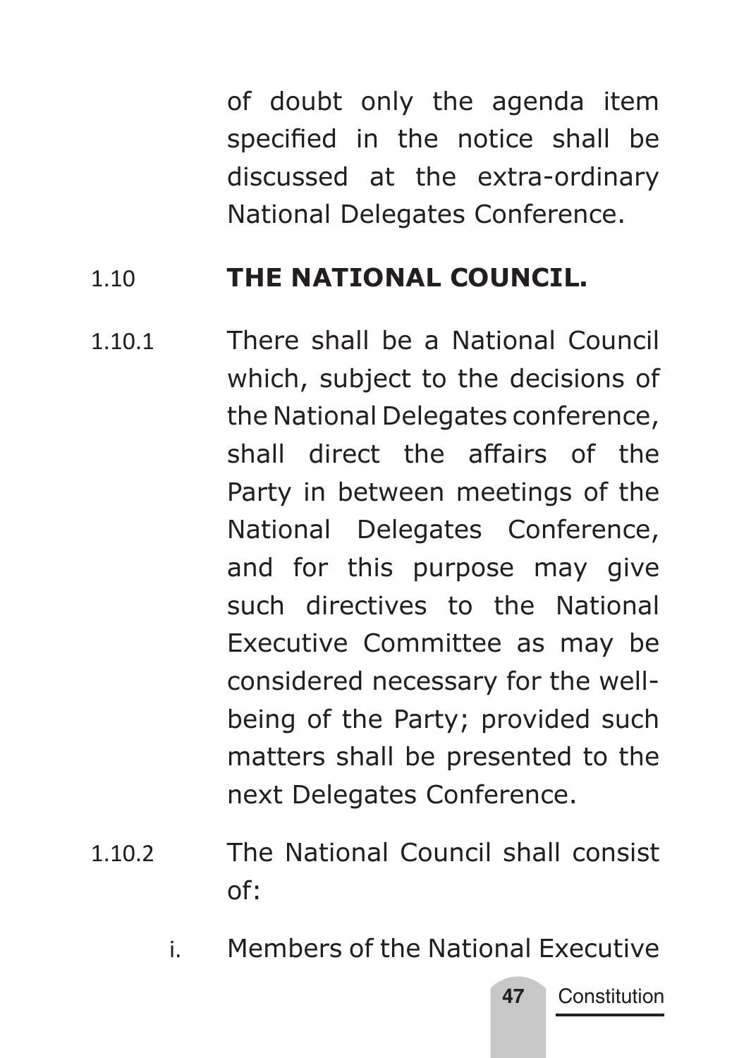of doubt only the agenda item specified in the notice shall be discussed at the extra-ordinary National Delegates Conference.

## 1.10 THE NATIONAL COUNCIL.

1.10.1 There shall be a National Council which, subject to the decisions of the National Delegates conference, shall direct the affairs of the Party in between meetings of the National Delegates Conference, and for this purpose may give such directives to the National Executive Committee as may be considered necessary for the well-being of the Party; provided such matters shall be presented to the next Delegates Conference.

1.10.2 The National Council shall consist of:

i. Members of the National Executive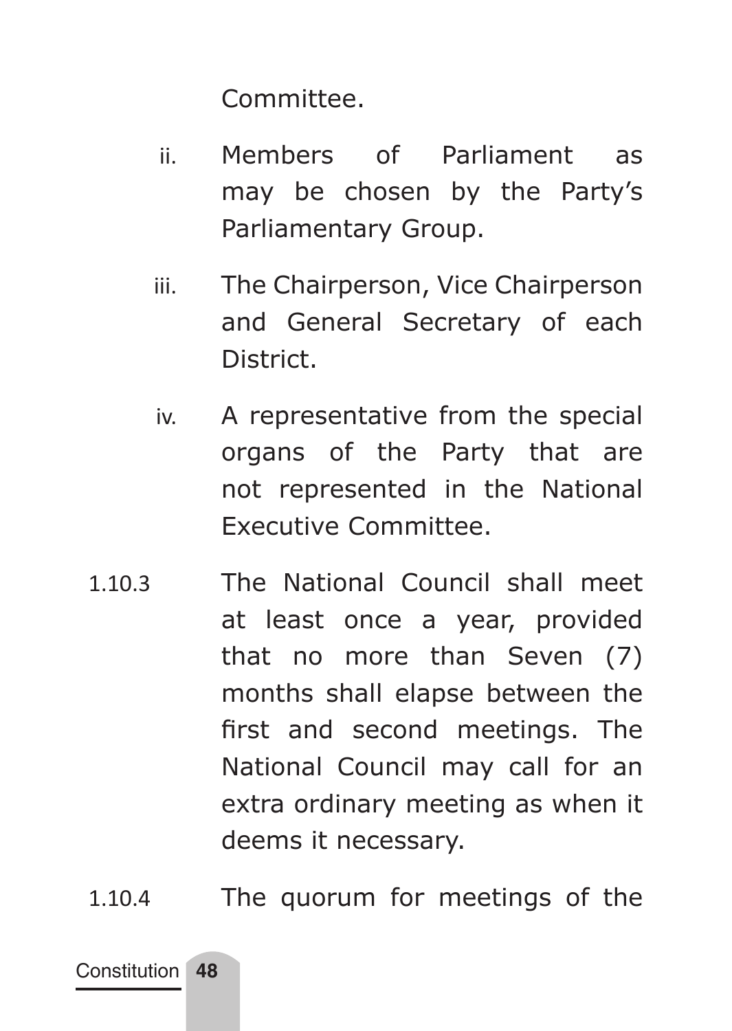Committee.

ii. Members of Parliament as may be chosen by the Party's Parliamentary Group.

iii. The Chairperson, Vice Chairperson and General Secretary of each District.

iv. A representative from the special organs of the Party that are not represented in the National Executive Committee.

1.10.3 The National Council shall meet at least once a year, provided that no more than Seven (7) months shall elapse between the first and second meetings. The National Council may call for an extra ordinary meeting as when it deems it necessary.

1.10.4 The quorum for meetings of the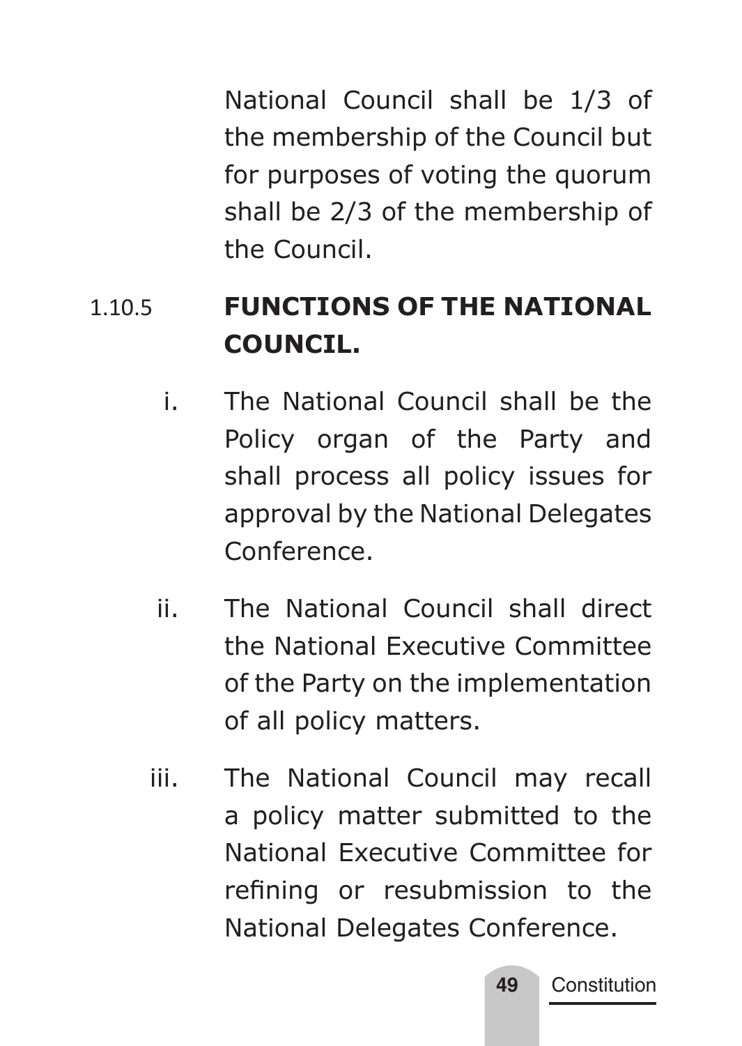National Council shall be 1/3 of the membership of the Council but for purposes of voting the quorum shall be 2/3 of the membership of the Council.

### 1.10.5 FUNCTIONS OF THE NATIONAL COUNCIL.

i. The National Council shall be the Policy organ of the Party and shall process all policy issues for approval by the National Delegates Conference.

ii. The National Council shall direct the National Executive Committee of the Party on the implementation of all policy matters.

iii. The National Council may recall a policy matter submitted to the National Executive Committee for refining or resubmission to the National Delegates Conference.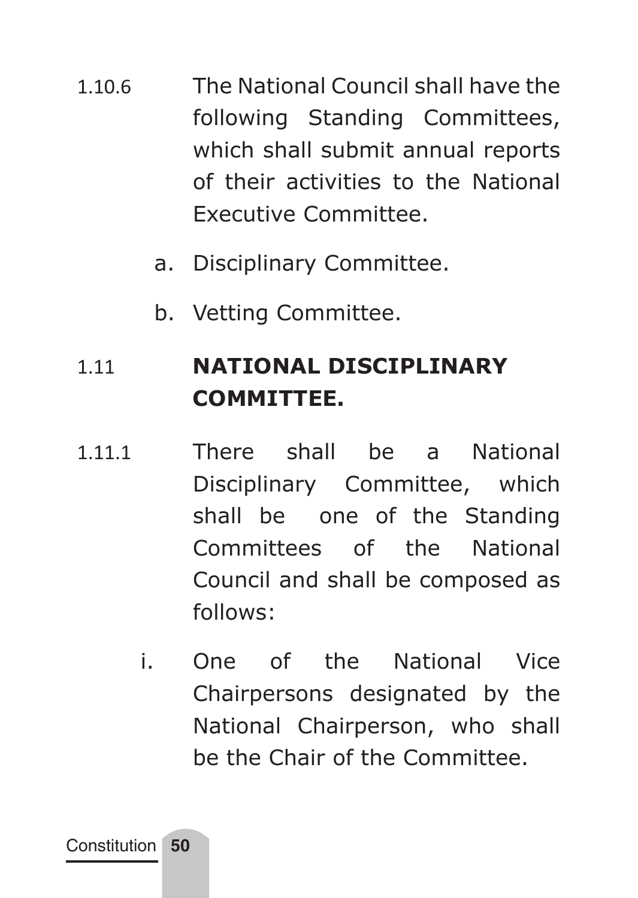1.10.6 The National Council shall have the following Standing Committees, which shall submit annual reports of their activities to the National Executive Committee.

a. Disciplinary Committee.

b. Vetting Committee.

## 1.11 NATIONAL DISCIPLINARY COMMITTEE.

1.11.1 There shall be a National Disciplinary Committee, which shall be one of the Standing Committees of the National Council and shall be composed as follows:

i. One of the National Vice Chairpersons designated by the National Chairperson, who shall be the Chair of the Committee.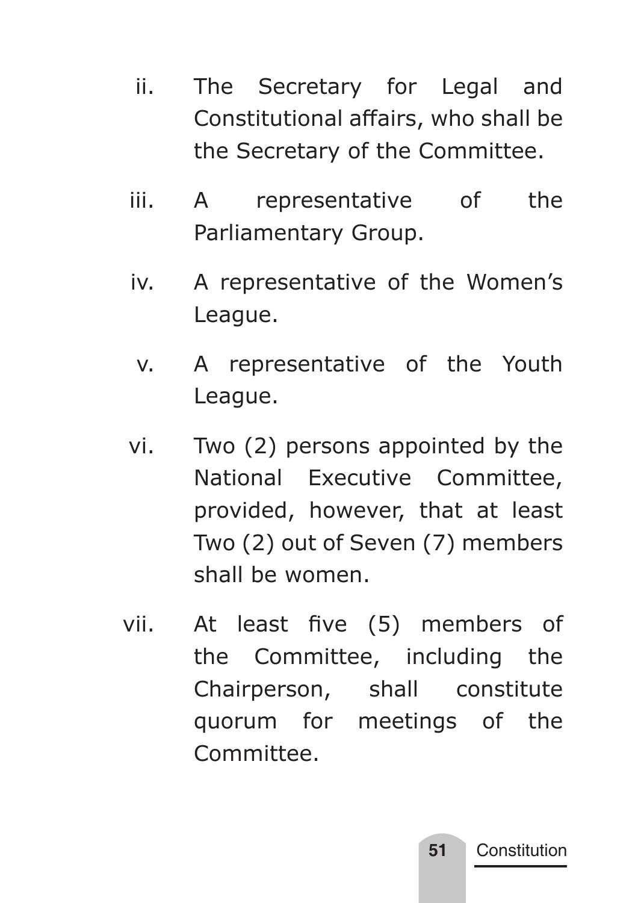ii. The Secretary for Legal and Constitutional affairs, who shall be the Secretary of the Committee.

iii. A representative of the Parliamentary Group.

iv. A representative of the Women's League.

v. A representative of the Youth League.

vi. Two (2) persons appointed by the National Executive Committee, provided, however, that at least Two (2) out of Seven (7) members shall be women.

vii. At least five (5) members of the Committee, including the Chairperson, shall constitute quorum for meetings of the Committee.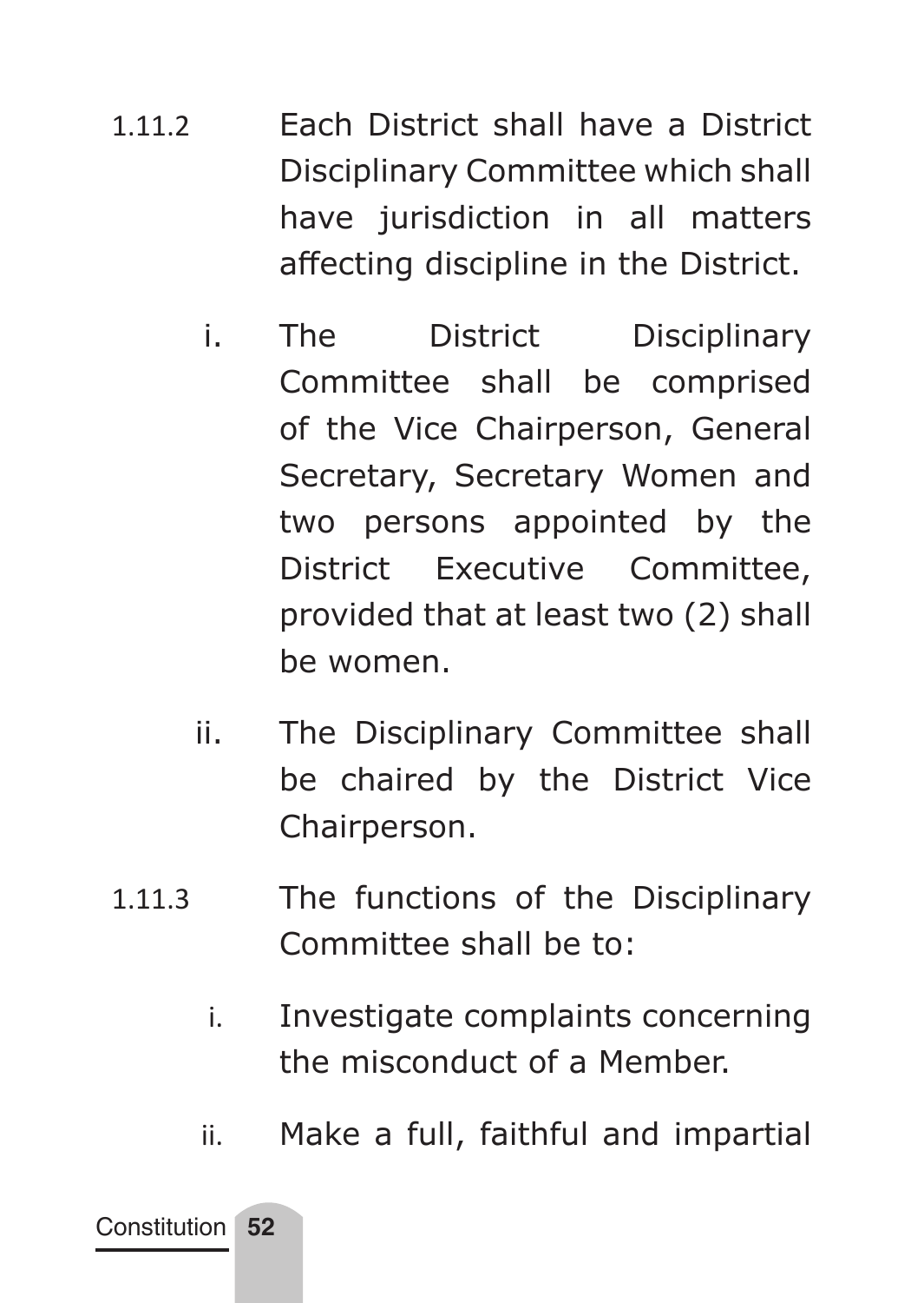1.11.2 Each District shall have a District Disciplinary Committee which shall have jurisdiction in all matters affecting discipline in the District.

i. The District Disciplinary Committee shall be comprised of the Vice Chairperson, General Secretary, Secretary Women and two persons appointed by the District Executive Committee, provided that at least two (2) shall be women.

ii. The Disciplinary Committee shall be chaired by the District Vice Chairperson.

1.11.3 The functions of the Disciplinary Committee shall be to:

i. Investigate complaints concerning the misconduct of a Member.

ii. Make a full, faithful and impartial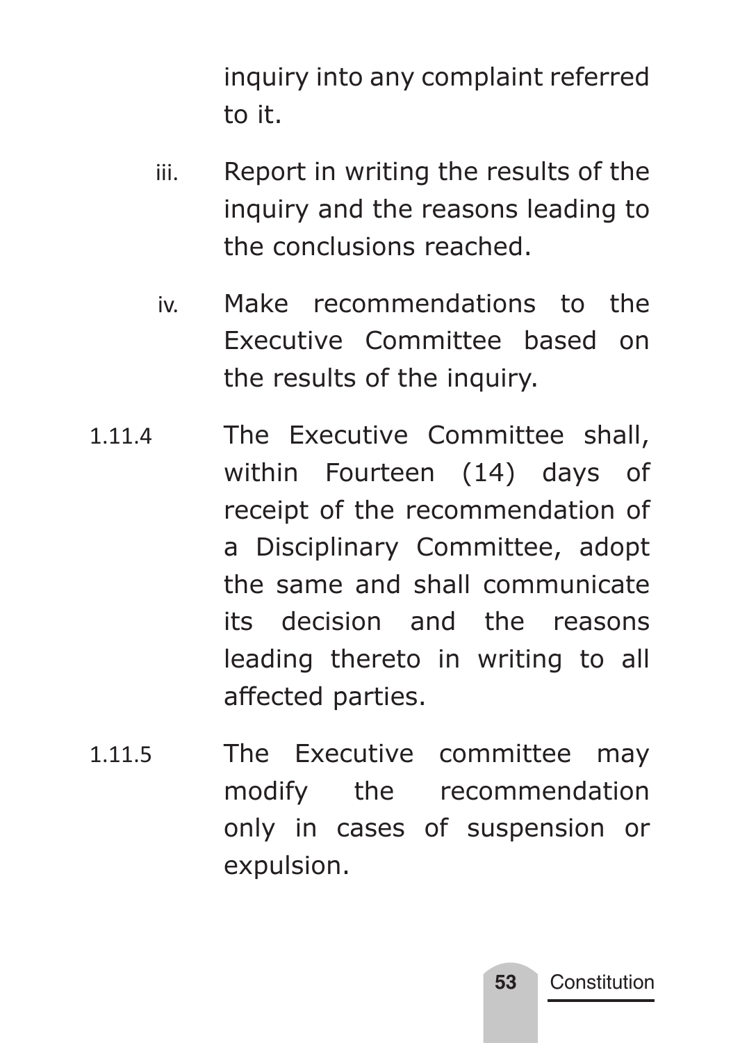inquiry into any complaint referred to it.

iii. Report in writing the results of the inquiry and the reasons leading to the conclusions reached.

iv. Make recommendations to the Executive Committee based on the results of the inquiry.

1.11.4 The Executive Committee shall, within Fourteen (14) days of receipt of the recommendation of a Disciplinary Committee, adopt the same and shall communicate its decision and the reasons leading thereto in writing to all affected parties.

1.11.5 The Executive committee may modify the recommendation only in cases of suspension or expulsion.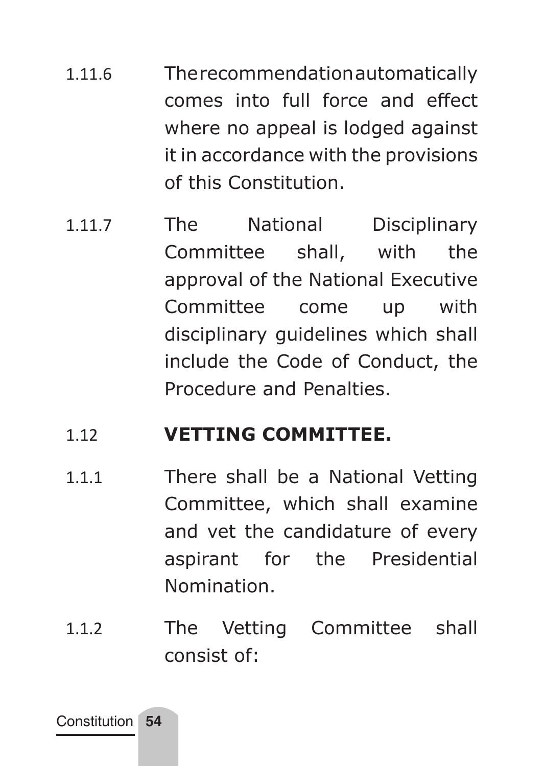1.11.6 The recommendation automatically comes into full force and effect where no appeal is lodged against it in accordance with the provisions of this Constitution.

1.11.7 The National Disciplinary Committee shall, with the approval of the National Executive Committee come up with disciplinary guidelines which shall include the Code of Conduct, the Procedure and Penalties.

## 1.12 VETTING COMMITTEE.

1.1.1 There shall be a National Vetting Committee, which shall examine and vet the candidature of every aspirant for the Presidential Nomination.

1.1.2 The Vetting Committee shall consist of: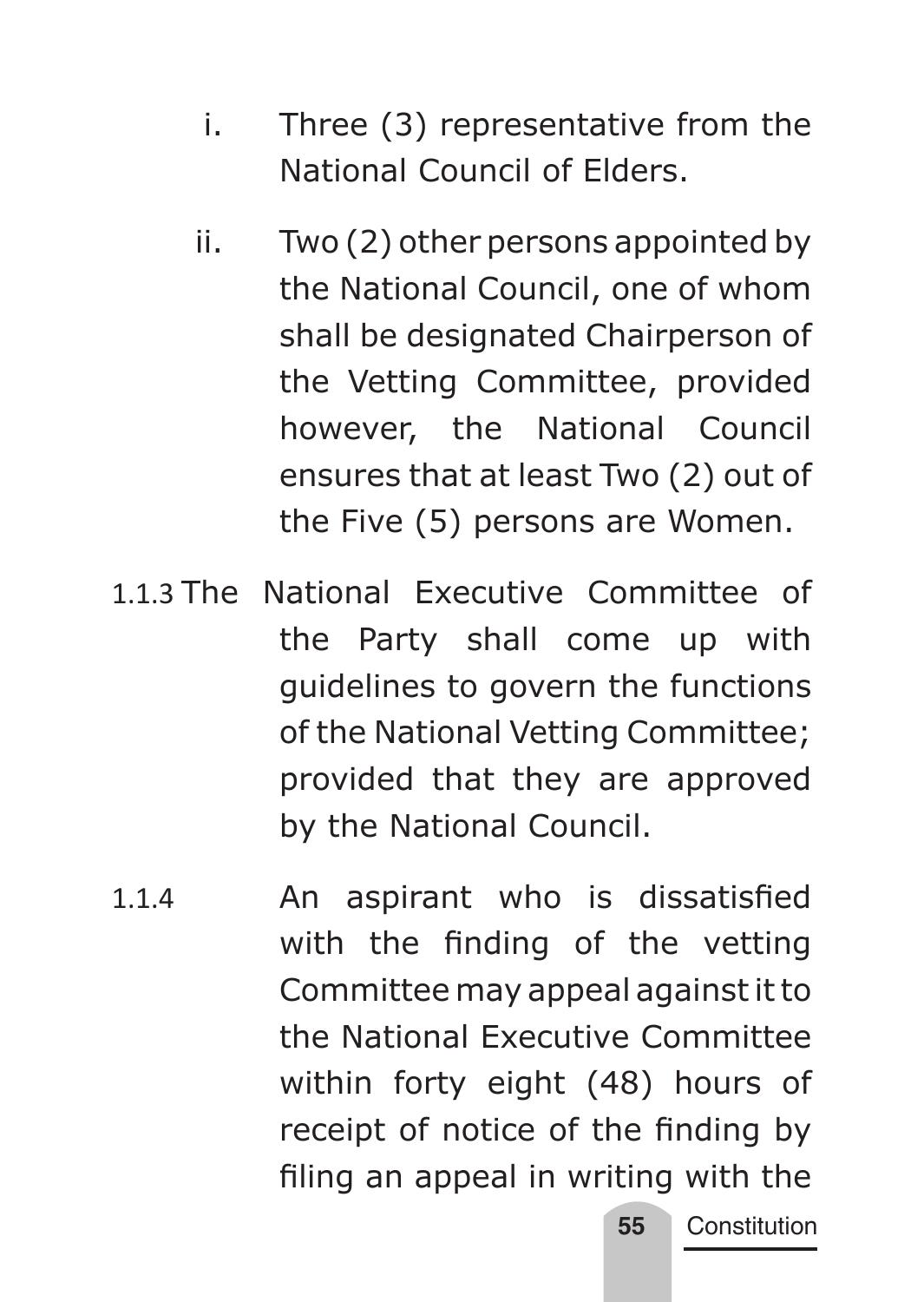i. Three (3) representative from the National Council of Elders.

ii. Two (2) other persons appointed by the National Council, one of whom shall be designated Chairperson of the Vetting Committee, provided however, the National Council ensures that at least Two (2) out of the Five (5) persons are Women.

1.1.3 The National Executive Committee of the Party shall come up with guidelines to govern the functions of the National Vetting Committee; provided that they are approved by the National Council.

1.1.4 An aspirant who is dissatisfied with the finding of the vetting Committee may appeal against it to the National Executive Committee within forty eight (48) hours of receipt of notice of the finding by filing an appeal in writing with the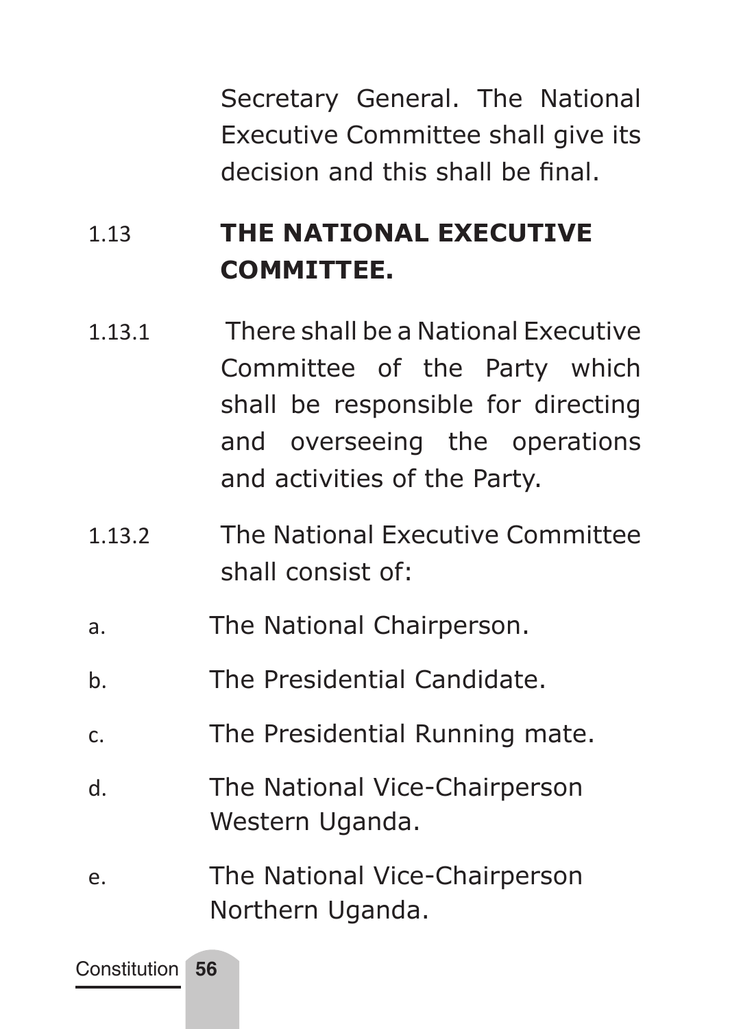Secretary General. The National Executive Committee shall give its decision and this shall be final.

## 1.13 THE NATIONAL EXECUTIVE COMMITTEE.

1.13.1 There shall be a National Executive Committee of the Party which shall be responsible for directing and overseeing the operations and activities of the Party.

1.13.2 The National Executive Committee shall consist of:

a. The National Chairperson.

b. The Presidential Candidate.

c. The Presidential Running mate.

d. The National Vice-Chairperson Western Uganda.

e. The National Vice-Chairperson Northern Uganda.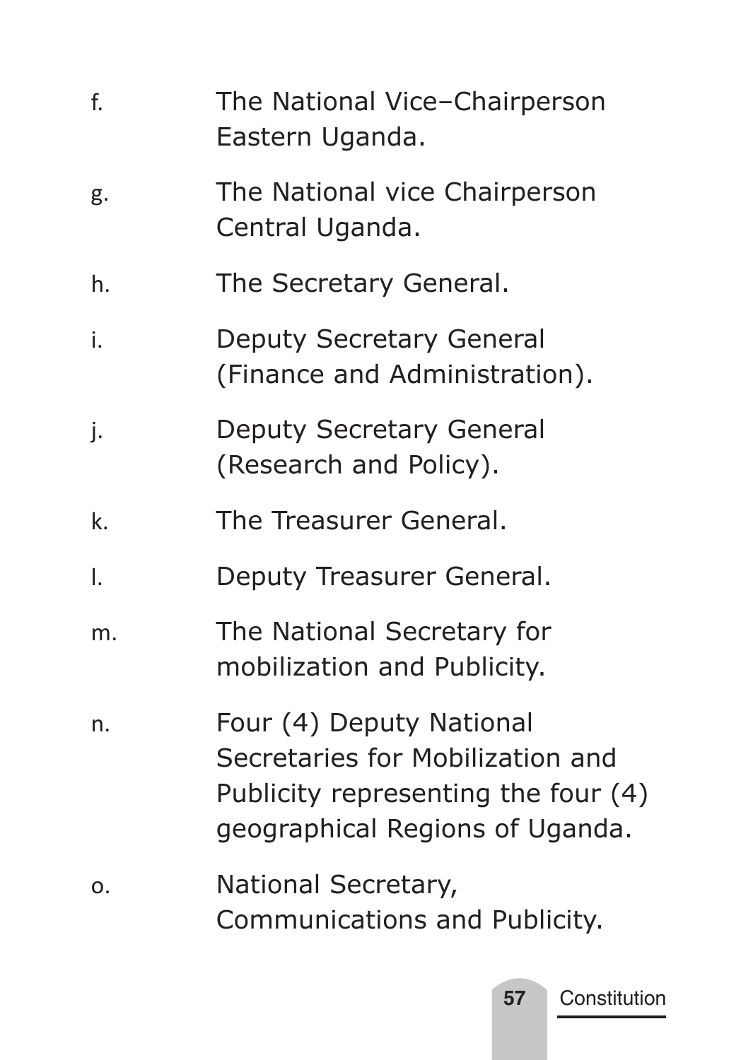f. The National Vice–Chairperson Eastern Uganda.

g. The National vice Chairperson Central Uganda.

h. The Secretary General.

i. Deputy Secretary General (Finance and Administration).

j. Deputy Secretary General (Research and Policy).

k. The Treasurer General.

l. Deputy Treasurer General.

m. The National Secretary for mobilization and Publicity.

n. Four (4) Deputy National Secretaries for Mobilization and Publicity representing the four (4) geographical Regions of Uganda.

o. National Secretary, Communications and Publicity.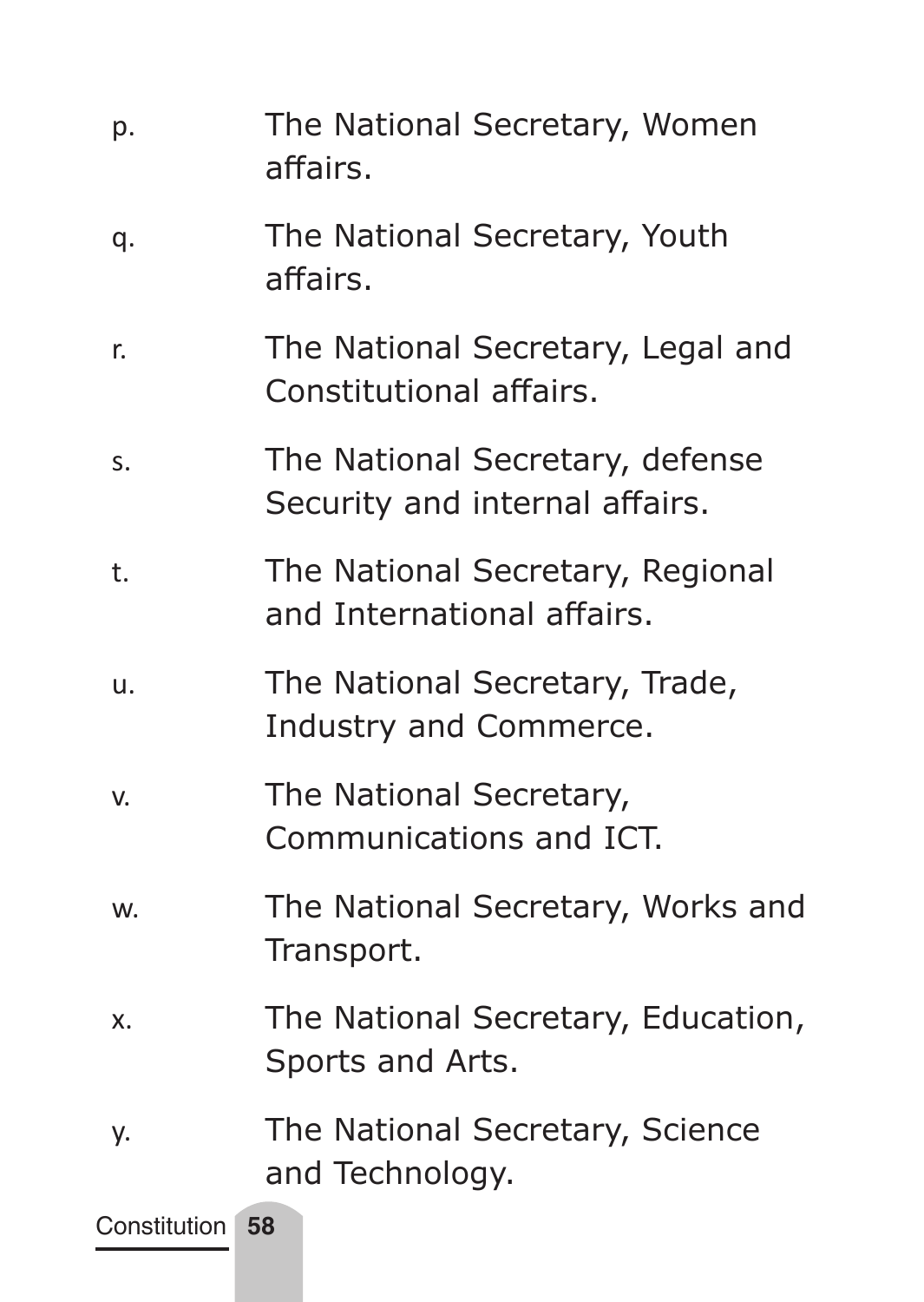p. The National Secretary, Women affairs.

q. The National Secretary, Youth affairs.

r. The National Secretary, Legal and Constitutional affairs.

s. The National Secretary, defense Security and internal affairs.

t. The National Secretary, Regional and International affairs.

u. The National Secretary, Trade, Industry and Commerce.

v. The National Secretary, Communications and ICT.

w. The National Secretary, Works and Transport.

x. The National Secretary, Education, Sports and Arts.

y. The National Secretary, Science and Technology.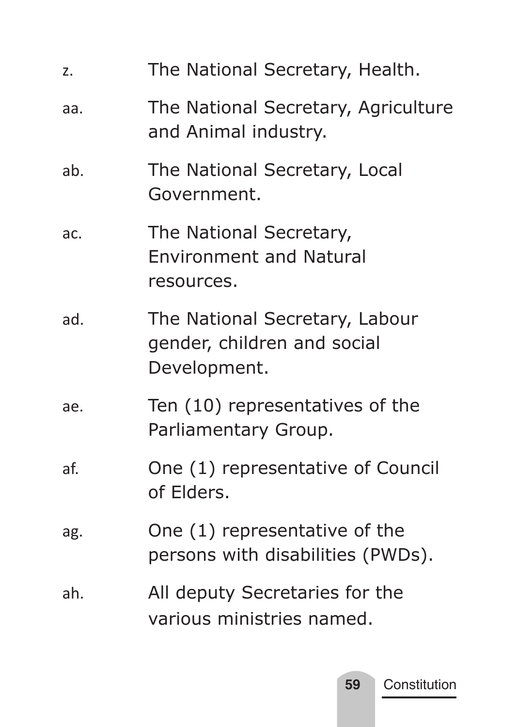z. The National Secretary, Health.

aa. The National Secretary, Agriculture and Animal industry.

ab. The National Secretary, Local Government.

ac. The National Secretary, Environment and Natural resources.

ad. The National Secretary, Labour gender, children and social Development.

ae. Ten (10) representatives of the Parliamentary Group.

af. One (1) representative of Council of Elders.

ag. One (1) representative of the persons with disabilities (PWDs).

ah. All deputy Secretaries for the various ministries named.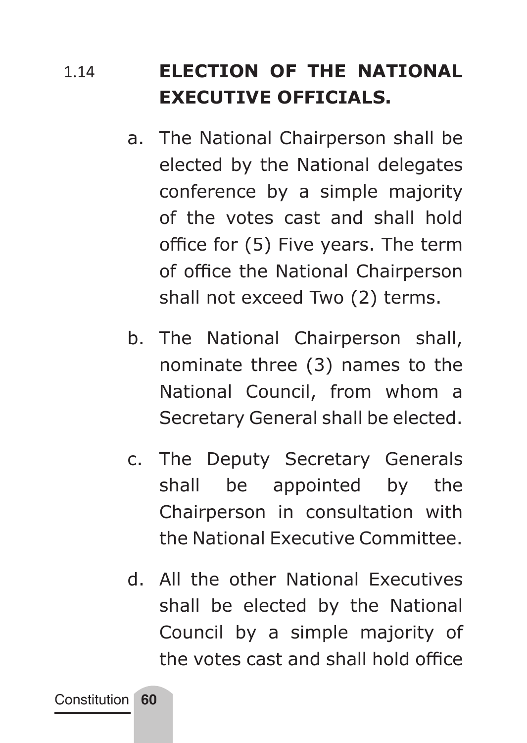## 1.14 ELECTION OF THE NATIONAL EXECUTIVE OFFICIALS.

a. The National Chairperson shall be elected by the National delegates conference by a simple majority of the votes cast and shall hold office for (5) Five years. The term of office the National Chairperson shall not exceed Two (2) terms.

b. The National Chairperson shall, nominate three (3) names to the National Council, from whom a Secretary General shall be elected.

c. The Deputy Secretary Generals shall be appointed by the Chairperson in consultation with the National Executive Committee.

d. All the other National Executives shall be elected by the National Council by a simple majority of the votes cast and shall hold office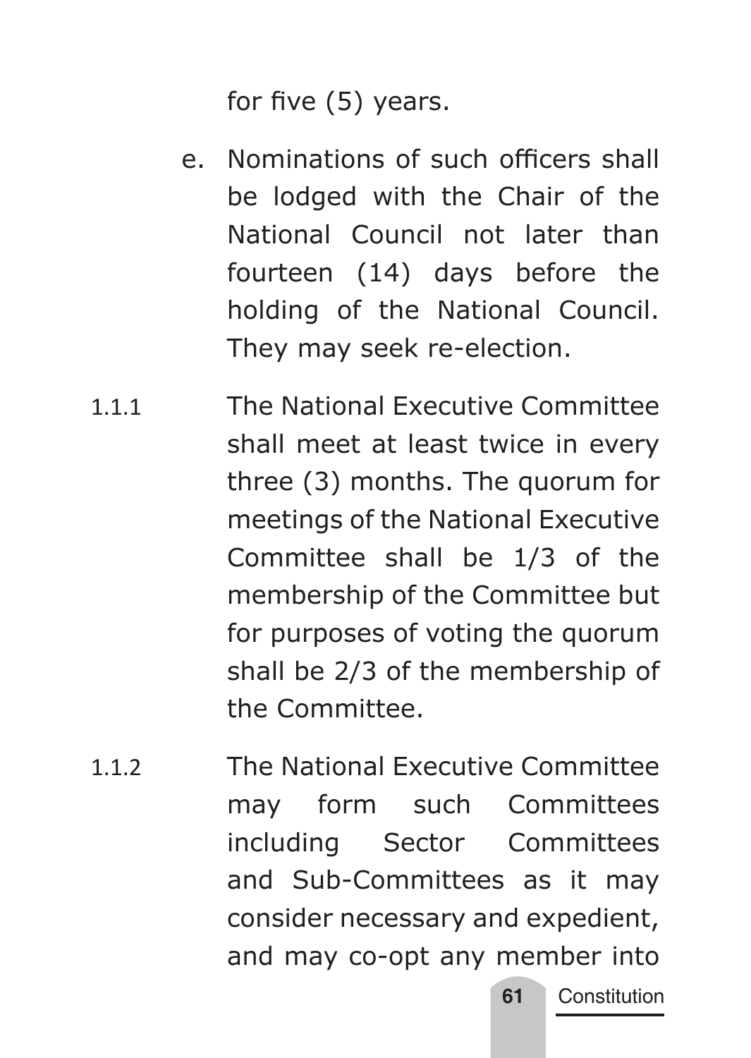for five (5) years.

e. Nominations of such officers shall be lodged with the Chair of the National Council not later than fourteen (14) days before the holding of the National Council. They may seek re-election.

1.1.1 The National Executive Committee shall meet at least twice in every three (3) months. The quorum for meetings of the National Executive Committee shall be 1/3 of the membership of the Committee but for purposes of voting the quorum shall be 2/3 of the membership of the Committee.

1.1.2 The National Executive Committee may form such Committees including Sector Committees and Sub-Committees as it may consider necessary and expedient, and may co-opt any member into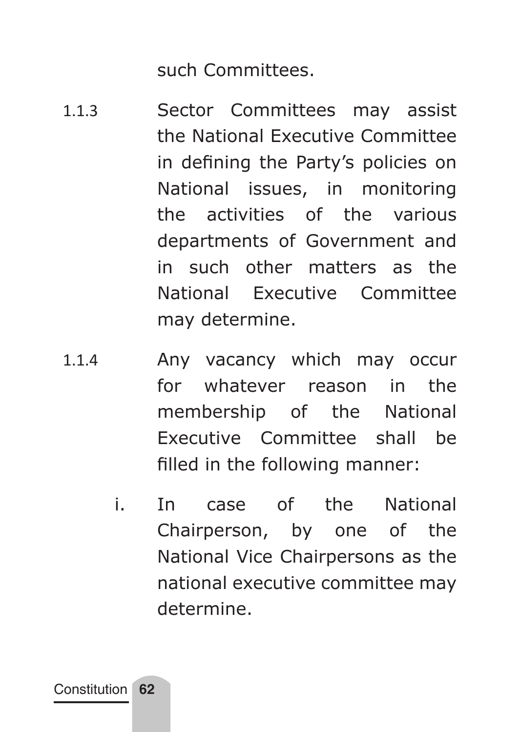such Committees.

1.1.3 Sector Committees may assist the National Executive Committee in defining the Party's policies on National issues, in monitoring the activities of the various departments of Government and in such other matters as the National Executive Committee may determine.

1.1.4 Any vacancy which may occur for whatever reason in the membership of the National Executive Committee shall be filled in the following manner:

i. In case of the National Chairperson, by one of the National Vice Chairpersons as the national executive committee may determine.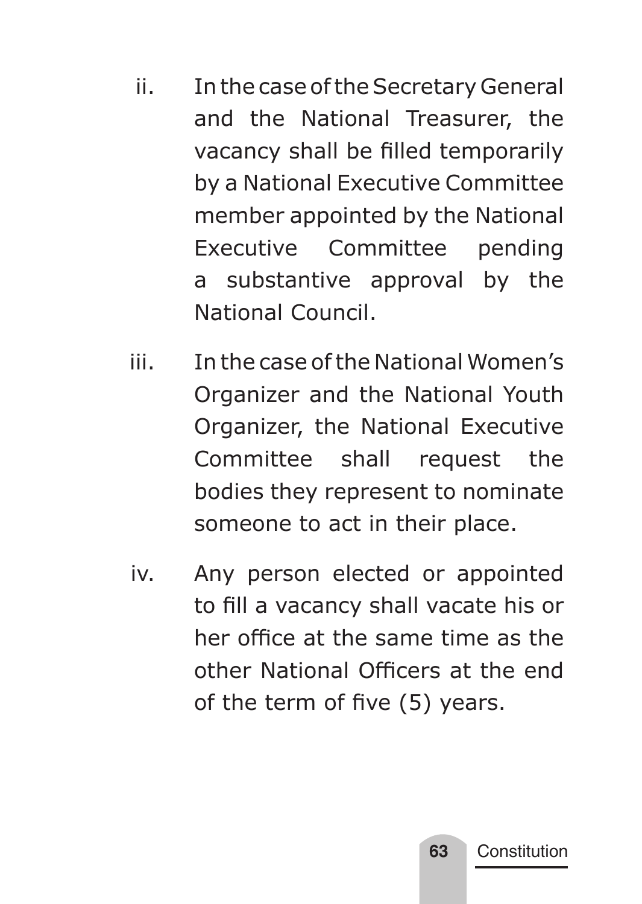ii. In the case of the Secretary General and the National Treasurer, the vacancy shall be filled temporarily by a National Executive Committee member appointed by the National Executive Committee pending a substantive approval by the National Council.

iii. In the case of the National Women's Organizer and the National Youth Organizer, the National Executive Committee shall request the bodies they represent to nominate someone to act in their place.

iv. Any person elected or appointed to fill a vacancy shall vacate his or her office at the same time as the other National Officers at the end of the term of five (5) years.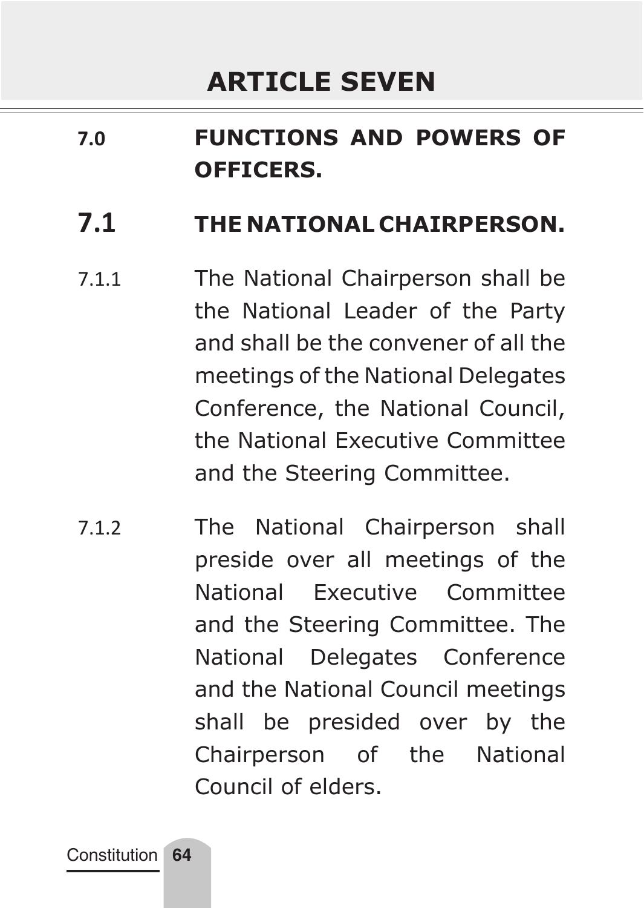# ARTICLE SEVEN

## 7.0 FUNCTIONS AND POWERS OF OFFICERS.

### 7.1 THE NATIONAL CHAIRPERSON.

7.1.1 The National Chairperson shall be the National Leader of the Party and shall be the convener of all the meetings of the National Delegates Conference, the National Council, the National Executive Committee and the Steering Committee.

7.1.2 The National Chairperson shall preside over all meetings of the National Executive Committee and the Steering Committee. The National Delegates Conference and the National Council meetings shall be presided over by the Chairperson of the National Council of elders.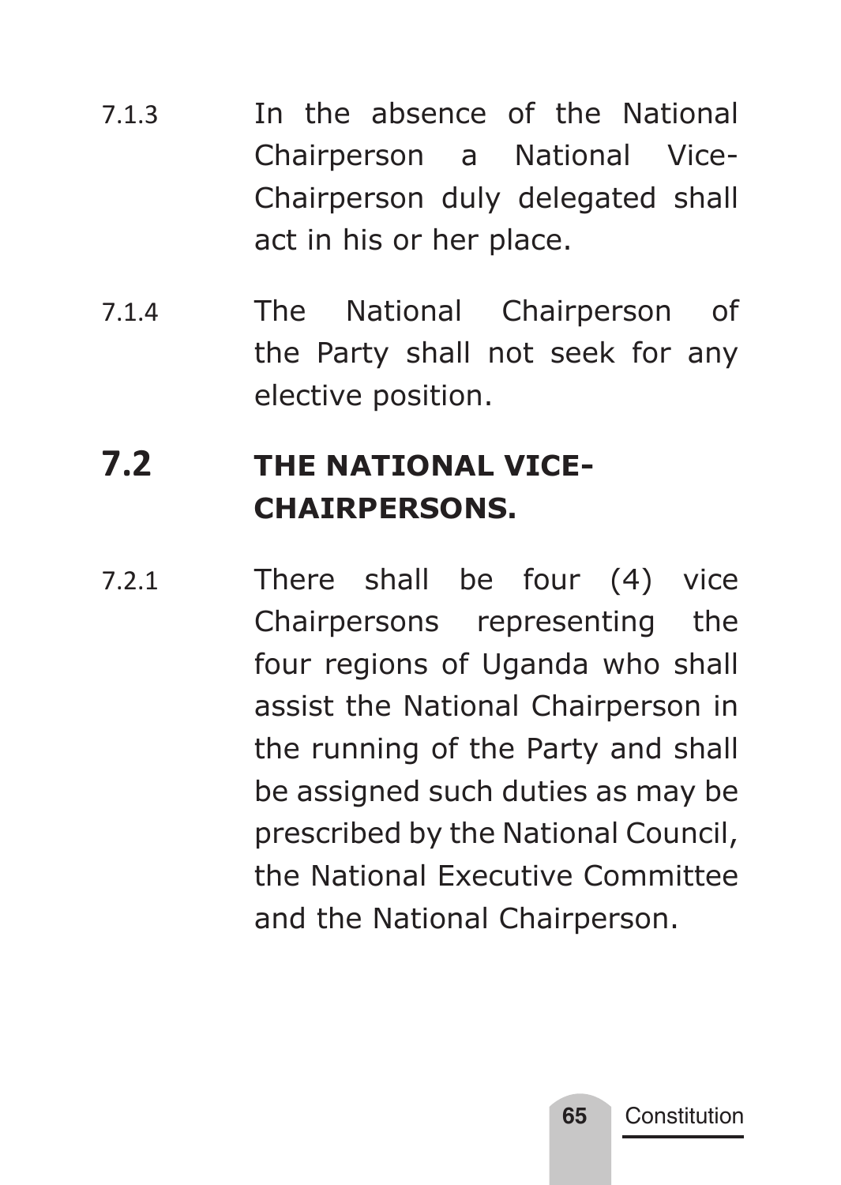7.1.3 In the absence of the National Chairperson a National Vice-Chairperson duly delegated shall act in his or her place.

7.1.4 The National Chairperson of the Party shall not seek for any elective position.

## 7.2 THE NATIONAL VICE-CHAIRPERSONS.

7.2.1 There shall be four (4) vice Chairpersons representing the four regions of Uganda who shall assist the National Chairperson in the running of the Party and shall be assigned such duties as may be prescribed by the National Council, the National Executive Committee and the National Chairperson.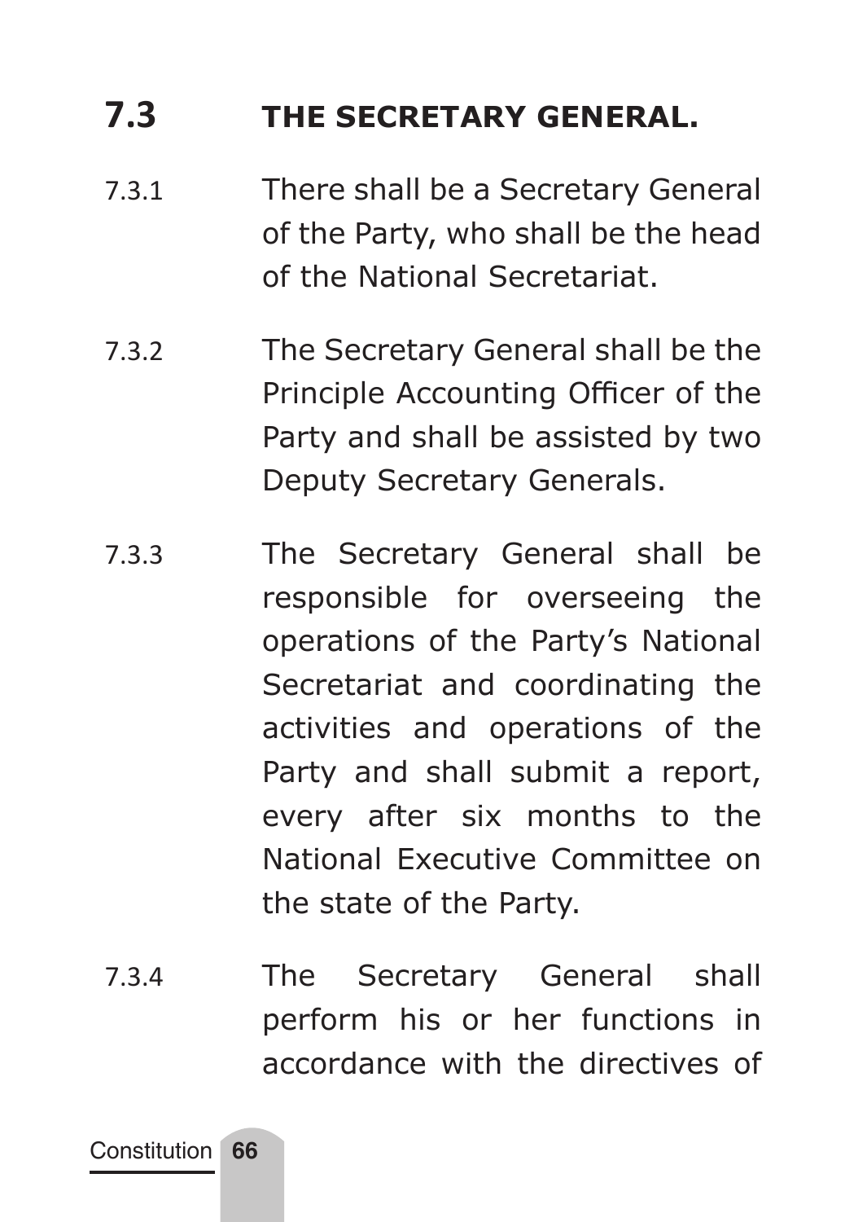## 7.3 THE SECRETARY GENERAL.

7.3.1 There shall be a Secretary General of the Party, who shall be the head of the National Secretariat.

7.3.2 The Secretary General shall be the Principle Accounting Officer of the Party and shall be assisted by two Deputy Secretary Generals.

7.3.3 The Secretary General shall be responsible for overseeing the operations of the Party's National Secretariat and coordinating the activities and operations of the Party and shall submit a report, every after six months to the National Executive Committee on the state of the Party.

7.3.4 The Secretary General shall perform his or her functions in accordance with the directives of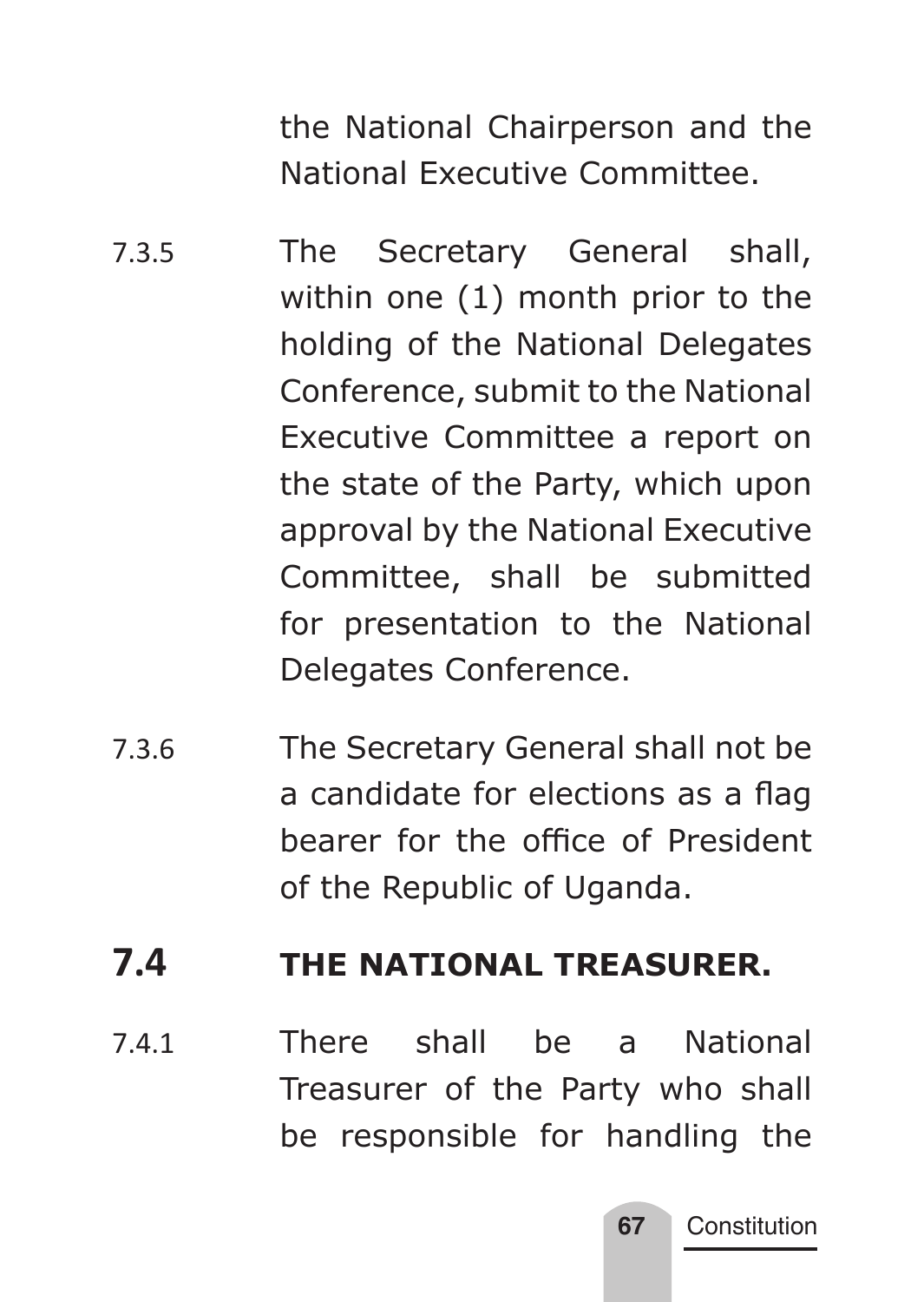the National Chairperson and the National Executive Committee.

7.3.5 The Secretary General shall, within one (1) month prior to the holding of the National Delegates Conference, submit to the National Executive Committee a report on the state of the Party, which upon approval by the National Executive Committee, shall be submitted for presentation to the National Delegates Conference.

7.3.6 The Secretary General shall not be a candidate for elections as a flag bearer for the office of President of the Republic of Uganda.

## 7.4 THE NATIONAL TREASURER.

7.4.1 There shall be a National Treasurer of the Party who shall be responsible for handling the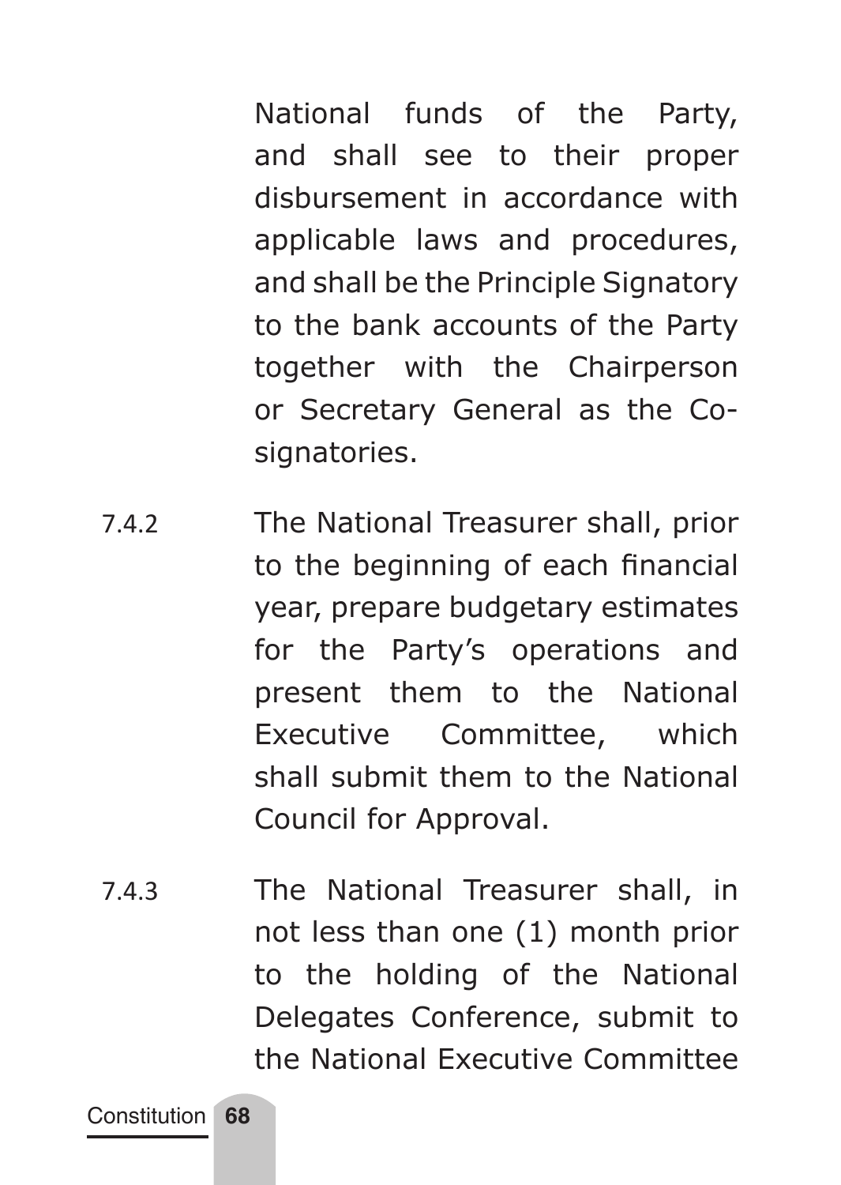National funds of the Party, and shall see to their proper disbursement in accordance with applicable laws and procedures, and shall be the Principle Signatory to the bank accounts of the Party together with the Chairperson or Secretary General as the Co-signatories.

7.4.2 The National Treasurer shall, prior to the beginning of each financial year, prepare budgetary estimates for the Party's operations and present them to the National Executive Committee, which shall submit them to the National Council for Approval.

7.4.3 The National Treasurer shall, in not less than one (1) month prior to the holding of the National Delegates Conference, submit to the National Executive Committee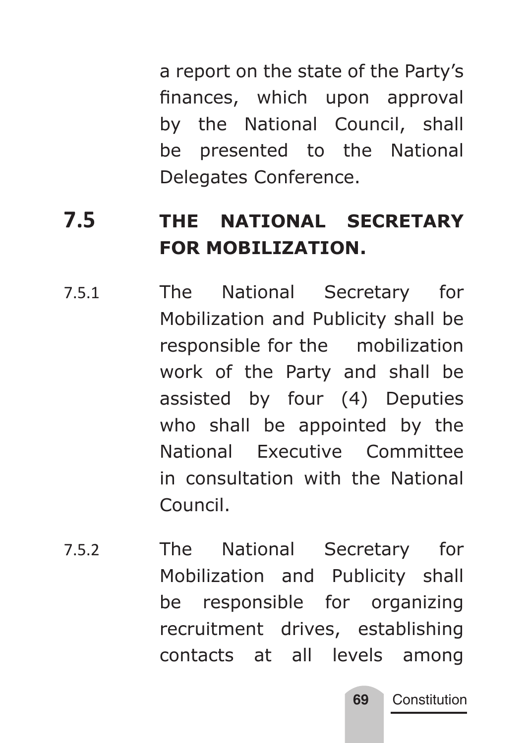a report on the state of the Party's finances, which upon approval by the National Council, shall be presented to the National Delegates Conference.

## 7.5 THE NATIONAL SECRETARY FOR MOBILIZATION.

7.5.1 The National Secretary for Mobilization and Publicity shall be responsible for the mobilization work of the Party and shall be assisted by four (4) Deputies who shall be appointed by the National Executive Committee in consultation with the National Council.

7.5.2 The National Secretary for Mobilization and Publicity shall be responsible for organizing recruitment drives, establishing contacts at all levels among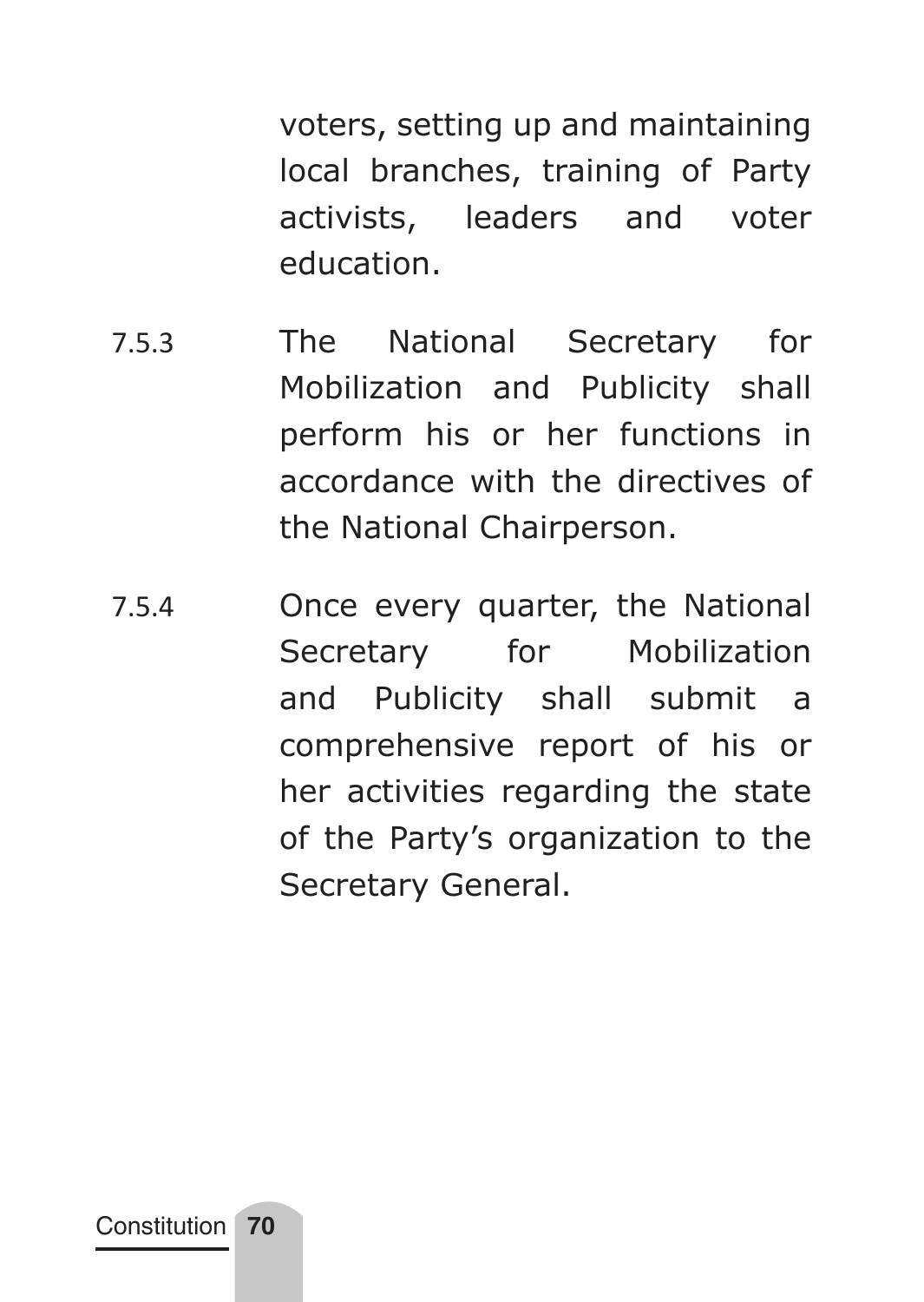voters, setting up and maintaining local branches, training of Party activists, leaders and voter education.

7.5.3 The National Secretary for Mobilization and Publicity shall perform his or her functions in accordance with the directives of the National Chairperson.

7.5.4 Once every quarter, the National Secretary for Mobilization and Publicity shall submit a comprehensive report of his or her activities regarding the state of the Party's organization to the Secretary General.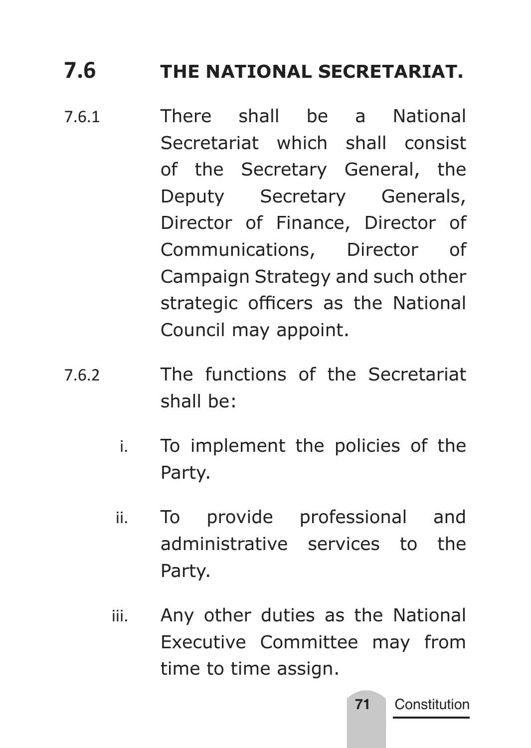## 7.6 THE NATIONAL SECRETARIAT.

7.6.1 There shall be a National Secretariat which shall consist of the Secretary General, the Deputy Secretary Generals, Director of Finance, Director of Communications, Director of Campaign Strategy and such other strategic officers as the National Council may appoint.

7.6.2 The functions of the Secretariat shall be:

i. To implement the policies of the Party.

ii. To provide professional and administrative services to the Party.

iii. Any other duties as the National Executive Committee may from time to time assign.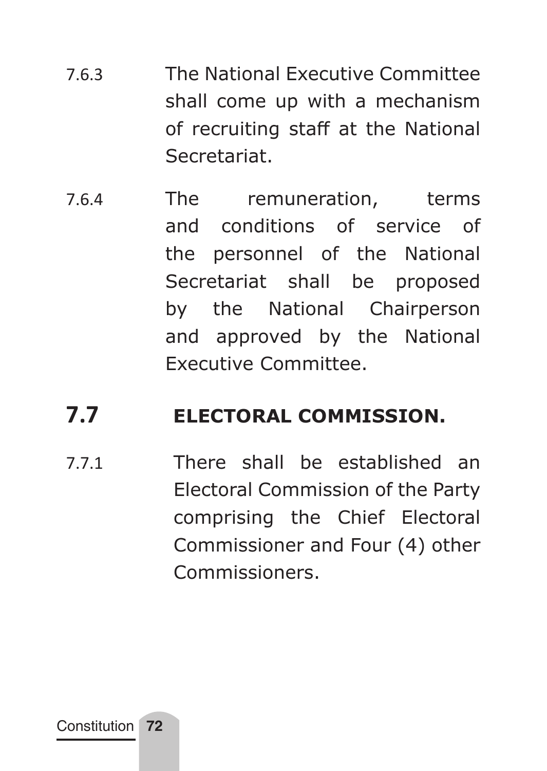7.6.3 The National Executive Committee shall come up with a mechanism of recruiting staff at the National Secretariat.

7.6.4 The remuneration, terms and conditions of service of the personnel of the National Secretariat shall be proposed by the National Chairperson and approved by the National Executive Committee.

## 7.7 ELECTORAL COMMISSION.

7.7.1 There shall be established an Electoral Commission of the Party comprising the Chief Electoral Commissioner and Four (4) other Commissioners.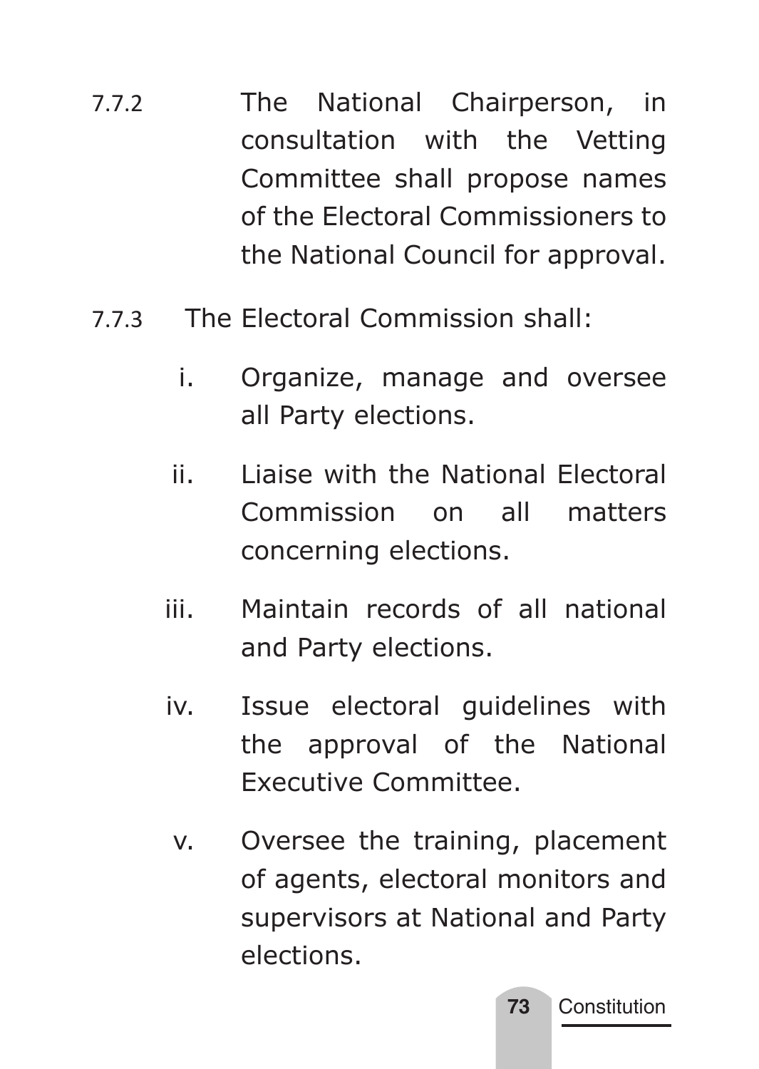7.7.2 The National Chairperson, in consultation with the Vetting Committee shall propose names of the Electoral Commissioners to the National Council for approval.

7.7.3 The Electoral Commission shall:

i. Organize, manage and oversee all Party elections.

ii. Liaise with the National Electoral Commission on all matters concerning elections.

iii. Maintain records of all national and Party elections.

iv. Issue electoral guidelines with the approval of the National Executive Committee.

v. Oversee the training, placement of agents, electoral monitors and supervisors at National and Party elections.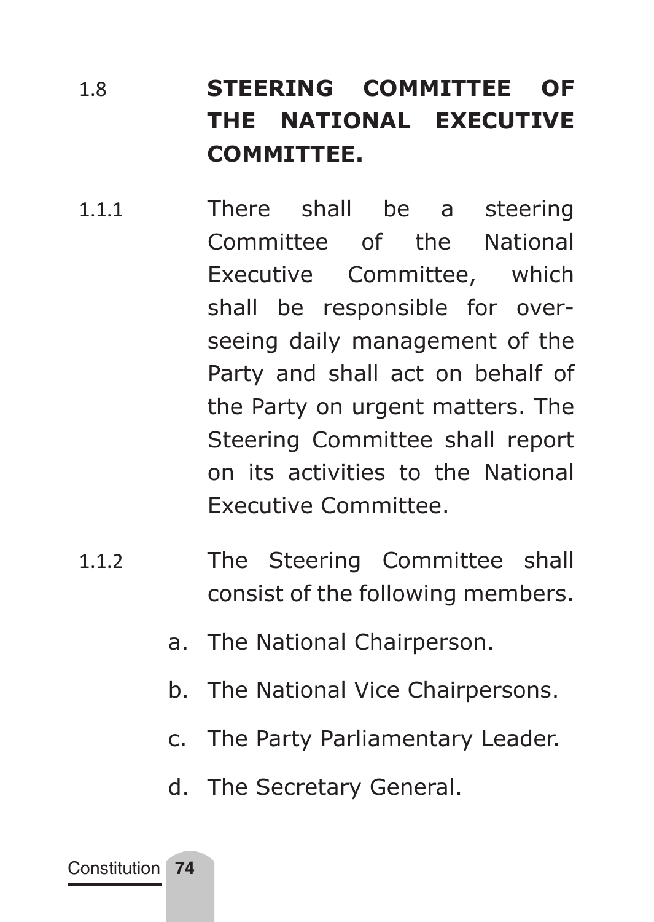## 1.8 STEERING COMMITTEE OF THE NATIONAL EXECUTIVE COMMITTEE.

1.1.1 There shall be a steering Committee of the National Executive Committee, which shall be responsible for over-seeing daily management of the Party and shall act on behalf of the Party on urgent matters. The Steering Committee shall report on its activities to the National Executive Committee.

1.1.2 The Steering Committee shall consist of the following members.

a. The National Chairperson.

b. The National Vice Chairpersons.

c. The Party Parliamentary Leader.

d. The Secretary General.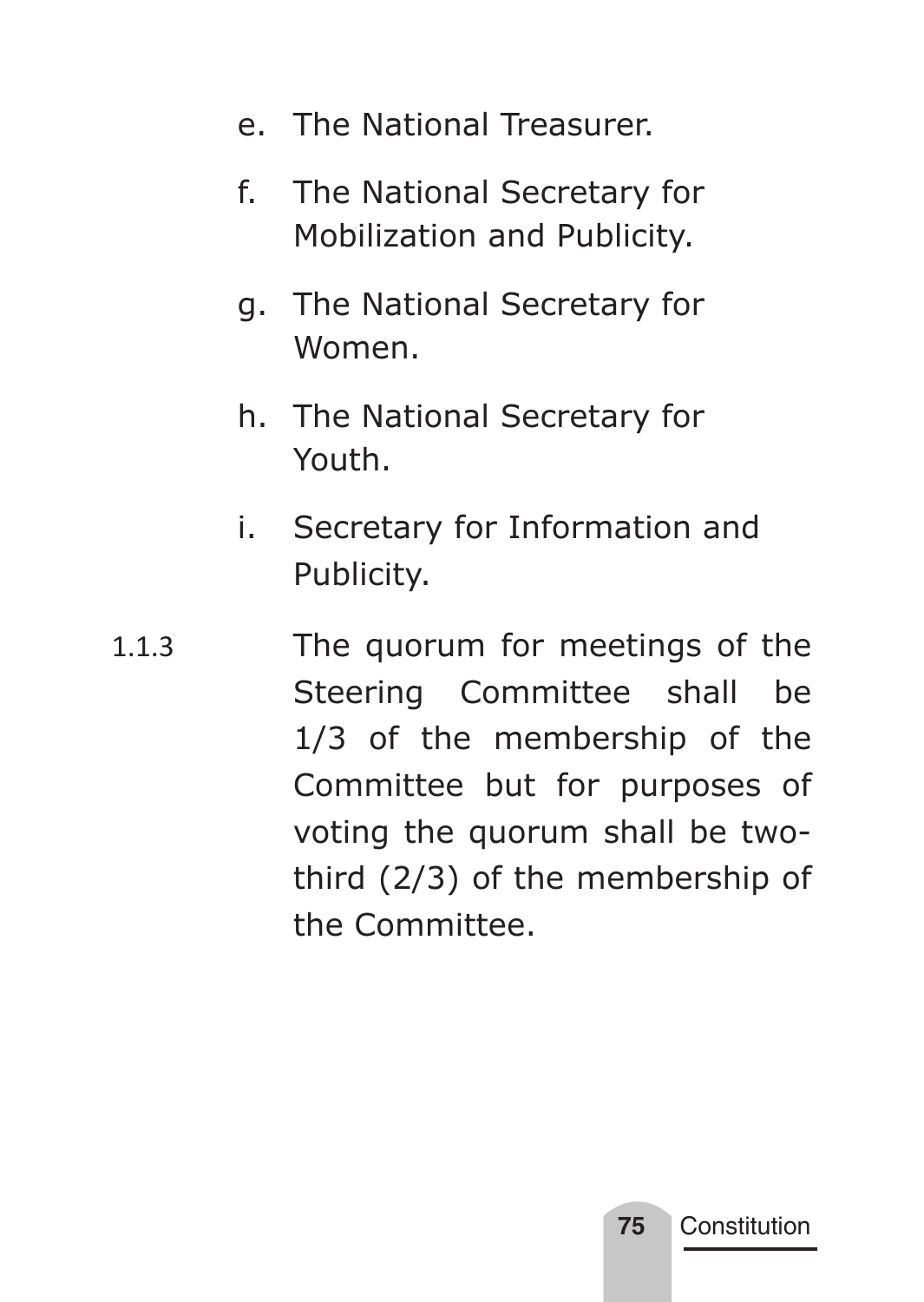e. The National Treasurer.

f. The National Secretary for Mobilization and Publicity.

g. The National Secretary for Women.

h. The National Secretary for Youth.

i. Secretary for Information and Publicity.

1.1.3 The quorum for meetings of the Steering Committee shall be 1/3 of the membership of the Committee but for purposes of voting the quorum shall be two-third (2/3) of the membership of the Committee.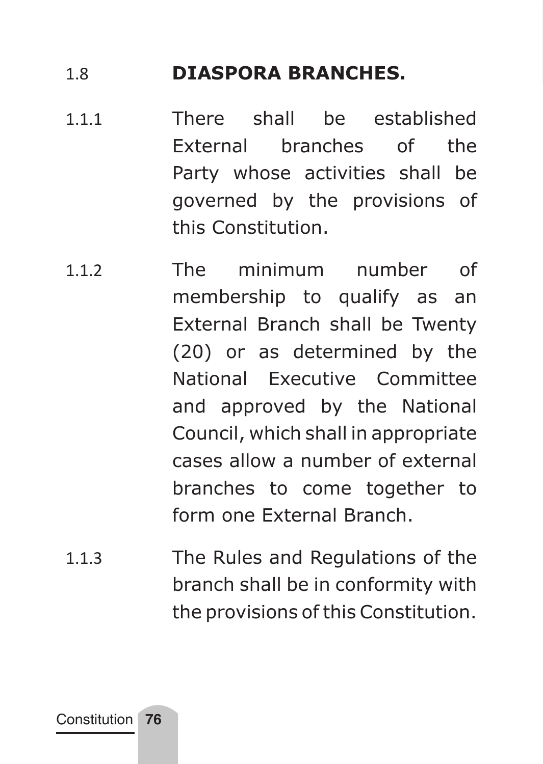## 1.8 DIASPORA BRANCHES.

1.1.1 There shall be established External branches of the Party whose activities shall be governed by the provisions of this Constitution.

1.1.2 The minimum number of membership to qualify as an External Branch shall be Twenty (20) or as determined by the National Executive Committee and approved by the National Council, which shall in appropriate cases allow a number of external branches to come together to form one External Branch.

1.1.3 The Rules and Regulations of the branch shall be in conformity with the provisions of this Constitution.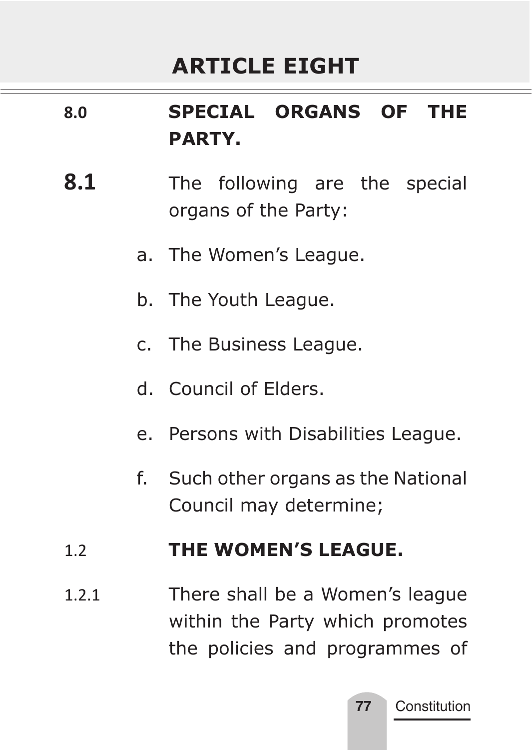# ARTICLE EIGHT

**8.0 SPECIAL ORGANS OF THE PARTY.**

**8.1** The following are the special organs of the Party:

a. The Women's League.

b. The Youth League.

c. The Business League.

d. Council of Elders.

e. Persons with Disabilities League.

f. Such other organs as the National Council may determine;

1.2 **THE WOMEN'S LEAGUE.**

1.2.1 There shall be a Women's league within the Party which promotes the policies and programmes of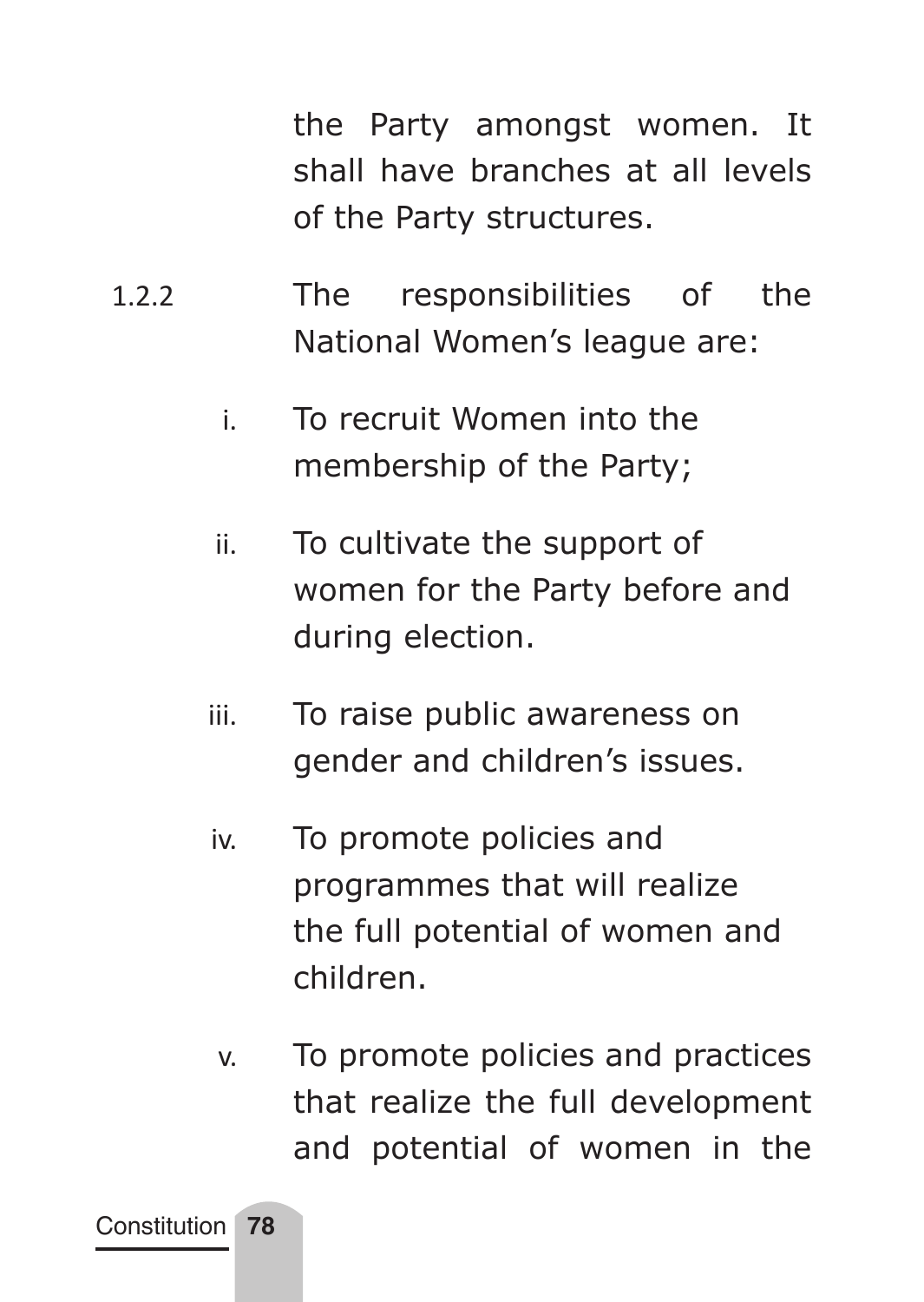the Party amongst women. It shall have branches at all levels of the Party structures.

1.2.2 The responsibilities of the National Women's league are:

i. To recruit Women into the membership of the Party;

ii. To cultivate the support of women for the Party before and during election.

iii. To raise public awareness on gender and children's issues.

iv. To promote policies and programmes that will realize the full potential of women and children.

v. To promote policies and practices that realize the full development and potential of women in the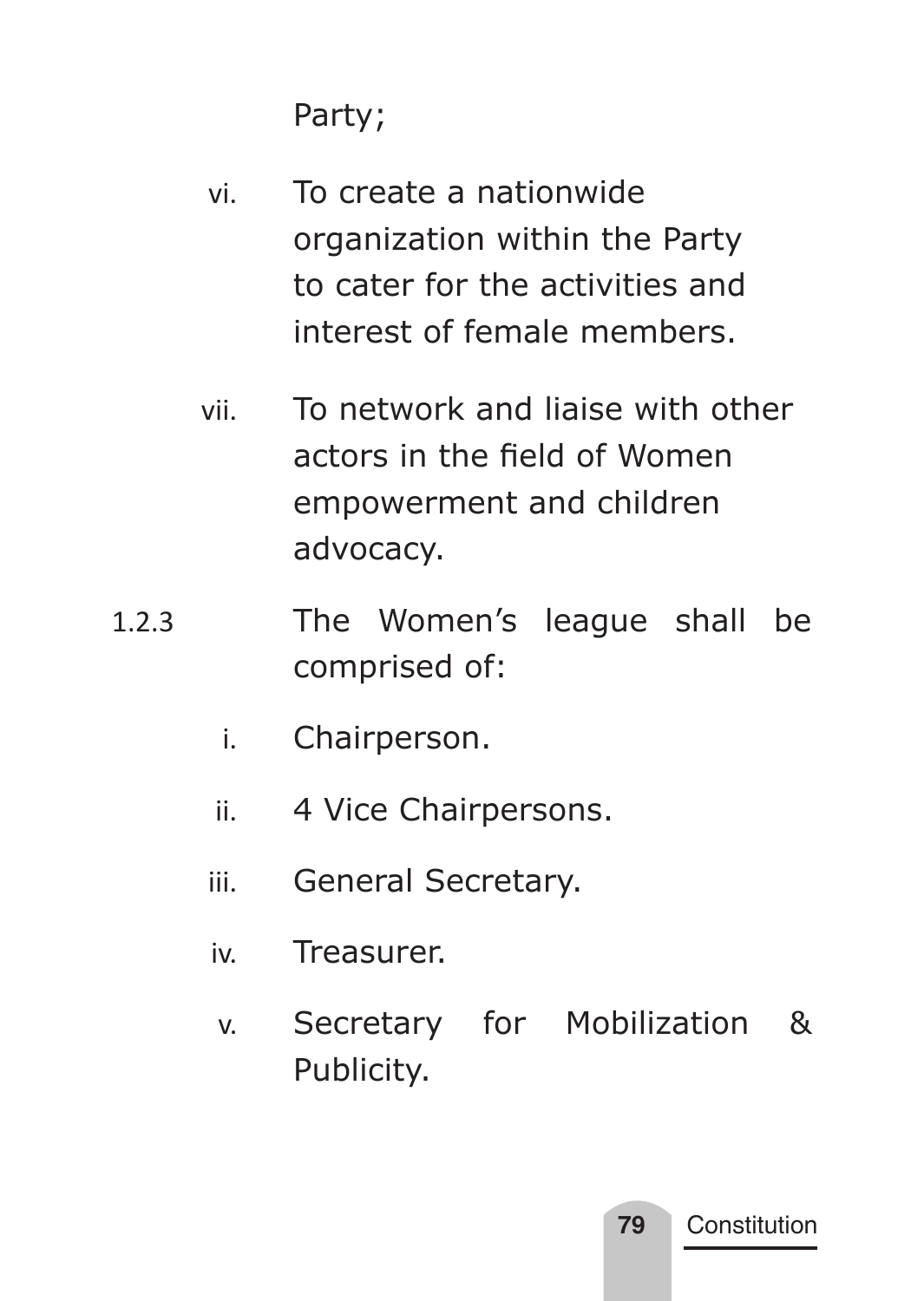Party;

vi. To create a nationwide organization within the Party to cater for the activities and interest of female members.

vii. To network and liaise with other actors in the field of Women empowerment and children advocacy.

1.2.3 The Women's league shall be comprised of:

i. Chairperson.

ii. 4 Vice Chairpersons.

iii. General Secretary.

iv. Treasurer.

v. Secretary for Mobilization & Publicity.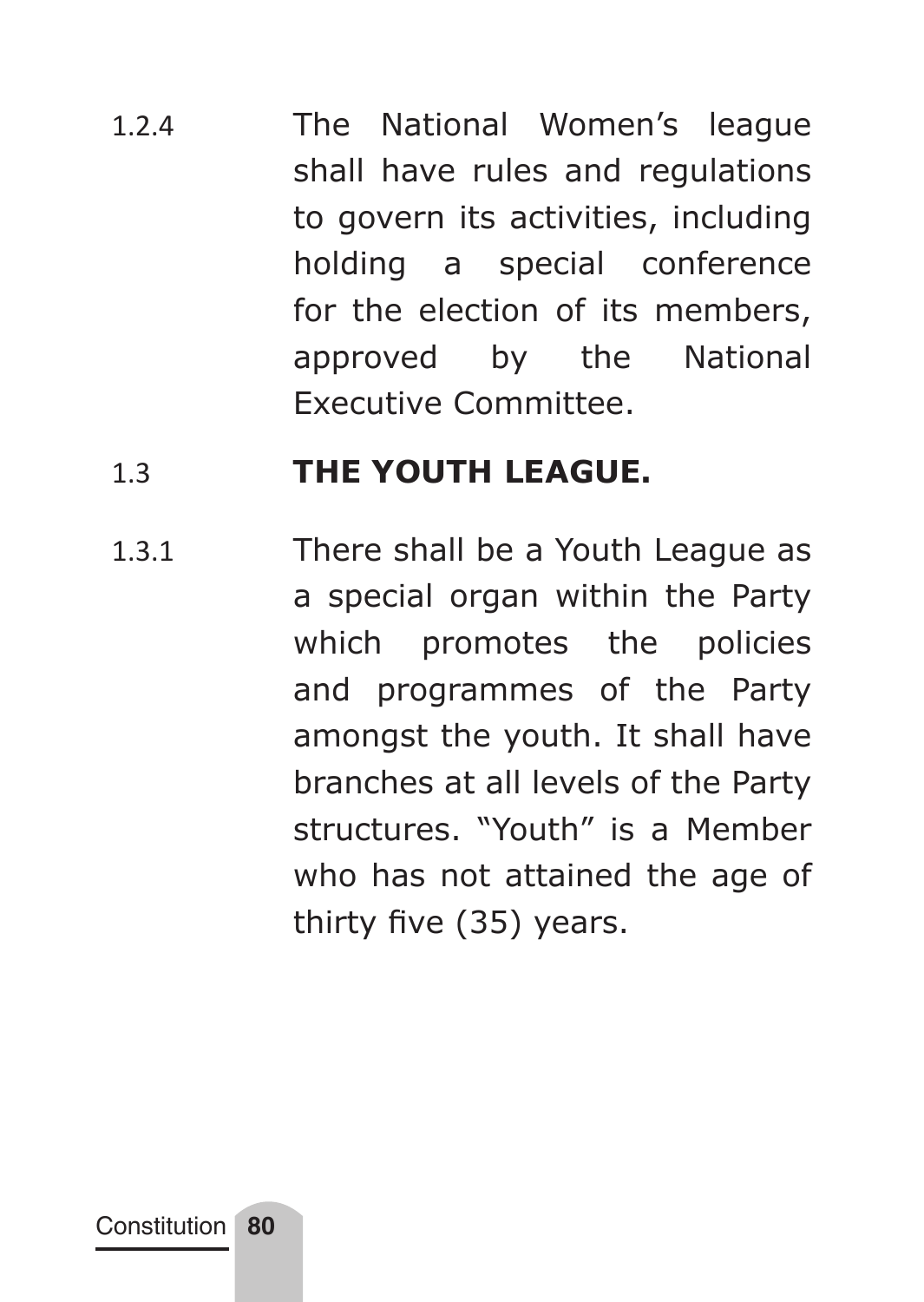1.2.4 The National Women's league shall have rules and regulations to govern its activities, including holding a special conference for the election of its members, approved by the National Executive Committee.

## 1.3 THE YOUTH LEAGUE.

1.3.1 There shall be a Youth League as a special organ within the Party which promotes the policies and programmes of the Party amongst the youth. It shall have branches at all levels of the Party structures. "Youth" is a Member who has not attained the age of thirty five (35) years.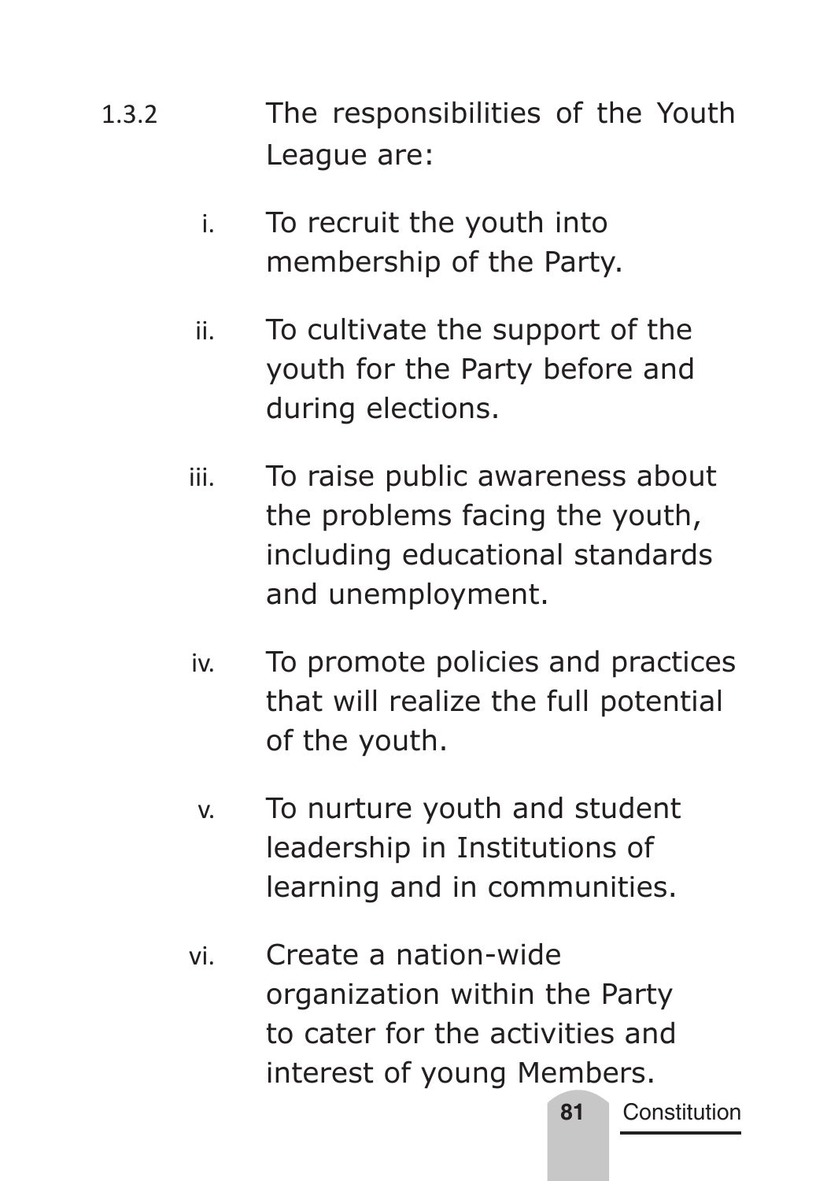1.3.2 The responsibilities of the Youth League are:

i. To recruit the youth into membership of the Party.

ii. To cultivate the support of the youth for the Party before and during elections.

iii. To raise public awareness about the problems facing the youth, including educational standards and unemployment.

iv. To promote policies and practices that will realize the full potential of the youth.

v. To nurture youth and student leadership in Institutions of learning and in communities.

vi. Create a nation-wide organization within the Party to cater for the activities and interest of young Members.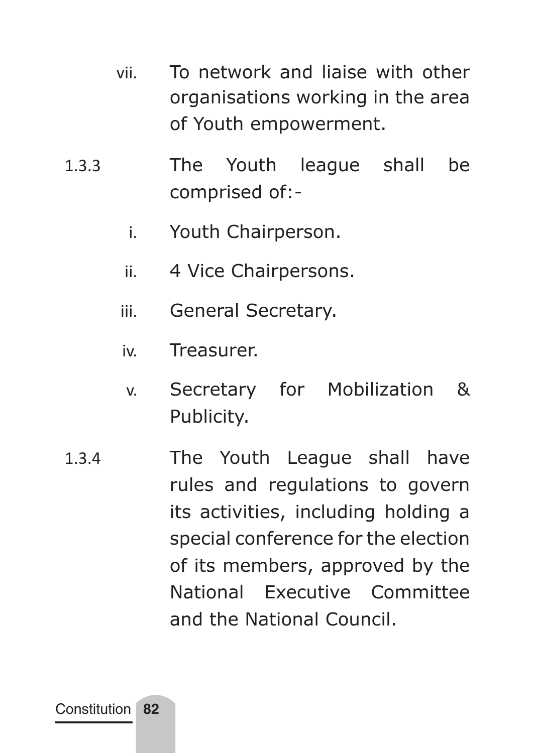vii. To network and liaise with other organisations working in the area of Youth empowerment.

1.3.3 The Youth league shall be comprised of:-

i. Youth Chairperson.

ii. 4 Vice Chairpersons.

iii. General Secretary.

iv. Treasurer.

v. Secretary for Mobilization & Publicity.

1.3.4 The Youth League shall have rules and regulations to govern its activities, including holding a special conference for the election of its members, approved by the National Executive Committee and the National Council.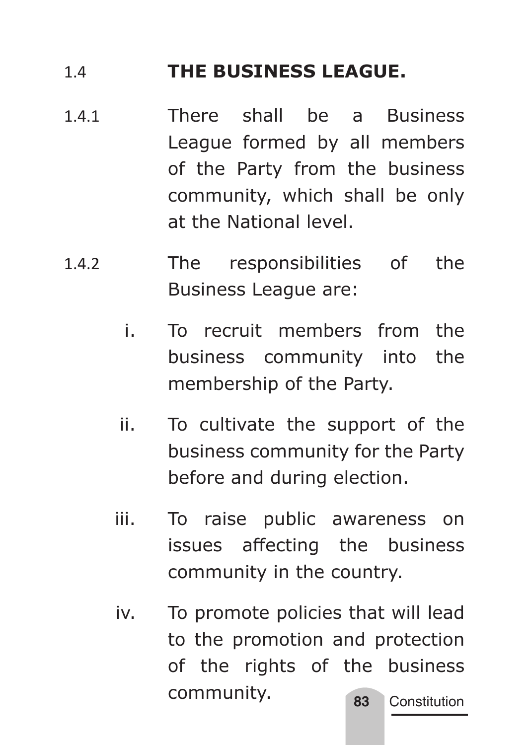## 1.4 THE BUSINESS LEAGUE.

1.4.1 There shall be a Business League formed by all members of the Party from the business community, which shall be only at the National level.

1.4.2 The responsibilities of the Business League are:

i. To recruit members from the business community into the membership of the Party.

ii. To cultivate the support of the business community for the Party before and during election.

iii. To raise public awareness on issues affecting the business community in the country.

iv. To promote policies that will lead to the promotion and protection of the rights of the business community.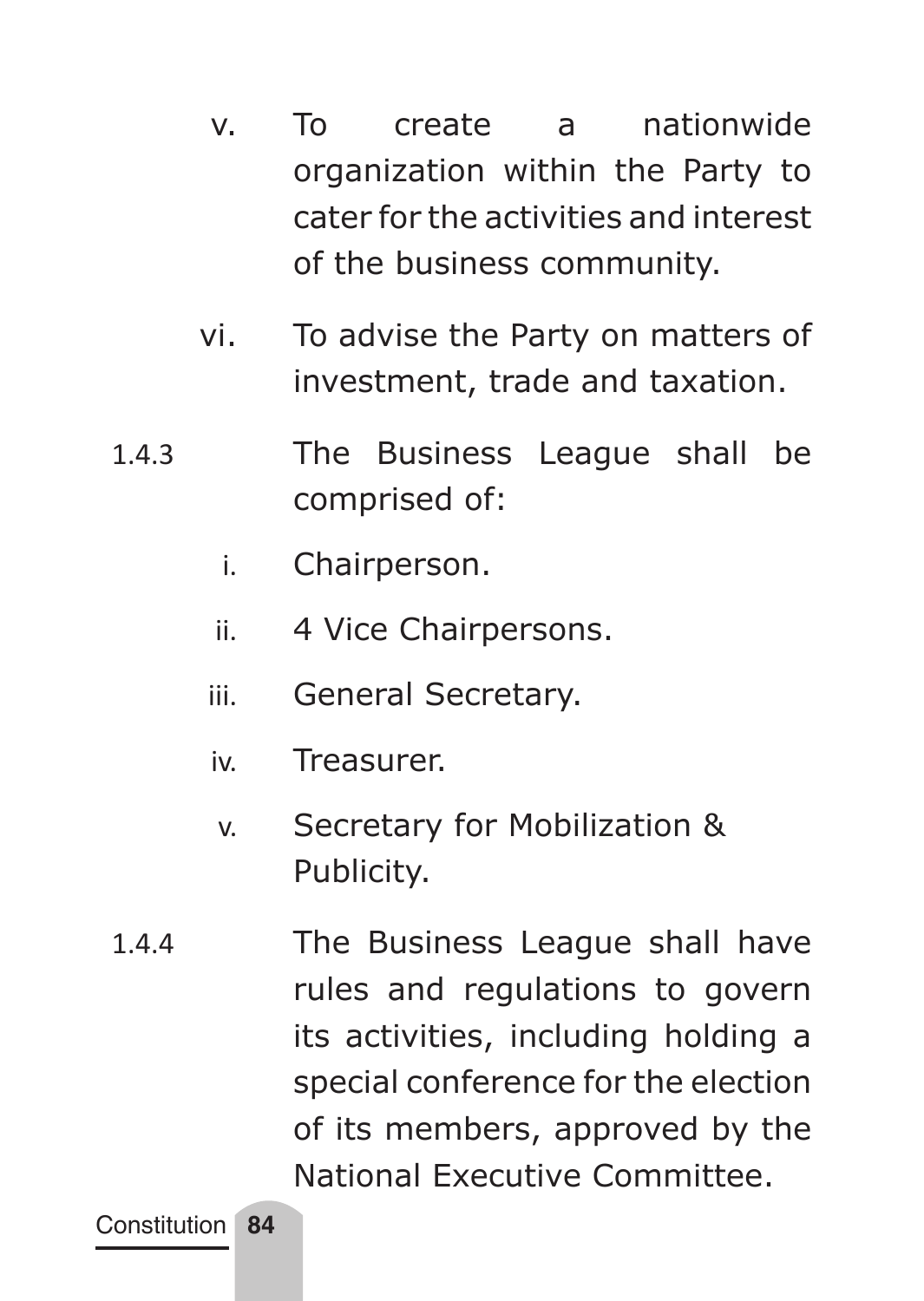v. To create a nationwide organization within the Party to cater for the activities and interest of the business community.

vi. To advise the Party on matters of investment, trade and taxation.

1.4.3 The Business League shall be comprised of:

i. Chairperson.

ii. 4 Vice Chairpersons.

iii. General Secretary.

iv. Treasurer.

v. Secretary for Mobilization & Publicity.

1.4.4 The Business League shall have rules and regulations to govern its activities, including holding a special conference for the election of its members, approved by the National Executive Committee.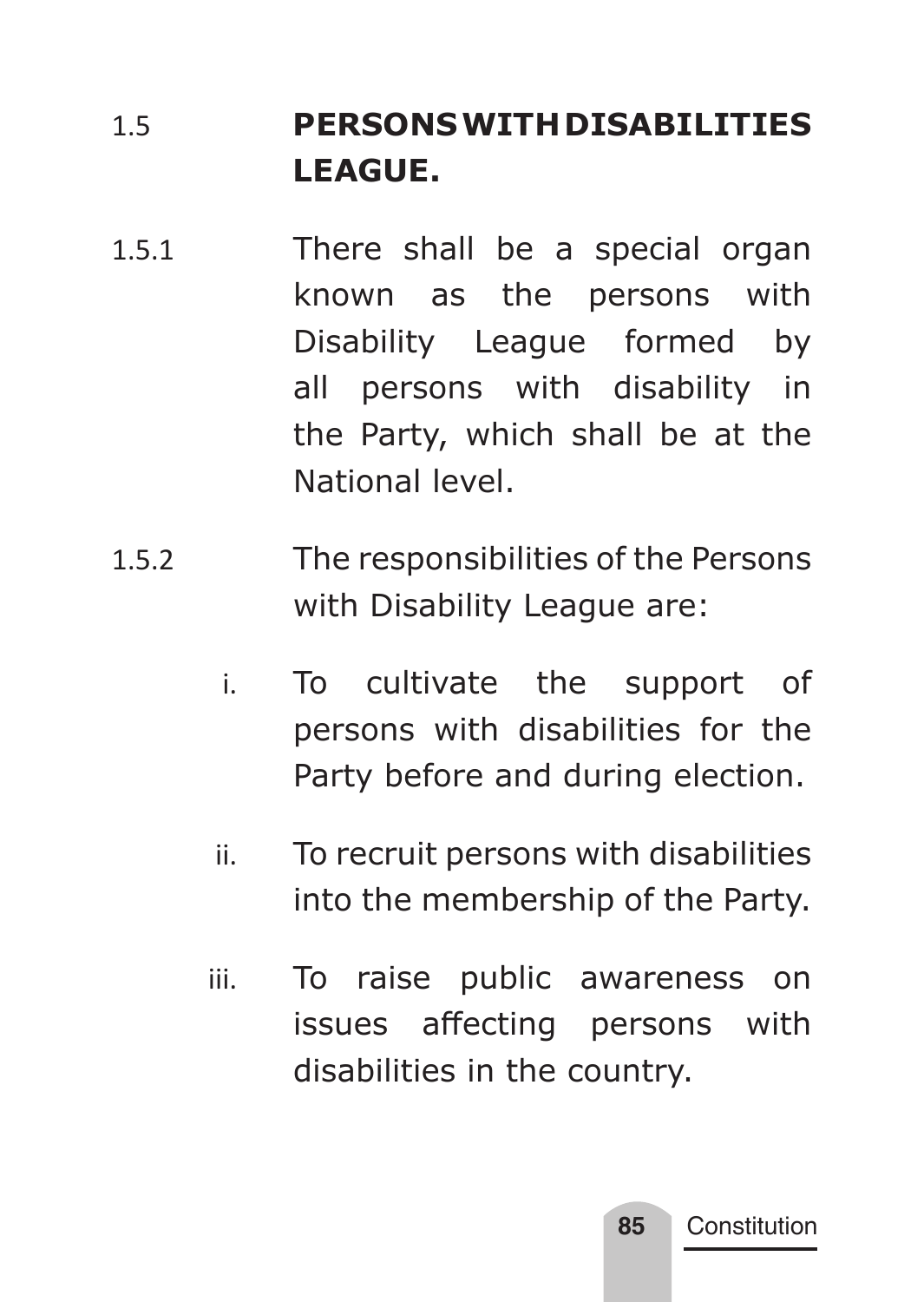## 1.5 PERSONS WITH DISABILITIES LEAGUE.

1.5.1 There shall be a special organ known as the persons with Disability League formed by all persons with disability in the Party, which shall be at the National level.

1.5.2 The responsibilities of the Persons with Disability League are:

i. To cultivate the support of persons with disabilities for the Party before and during election.

ii. To recruit persons with disabilities into the membership of the Party.

iii. To raise public awareness on issues affecting persons with disabilities in the country.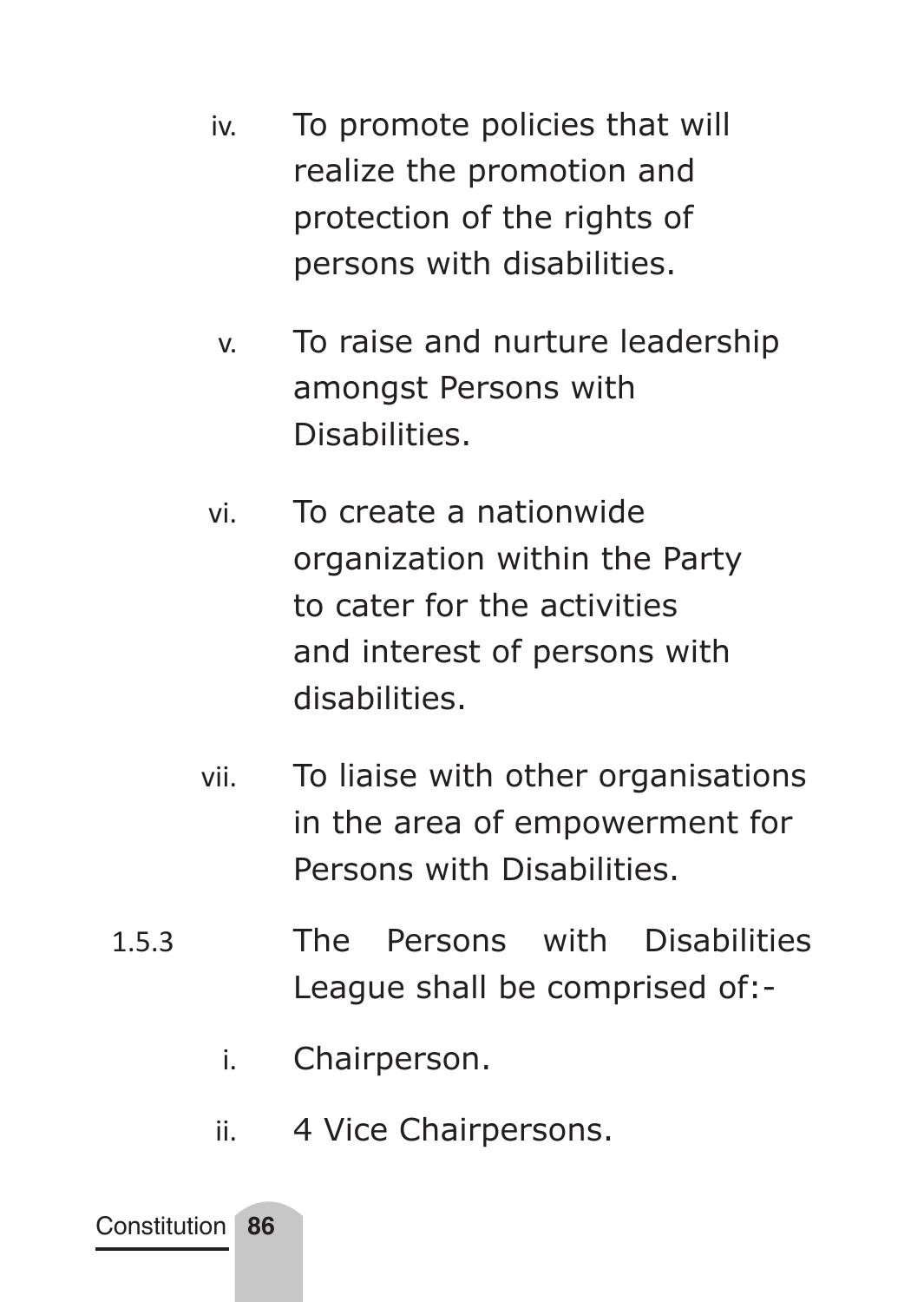iv. To promote policies that will realize the promotion and protection of the rights of persons with disabilities.

v. To raise and nurture leadership amongst Persons with Disabilities.

vi. To create a nationwide organization within the Party to cater for the activities and interest of persons with disabilities.

vii. To liaise with other organisations in the area of empowerment for Persons with Disabilities.

1.5.3 The Persons with Disabilities League shall be comprised of:-

i. Chairperson.

ii. 4 Vice Chairpersons.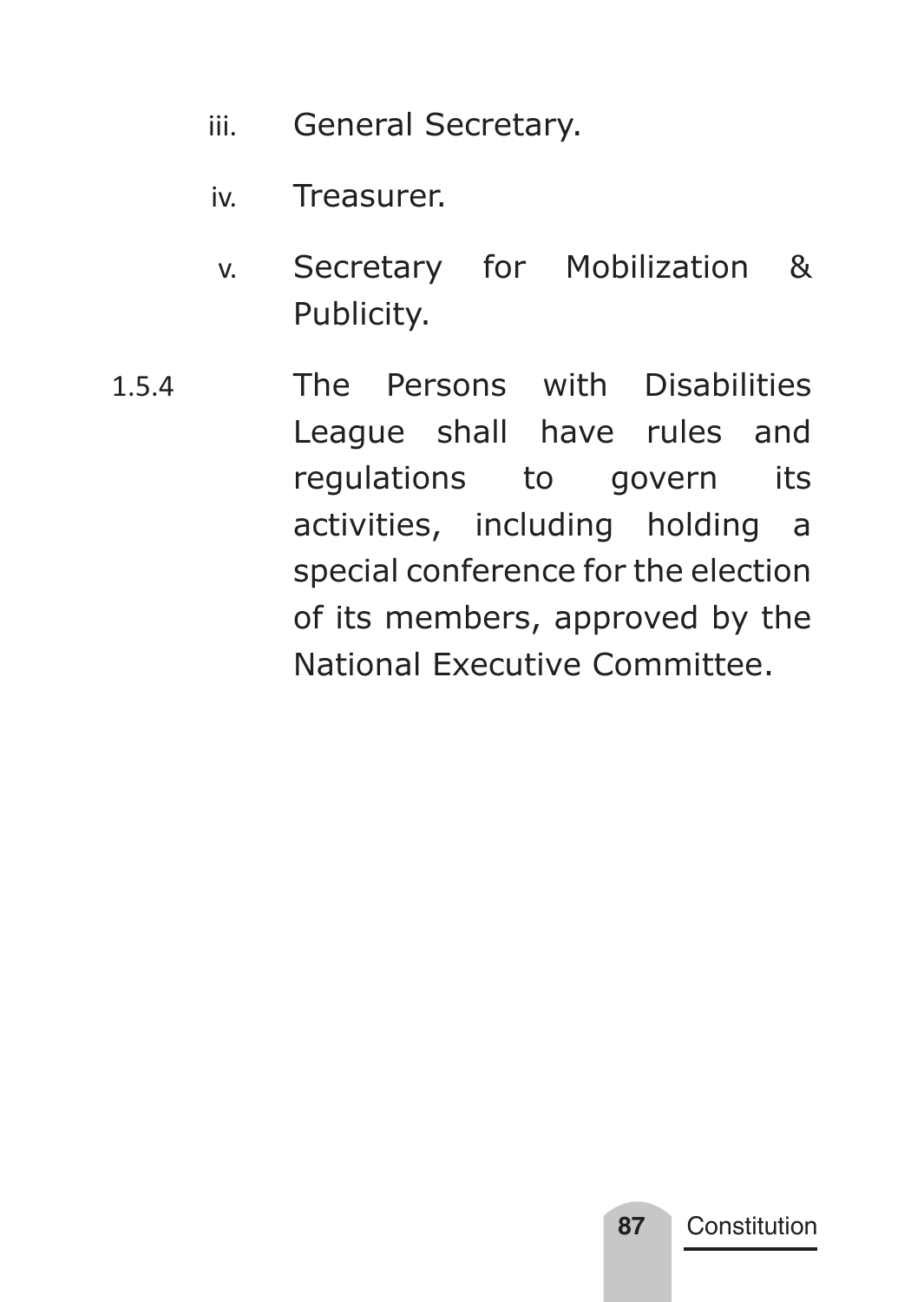iii. General Secretary.

iv. Treasurer.

v. Secretary for Mobilization & Publicity.

1.5.4 The Persons with Disabilities League shall have rules and regulations to govern its activities, including holding a special conference for the election of its members, approved by the National Executive Committee.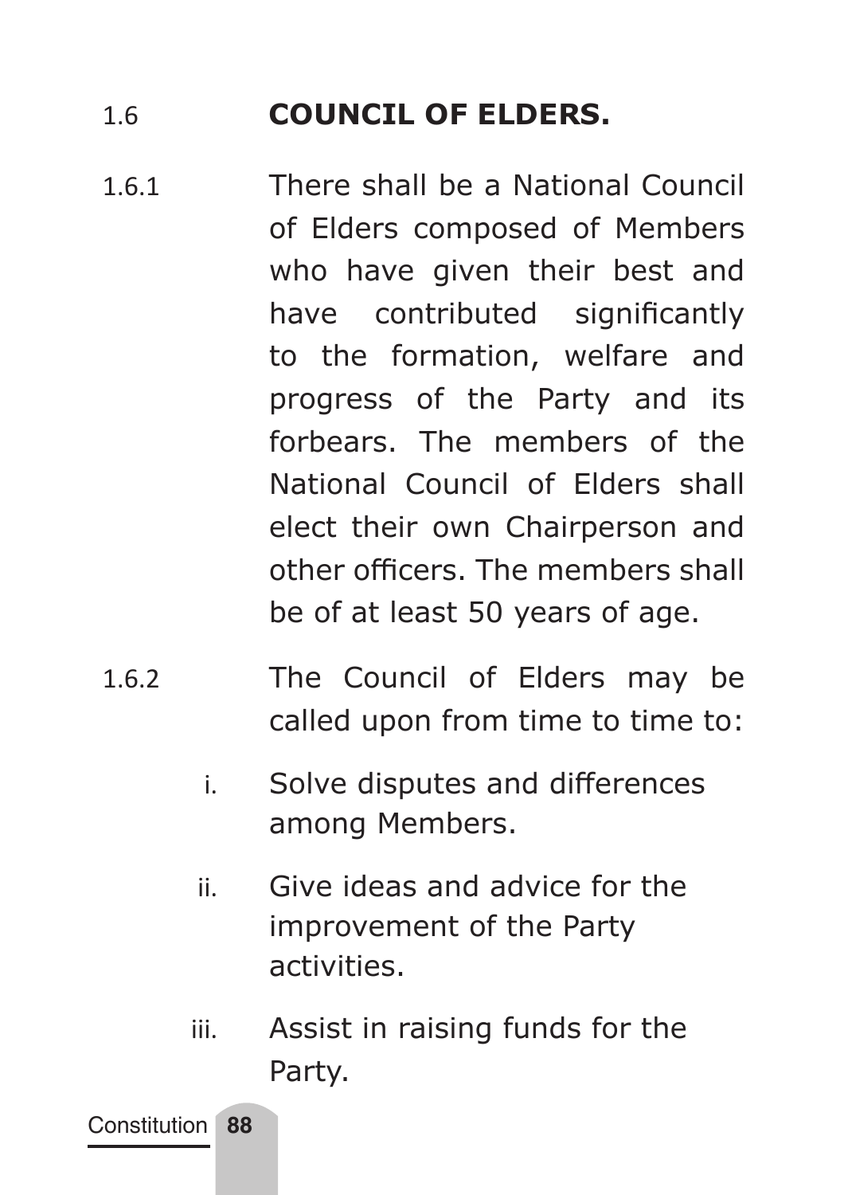## 1.6 COUNCIL OF ELDERS.

1.6.1 There shall be a National Council of Elders composed of Members who have given their best and have contributed significantly to the formation, welfare and progress of the Party and its forbears. The members of the National Council of Elders shall elect their own Chairperson and other officers. The members shall be of at least 50 years of age.

1.6.2 The Council of Elders may be called upon from time to time to:

i. Solve disputes and differences among Members.

ii. Give ideas and advice for the improvement of the Party activities.

iii. Assist in raising funds for the Party.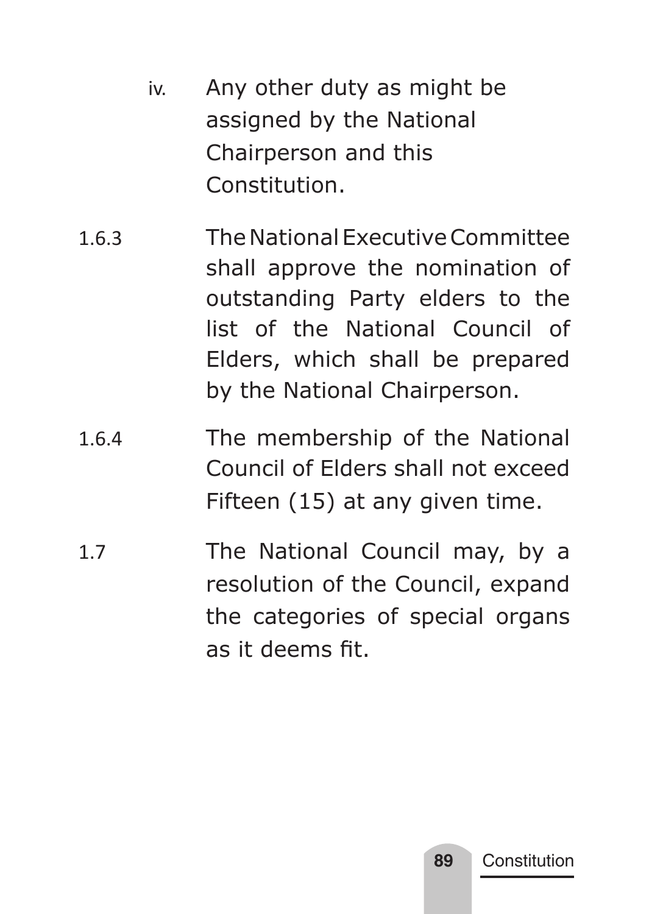iv. Any other duty as might be assigned by the National Chairperson and this Constitution.

1.6.3 The National Executive Committee shall approve the nomination of outstanding Party elders to the list of the National Council of Elders, which shall be prepared by the National Chairperson.

1.6.4 The membership of the National Council of Elders shall not exceed Fifteen (15) at any given time.

1.7 The National Council may, by a resolution of the Council, expand the categories of special organs as it deems fit.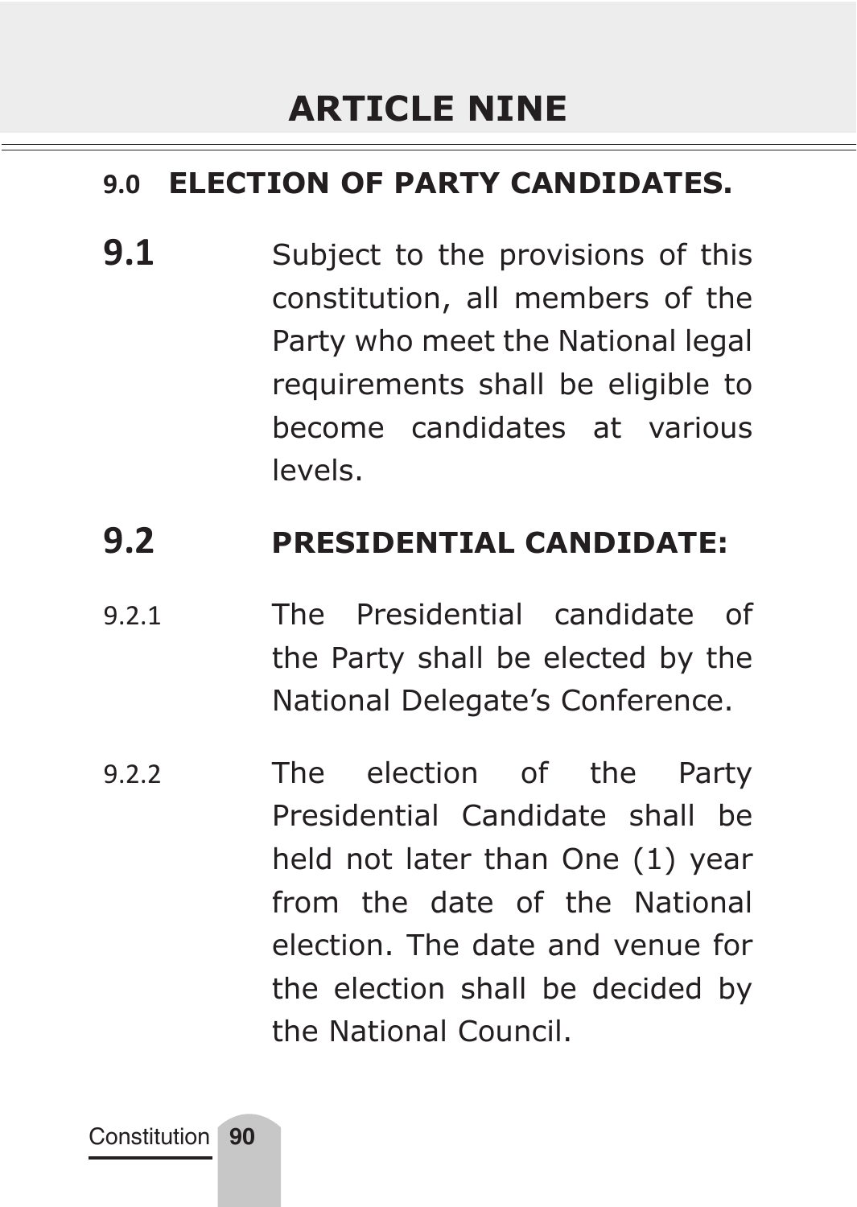# ARTICLE NINE

## 9.0 ELECTION OF PARTY CANDIDATES.

**9.1** Subject to the provisions of this constitution, all members of the Party who meet the National legal requirements shall be eligible to become candidates at various levels.

### 9.2 PRESIDENTIAL CANDIDATE:

9.2.1 The Presidential candidate of the Party shall be elected by the National Delegate's Conference.

9.2.2 The election of the Party Presidential Candidate shall be held not later than One (1) year from the date of the National election. The date and venue for the election shall be decided by the National Council.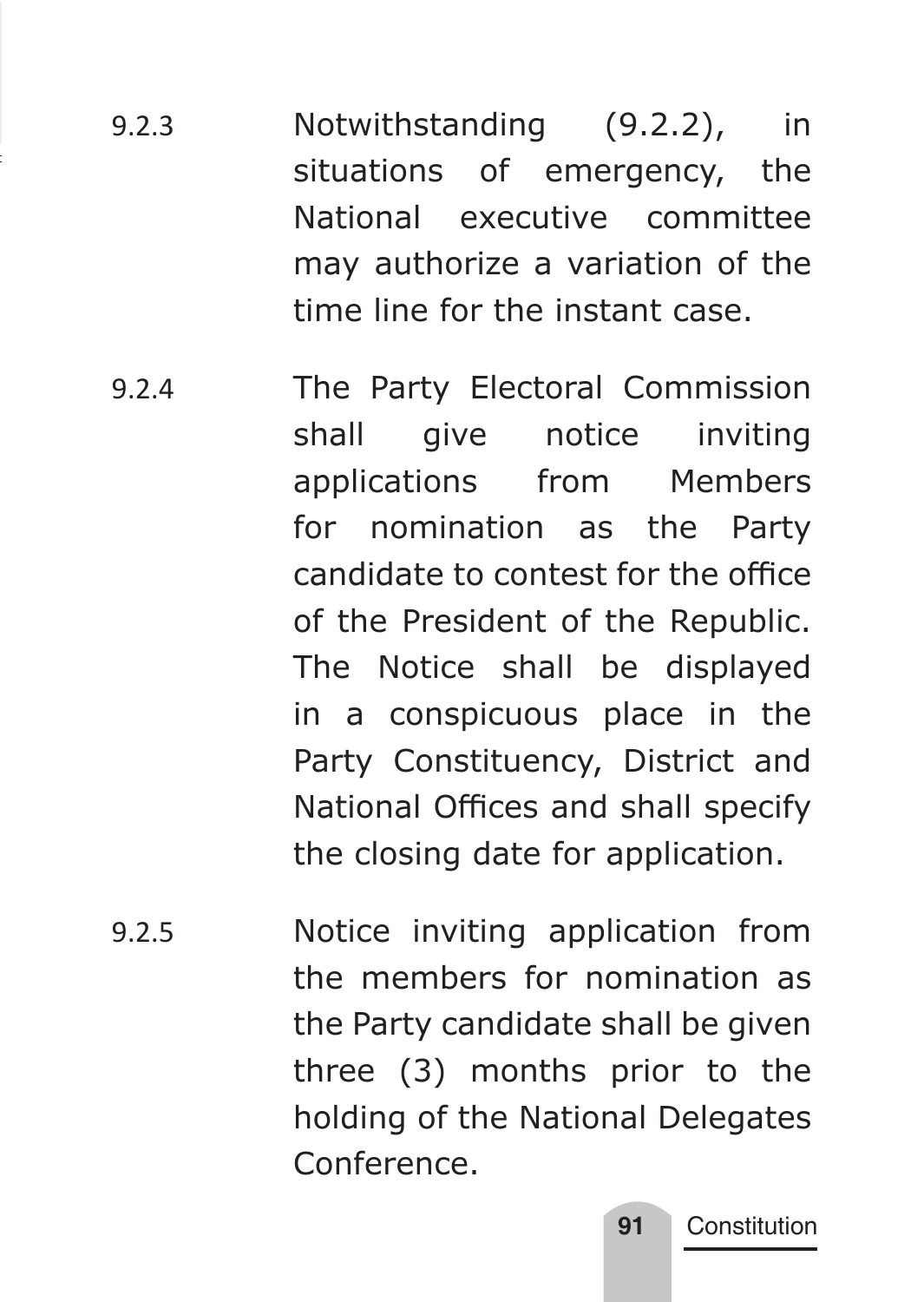9.2.3 Notwithstanding (9.2.2), in situations of emergency, the National executive committee may authorize a variation of the time line for the instant case.

9.2.4 The Party Electoral Commission shall give notice inviting applications from Members for nomination as the Party candidate to contest for the office of the President of the Republic. The Notice shall be displayed in a conspicuous place in the Party Constituency, District and National Offices and shall specify the closing date for application.

9.2.5 Notice inviting application from the members for nomination as the Party candidate shall be given three (3) months prior to the holding of the National Delegates Conference.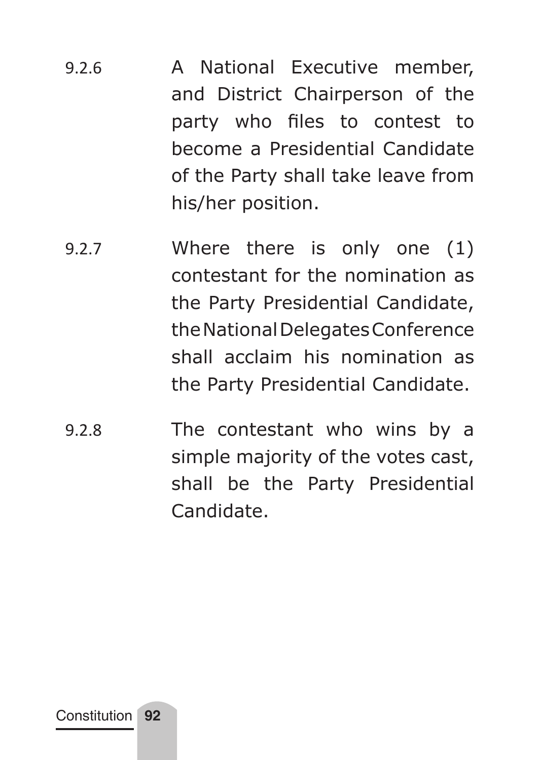9.2.6 A National Executive member, and District Chairperson of the party who files to contest to become a Presidential Candidate of the Party shall take leave from his/her position.

9.2.7 Where there is only one (1) contestant for the nomination as the Party Presidential Candidate, the National Delegates Conference shall acclaim his nomination as the Party Presidential Candidate.

9.2.8 The contestant who wins by a simple majority of the votes cast, shall be the Party Presidential Candidate.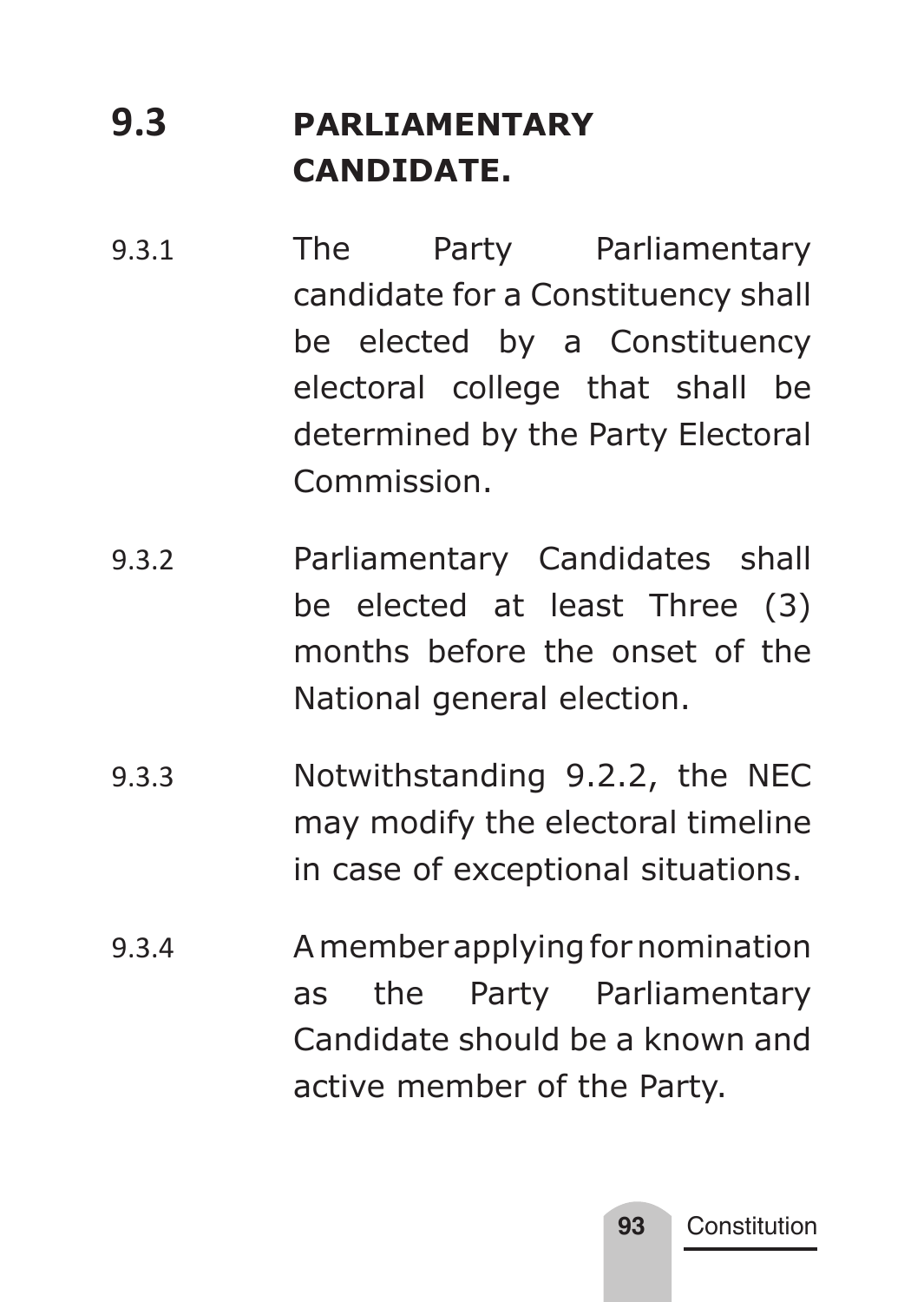## 9.3 PARLIAMENTARY CANDIDATE.

9.3.1 The Party Parliamentary candidate for a Constituency shall be elected by a Constituency electoral college that shall be determined by the Party Electoral Commission.

9.3.2 Parliamentary Candidates shall be elected at least Three (3) months before the onset of the National general election.

9.3.3 Notwithstanding 9.2.2, the NEC may modify the electoral timeline in case of exceptional situations.

9.3.4 A member applying for nomination as the Party Parliamentary Candidate should be a known and active member of the Party.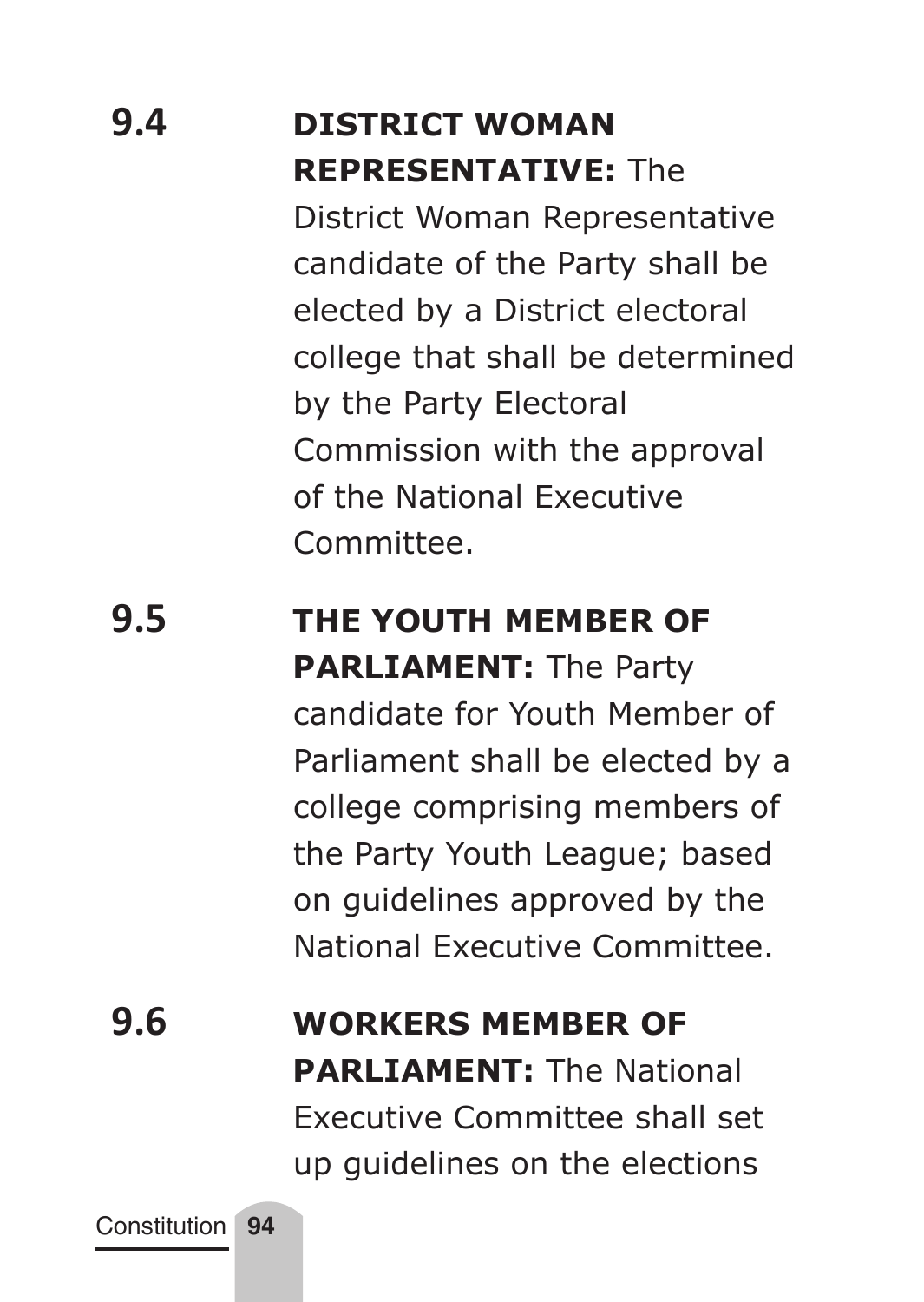**9.4 DISTRICT WOMAN REPRESENTATIVE:** The District Woman Representative candidate of the Party shall be elected by a District electoral college that shall be determined by the Party Electoral Commission with the approval of the National Executive Committee.

**9.5 THE YOUTH MEMBER OF PARLIAMENT:** The Party candidate for Youth Member of Parliament shall be elected by a college comprising members of the Party Youth League; based on guidelines approved by the National Executive Committee.

**9.6 WORKERS MEMBER OF PARLIAMENT:** The National Executive Committee shall set up guidelines on the elections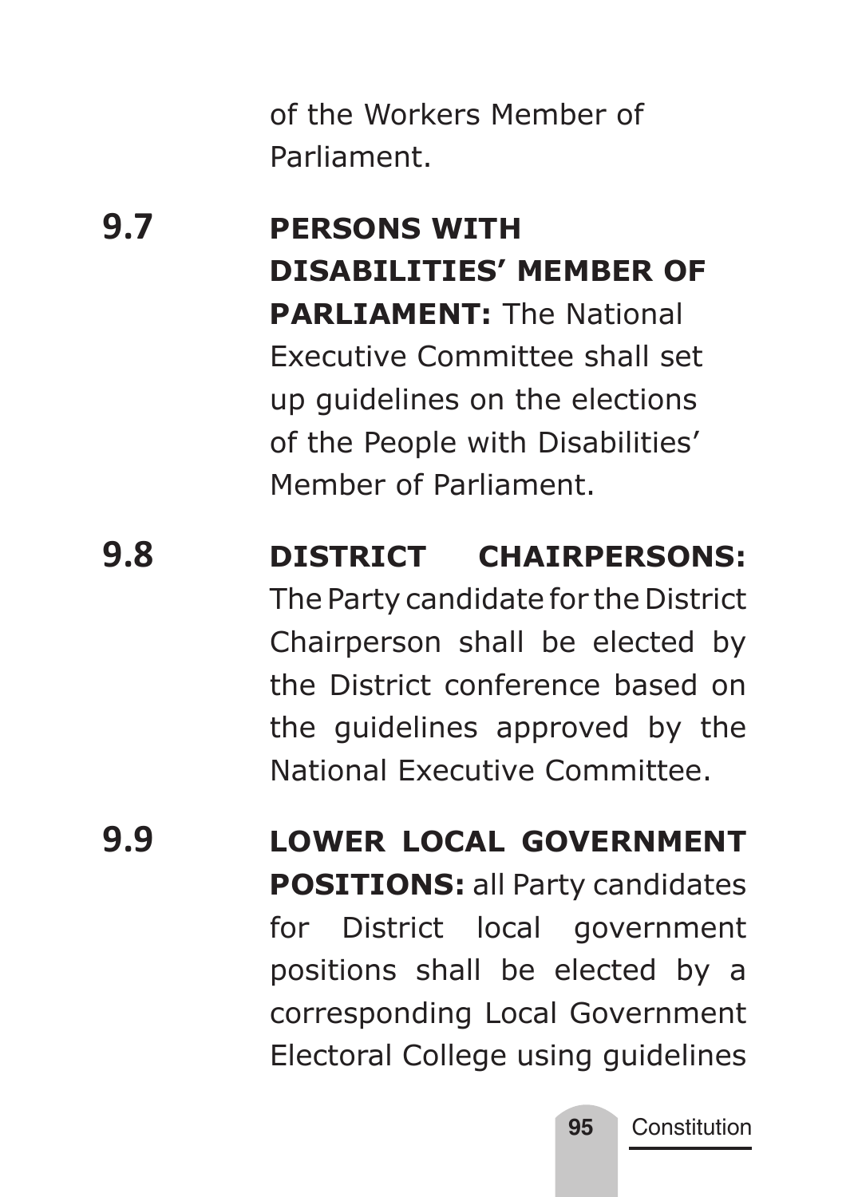of the Workers Member of Parliament.

**9.7** **PERSONS WITH DISABILITIES' MEMBER OF PARLIAMENT:** The National Executive Committee shall set up guidelines on the elections of the People with Disabilities' Member of Parliament.

**9.8** **DISTRICT CHAIRPERSONS:** The Party candidate for the District Chairperson shall be elected by the District conference based on the guidelines approved by the National Executive Committee.

**9.9** **LOWER LOCAL GOVERNMENT POSITIONS:** all Party candidates for District local government positions shall be elected by a corresponding Local Government Electoral College using guidelines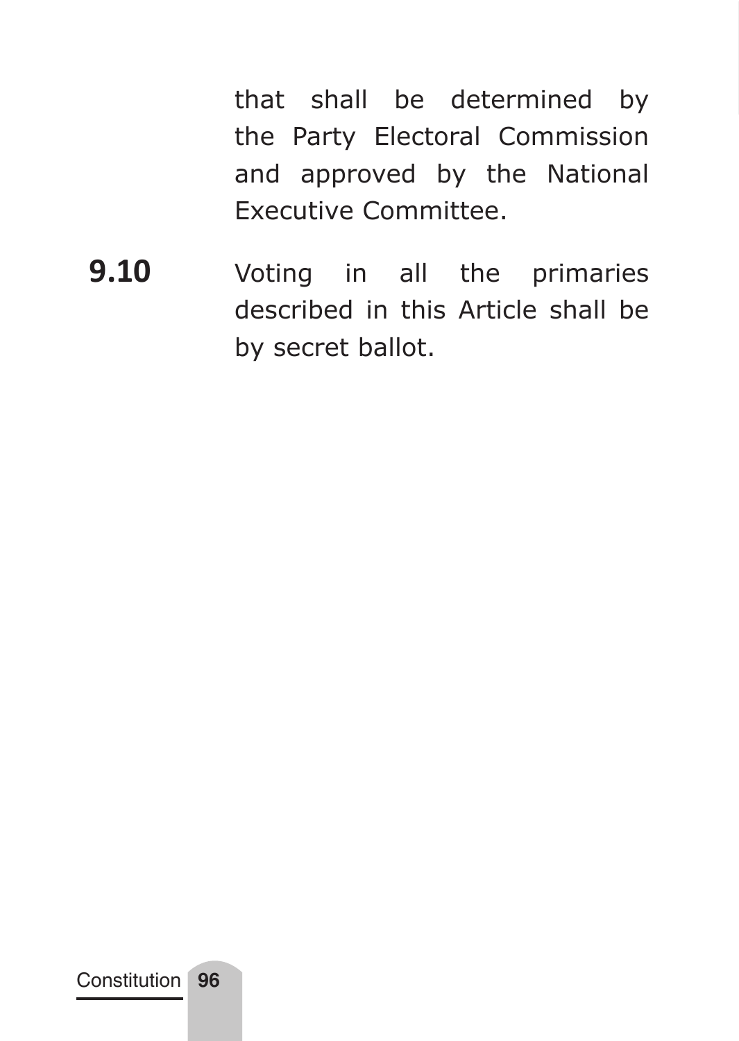that shall be determined by the Party Electoral Commission and approved by the National Executive Committee.

**9.10** Voting in all the primaries described in this Article shall be by secret ballot.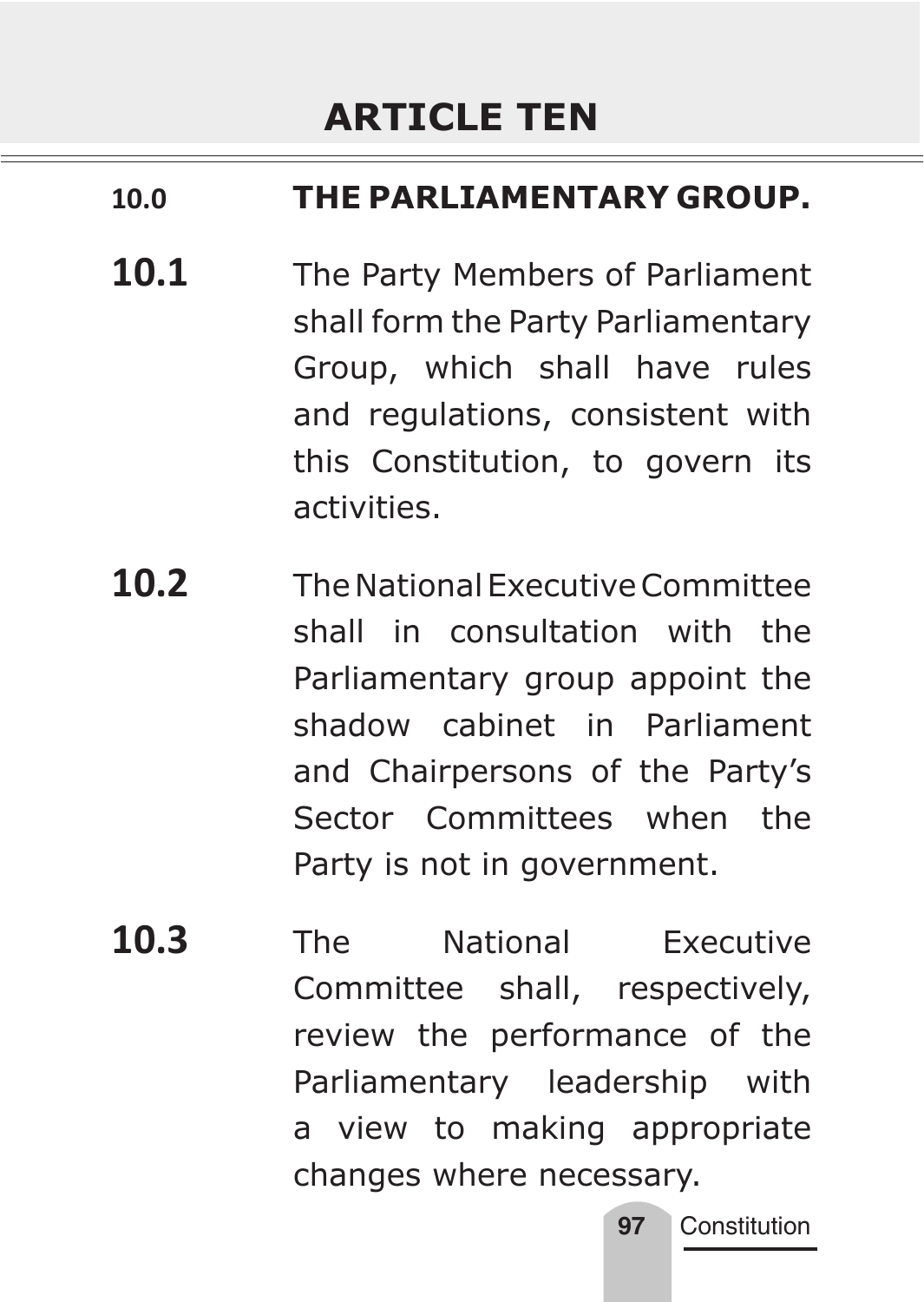# ARTICLE TEN

## 10.0 THE PARLIAMENTARY GROUP.

**10.1** The Party Members of Parliament shall form the Party Parliamentary Group, which shall have rules and regulations, consistent with this Constitution, to govern its activities.

**10.2** The National Executive Committee shall in consultation with the Parliamentary group appoint the shadow cabinet in Parliament and Chairpersons of the Party's Sector Committees when the Party is not in government.

**10.3** The National Executive Committee shall, respectively, review the performance of the Parliamentary leadership with a view to making appropriate changes where necessary.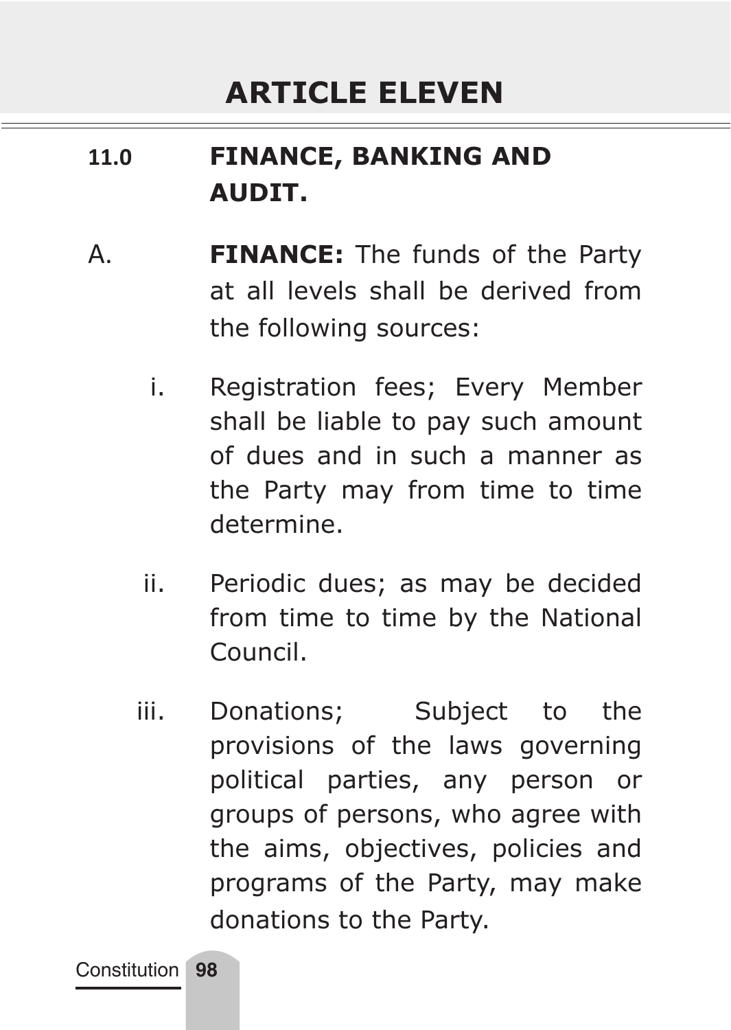# ARTICLE ELEVEN

## 11.0 FINANCE, BANKING AND AUDIT.

A. **FINANCE:** The funds of the Party at all levels shall be derived from the following sources:

i. Registration fees; Every Member shall be liable to pay such amount of dues and in such a manner as the Party may from time to time determine.

ii. Periodic dues; as may be decided from time to time by the National Council.

iii. Donations; Subject to the provisions of the laws governing political parties, any person or groups of persons, who agree with the aims, objectives, policies and programs of the Party, may make donations to the Party.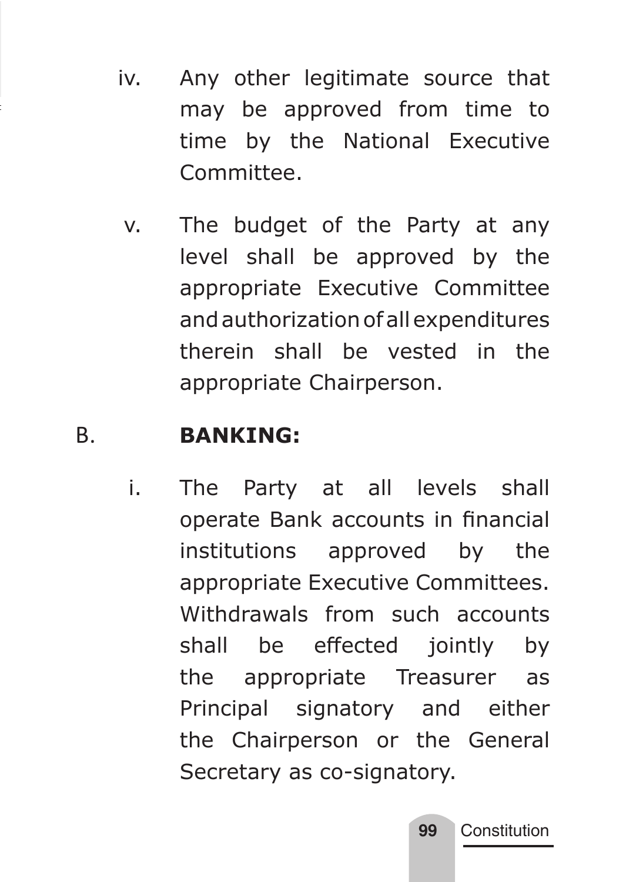iv. Any other legitimate source that may be approved from time to time by the National Executive Committee.

v. The budget of the Party at any level shall be approved by the appropriate Executive Committee and authorization of all expenditures therein shall be vested in the appropriate Chairperson.

B. **BANKING:**

i. The Party at all levels shall operate Bank accounts in financial institutions approved by the appropriate Executive Committees. Withdrawals from such accounts shall be effected jointly by the appropriate Treasurer as Principal signatory and either the Chairperson or the General Secretary as co-signatory.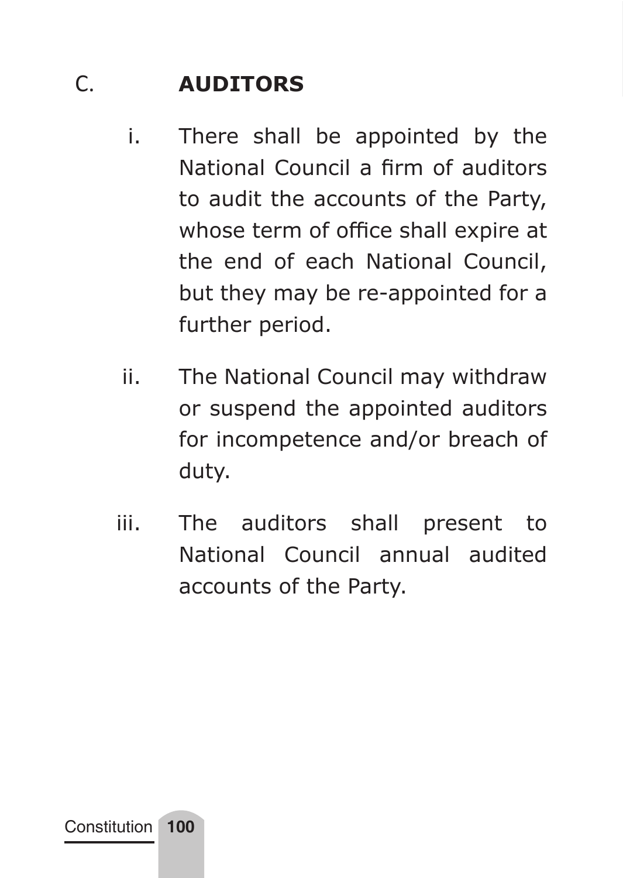## C. AUDITORS

i. There shall be appointed by the National Council a firm of auditors to audit the accounts of the Party, whose term of office shall expire at the end of each National Council, but they may be re-appointed for a further period.

ii. The National Council may withdraw or suspend the appointed auditors for incompetence and/or breach of duty.

iii. The auditors shall present to National Council annual audited accounts of the Party.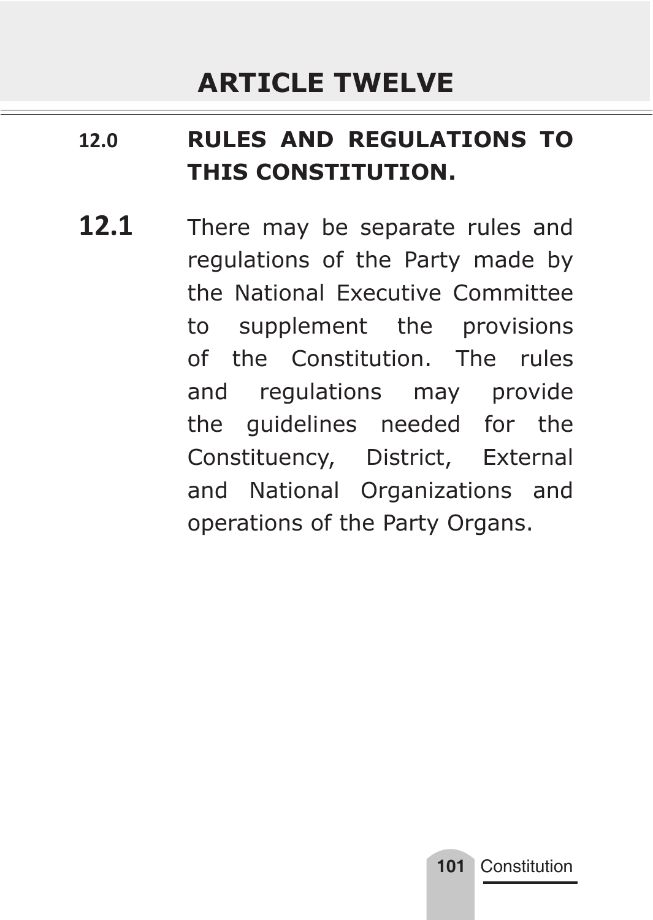# ARTICLE TWELVE

## 12.0 RULES AND REGULATIONS TO THIS CONSTITUTION.

**12.1** There may be separate rules and regulations of the Party made by the National Executive Committee to supplement the provisions of the Constitution. The rules and regulations may provide the guidelines needed for the Constituency, District, External and National Organizations and operations of the Party Organs.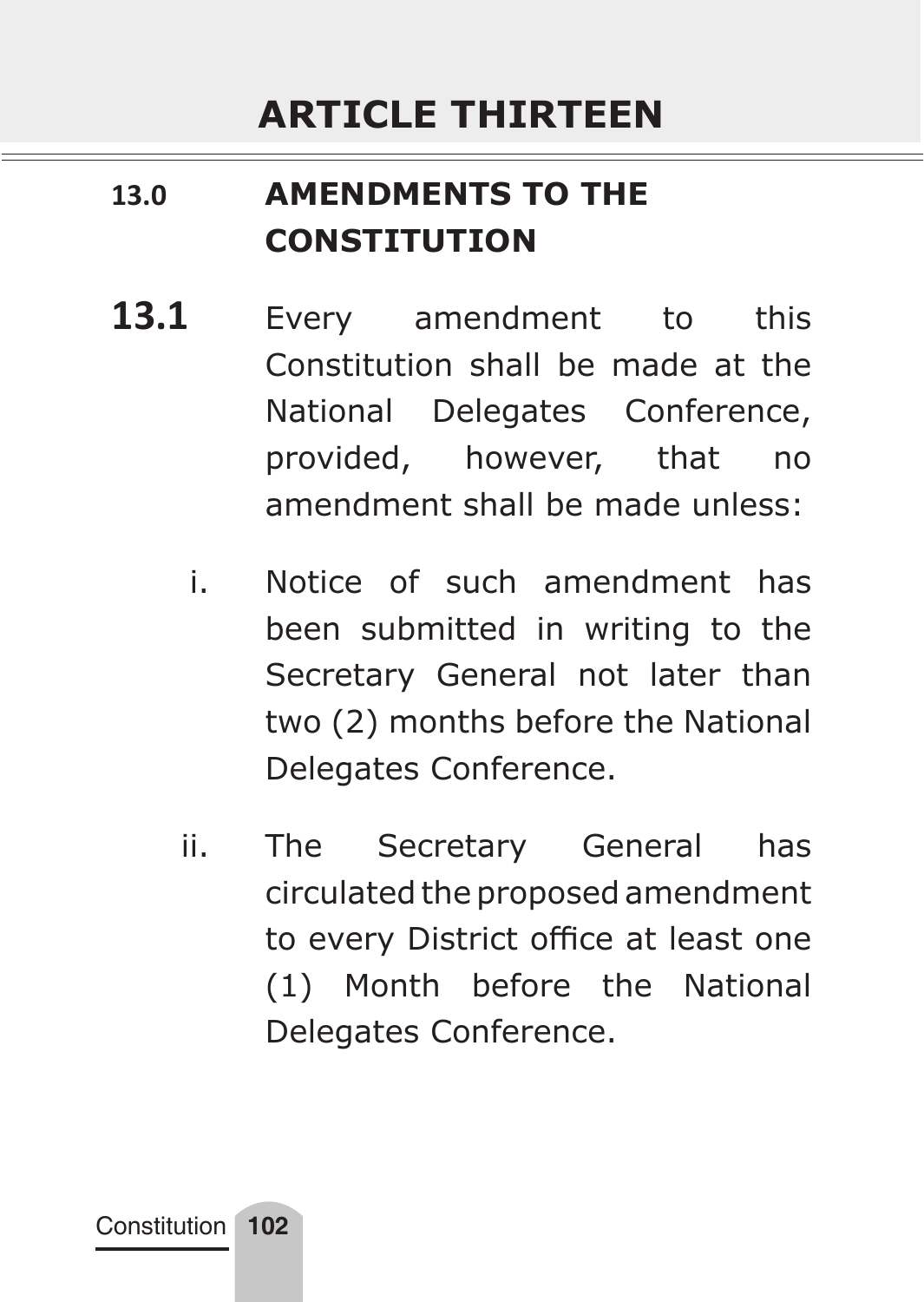# ARTICLE THIRTEEN

## 13.0 AMENDMENTS TO THE CONSTITUTION

**13.1** Every amendment to this Constitution shall be made at the National Delegates Conference, provided, however, that no amendment shall be made unless:

i. Notice of such amendment has been submitted in writing to the Secretary General not later than two (2) months before the National Delegates Conference.

ii. The Secretary General has circulated the proposed amendment to every District office at least one (1) Month before the National Delegates Conference.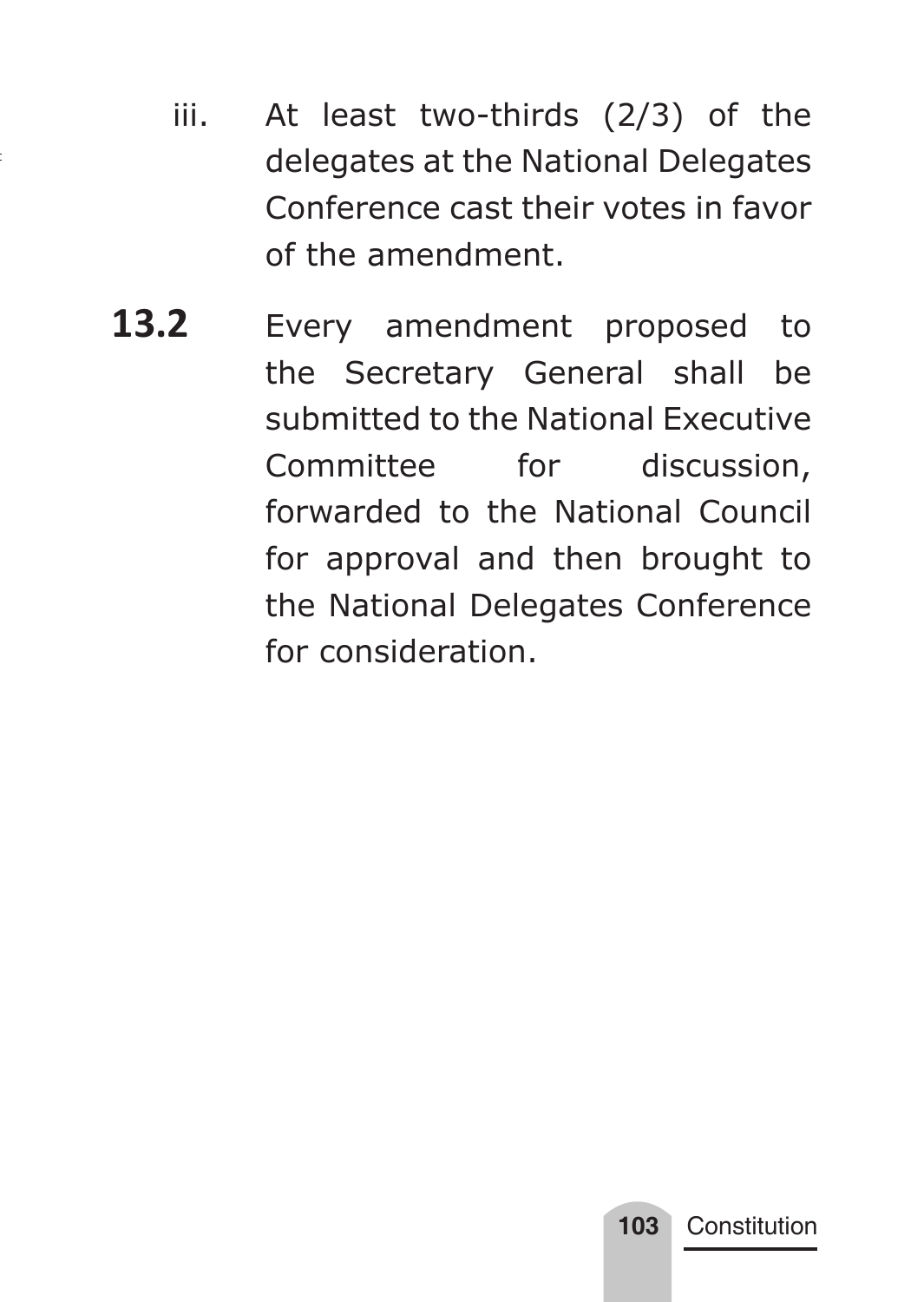iii. At least two-thirds (2/3) of the delegates at the National Delegates Conference cast their votes in favor of the amendment.

**13.2** Every amendment proposed to the Secretary General shall be submitted to the National Executive Committee for discussion, forwarded to the National Council for approval and then brought to the National Delegates Conference for consideration.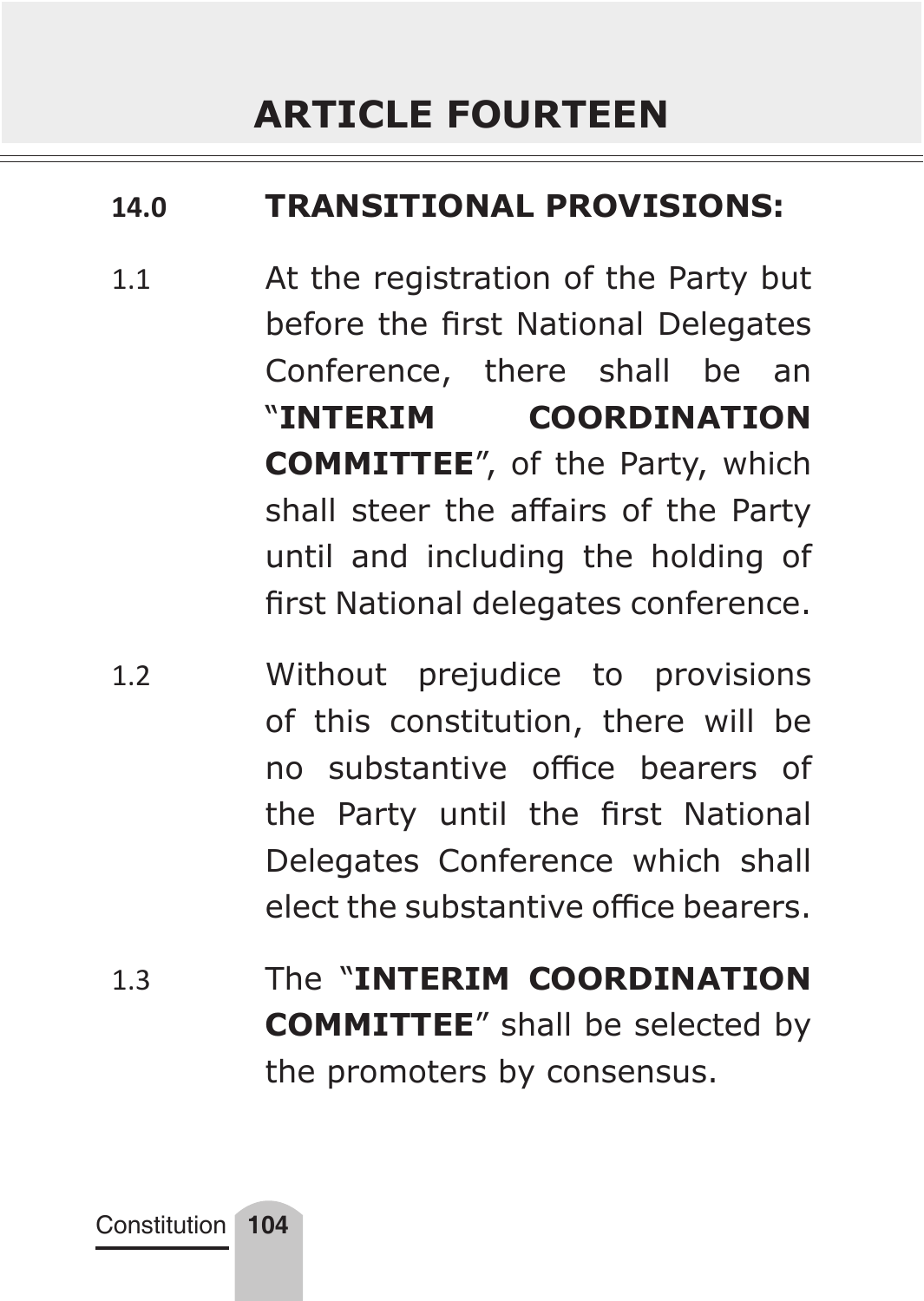# ARTICLE FOURTEEN

## 14.0 TRANSITIONAL PROVISIONS:

1.1 At the registration of the Party but before the first National Delegates Conference, there shall be an "**INTERIM COORDINATION COMMITTEE**", of the Party, which shall steer the affairs of the Party until and including the holding of first National delegates conference.

1.2 Without prejudice to provisions of this constitution, there will be no substantive office bearers of the Party until the first National Delegates Conference which shall elect the substantive office bearers.

1.3 The "**INTERIM COORDINATION COMMITTEE**" shall be selected by the promoters by consensus.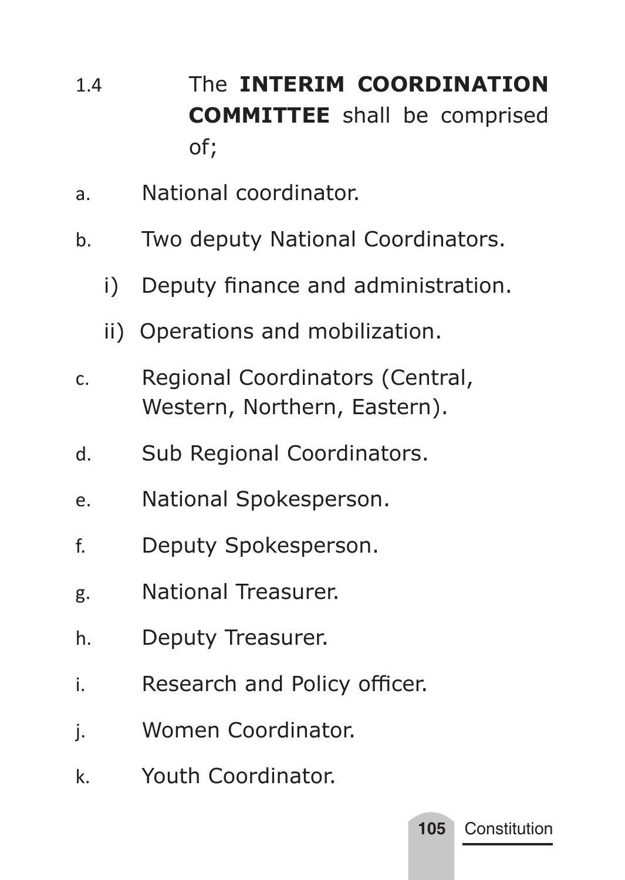1.4 The **INTERIM COORDINATION COMMITTEE** shall be comprised of;

a. National coordinator.

b. Two deputy National Coordinators.

   i) Deputy finance and administration.

   ii) Operations and mobilization.

c. Regional Coordinators (Central, Western, Northern, Eastern).

d. Sub Regional Coordinators.

e. National Spokesperson.

f. Deputy Spokesperson.

g. National Treasurer.

h. Deputy Treasurer.

i. Research and Policy officer.

j. Women Coordinator.

k. Youth Coordinator.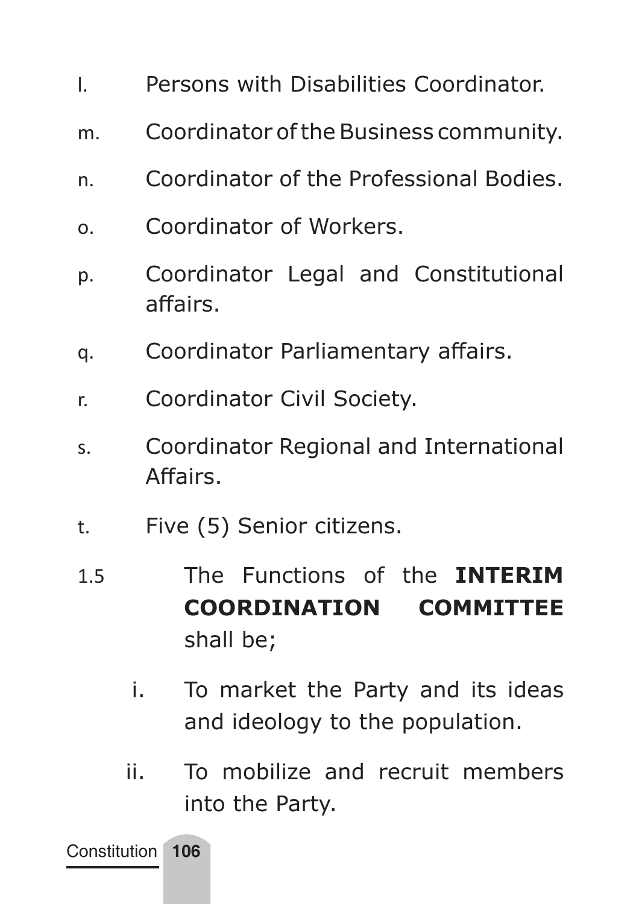l. Persons with Disabilities Coordinator.

m. Coordinator of the Business community.

n. Coordinator of the Professional Bodies.

o. Coordinator of Workers.

p. Coordinator Legal and Constitutional affairs.

q. Coordinator Parliamentary affairs.

r. Coordinator Civil Society.

s. Coordinator Regional and International Affairs.

t. Five (5) Senior citizens.

1.5 The Functions of the **INTERIM COORDINATION COMMITTEE** shall be;

i. To market the Party and its ideas and ideology to the population.

ii. To mobilize and recruit members into the Party.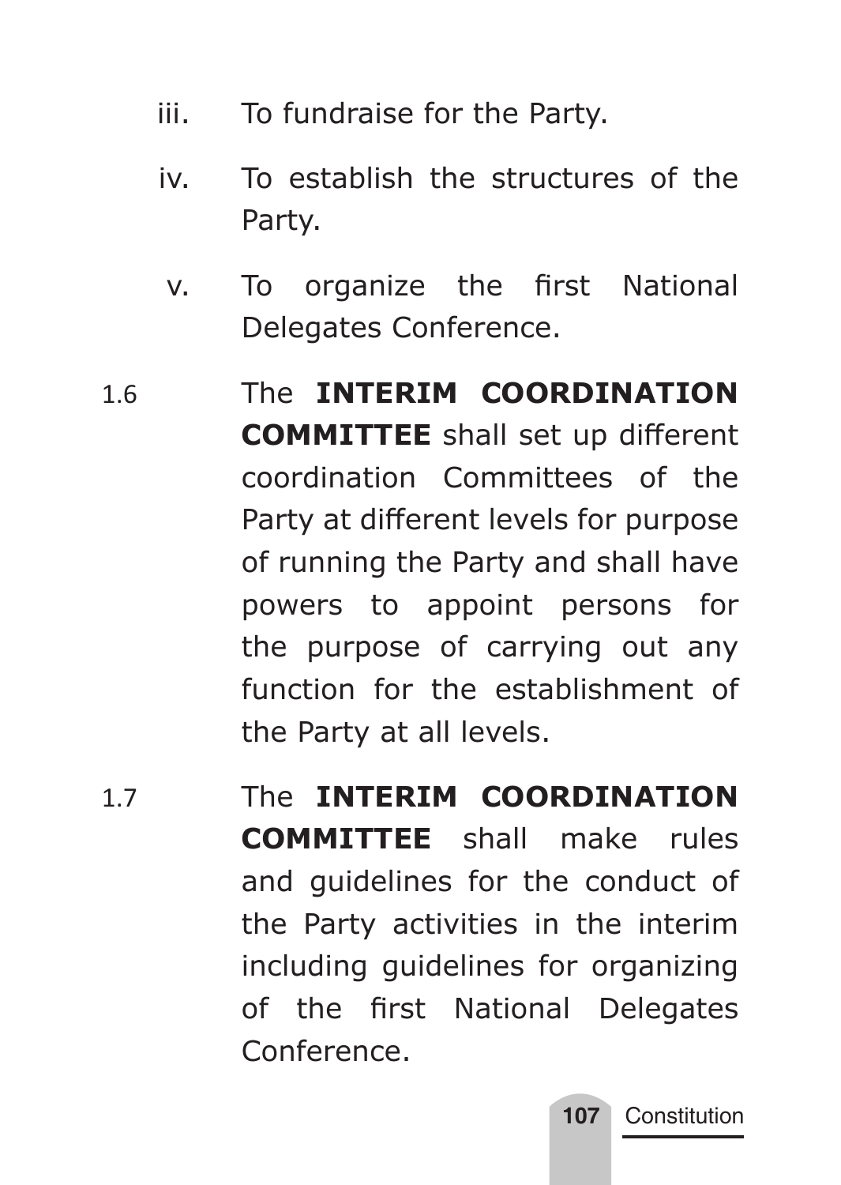iii. To fundraise for the Party.

iv. To establish the structures of the Party.

v. To organize the first National Delegates Conference.

1.6 The **INTERIM COORDINATION COMMITTEE** shall set up different coordination Committees of the Party at different levels for purpose of running the Party and shall have powers to appoint persons for the purpose of carrying out any function for the establishment of the Party at all levels.

1.7 The **INTERIM COORDINATION COMMITTEE** shall make rules and guidelines for the conduct of the Party activities in the interim including guidelines for organizing of the first National Delegates Conference.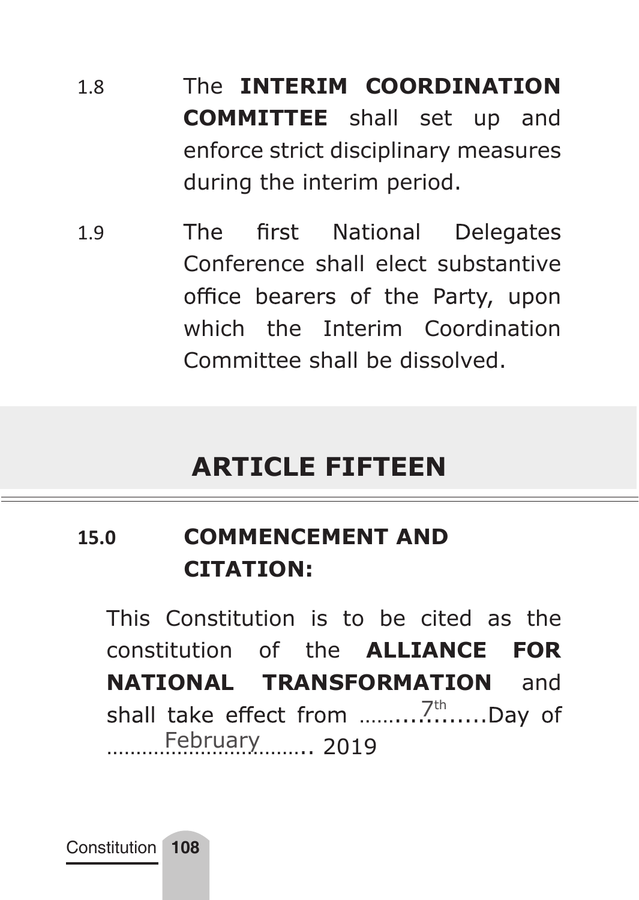1.8 The **INTERIM COORDINATION COMMITTEE** shall set up and enforce strict disciplinary measures during the interim period.

1.9 The first National Delegates Conference shall elect substantive office bearers of the Party, upon which the Interim Coordination Committee shall be dissolved.

# ARTICLE FIFTEEN

## 15.0 COMMENCEMENT AND CITATION:

This Constitution is to be cited as the constitution of the **ALLIANCE FOR NATIONAL TRANSFORMATION** and shall take effect from ..........7th.........Day of ..........February.......... 2019